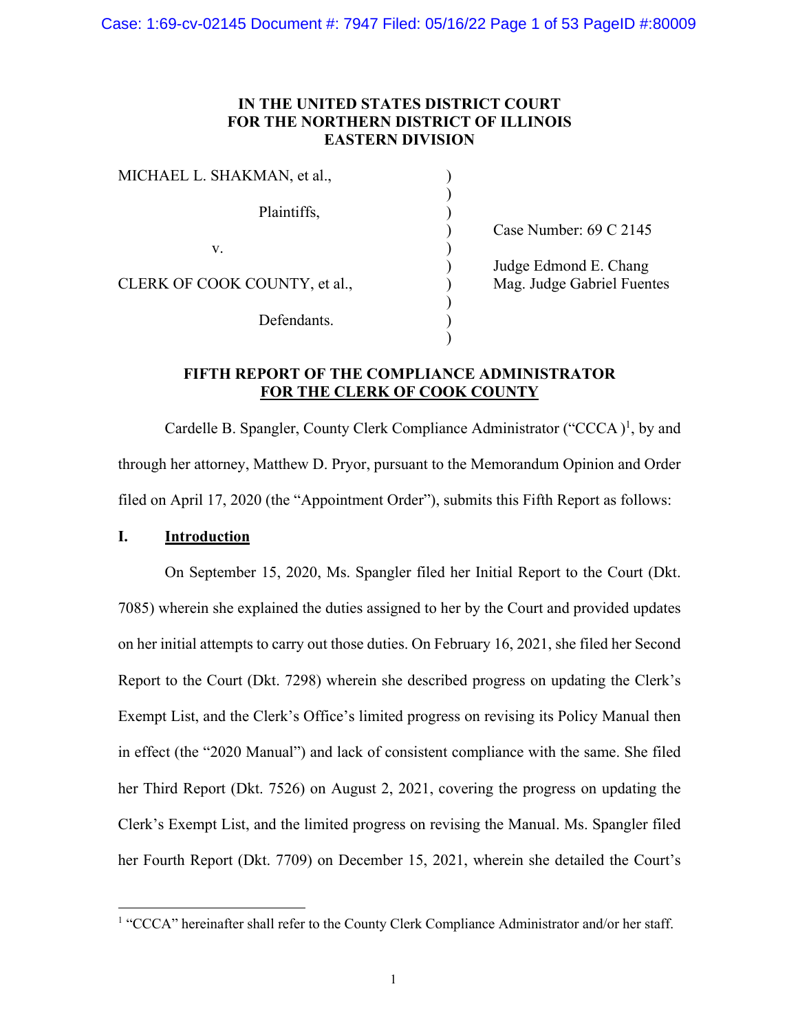IN THE UNITED STATES DISTRICT COURT
FOR THE NORTHERN DISTRICT OF ILLINOIS
EASTERN DIVISION

| | | |
|---|---|---|
| MICHAEL L. SHAKMAN, et al., | ) | |
| Plaintiffs, | ) | |
| | ) | Case Number: 69 C 2145 |
| v. | ) | |
| | ) | Judge Edmond E. Chang |
| CLERK OF COOK COUNTY, et al., | ) | Mag. Judge Gabriel Fuentes |
| Defendants. | ) | |

**FIFTH REPORT OF THE COMPLIANCE ADMINISTRATOR**
**FOR THE CLERK OF COOK COUNTY**

Cardelle B. Spangler, County Clerk Compliance Administrator ("CCCA )[1], by and through her attorney, Matthew D. Pryor, pursuant to the Memorandum Opinion and Order filed on April 17, 2020 (the "Appointment Order"), submits this Fifth Report as follows:

## I. Introduction

On September 15, 2020, Ms. Spangler filed her Initial Report to the Court (Dkt. 7085) wherein she explained the duties assigned to her by the Court and provided updates on her initial attempts to carry out those duties. On February 16, 2021, she filed her Second Report to the Court (Dkt. 7298) wherein she described progress on updating the Clerk's Exempt List, and the Clerk's Office's limited progress on revising its Policy Manual then in effect (the "2020 Manual") and lack of consistent compliance with the same. She filed her Third Report (Dkt. 7526) on August 2, 2021, covering the progress on updating the Clerk's Exempt List, and the limited progress on revising the Manual. Ms. Spangler filed her Fourth Report (Dkt. 7709) on December 15, 2021, wherein she detailed the Court's

[1] "CCCA" hereinafter shall refer to the County Clerk Compliance Administrator and/or her staff.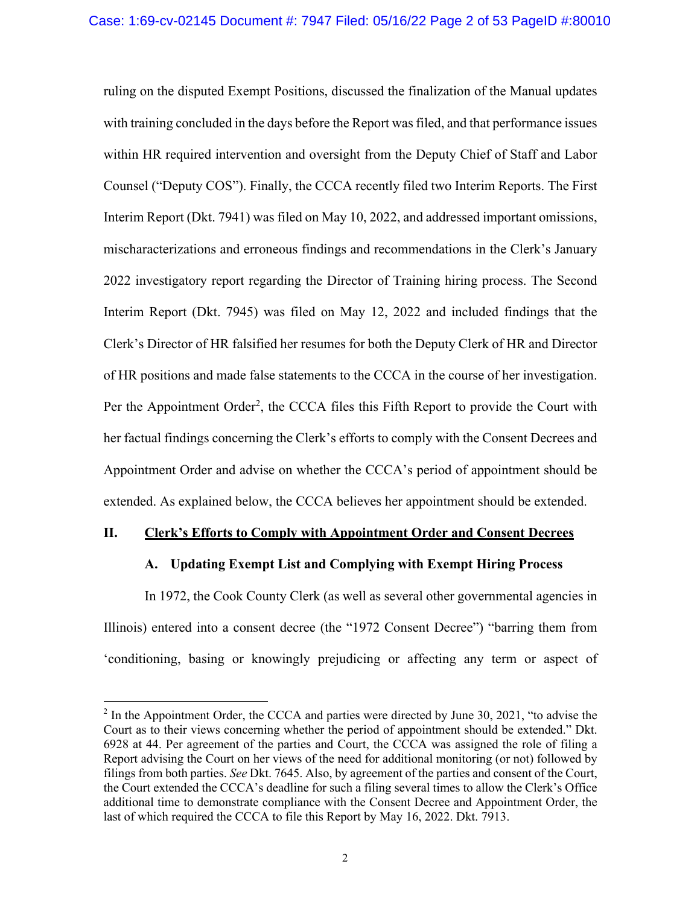ruling on the disputed Exempt Positions, discussed the finalization of the Manual updates with training concluded in the days before the Report was filed, and that performance issues within HR required intervention and oversight from the Deputy Chief of Staff and Labor Counsel ("Deputy COS"). Finally, the CCCA recently filed two Interim Reports. The First Interim Report (Dkt. 7941) was filed on May 10, 2022, and addressed important omissions, mischaracterizations and erroneous findings and recommendations in the Clerk's January 2022 investigatory report regarding the Director of Training hiring process. The Second Interim Report (Dkt. 7945) was filed on May 12, 2022 and included findings that the Clerk's Director of HR falsified her resumes for both the Deputy Clerk of HR and Director of HR positions and made false statements to the CCCA in the course of her investigation. Per the Appointment Order[2], the CCCA files this Fifth Report to provide the Court with her factual findings concerning the Clerk's efforts to comply with the Consent Decrees and Appointment Order and advise on whether the CCCA's period of appointment should be extended. As explained below, the CCCA believes her appointment should be extended.

## II. Clerk's Efforts to Comply with Appointment Order and Consent Decrees

### A. Updating Exempt List and Complying with Exempt Hiring Process

In 1972, the Cook County Clerk (as well as several other governmental agencies in Illinois) entered into a consent decree (the "1972 Consent Decree") "barring them from 'conditioning, basing or knowingly prejudicing or affecting any term or aspect of

---

[2] In the Appointment Order, the CCCA and parties were directed by June 30, 2021, "to advise the Court as to their views concerning whether the period of appointment should be extended." Dkt. 6928 at 44. Per agreement of the parties and Court, the CCCA was assigned the role of filing a Report advising the Court on her views of the need for additional monitoring (or not) followed by filings from both parties. *See* Dkt. 7645. Also, by agreement of the parties and consent of the Court, the Court extended the CCCA's deadline for such a filing several times to allow the Clerk's Office additional time to demonstrate compliance with the Consent Decree and Appointment Order, the last of which required the CCCA to file this Report by May 16, 2022. Dkt. 7913.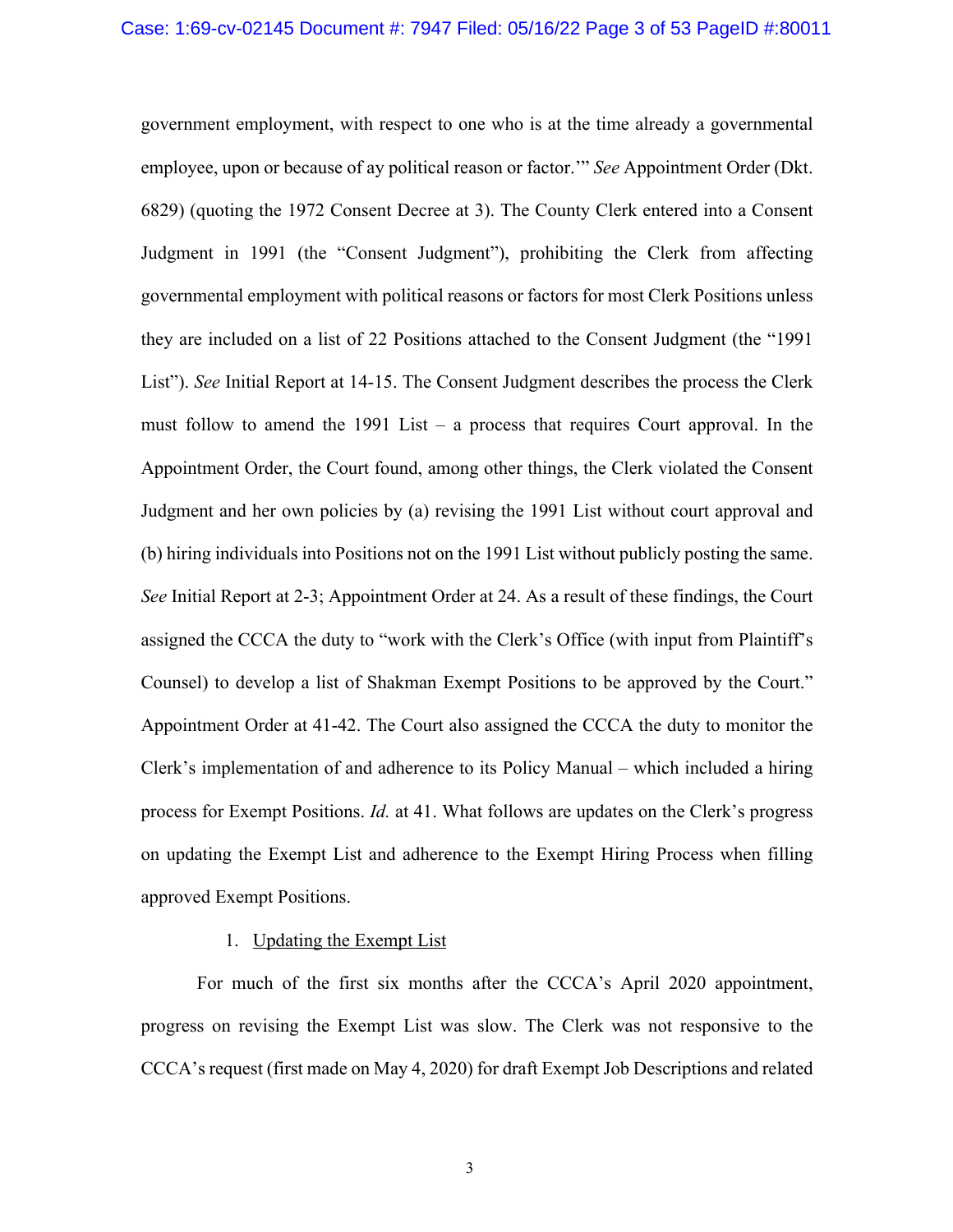government employment, with respect to one who is at the time already a governmental employee, upon or because of ay political reason or factor.'" *See* Appointment Order (Dkt. 6829) (quoting the 1972 Consent Decree at 3). The County Clerk entered into a Consent Judgment in 1991 (the "Consent Judgment"), prohibiting the Clerk from affecting governmental employment with political reasons or factors for most Clerk Positions unless they are included on a list of 22 Positions attached to the Consent Judgment (the "1991 List"). *See* Initial Report at 14-15. The Consent Judgment describes the process the Clerk must follow to amend the 1991 List – a process that requires Court approval. In the Appointment Order, the Court found, among other things, the Clerk violated the Consent Judgment and her own policies by (a) revising the 1991 List without court approval and (b) hiring individuals into Positions not on the 1991 List without publicly posting the same. *See* Initial Report at 2-3; Appointment Order at 24. As a result of these findings, the Court assigned the CCCA the duty to "work with the Clerk's Office (with input from Plaintiff's Counsel) to develop a list of Shakman Exempt Positions to be approved by the Court." Appointment Order at 41-42. The Court also assigned the CCCA the duty to monitor the Clerk's implementation of and adherence to its Policy Manual – which included a hiring process for Exempt Positions. *Id.* at 41. What follows are updates on the Clerk's progress on updating the Exempt List and adherence to the Exempt Hiring Process when filling approved Exempt Positions.

1. <u>Updating the Exempt List</u>

For much of the first six months after the CCCA's April 2020 appointment, progress on revising the Exempt List was slow. The Clerk was not responsive to the CCCA's request (first made on May 4, 2020) for draft Exempt Job Descriptions and related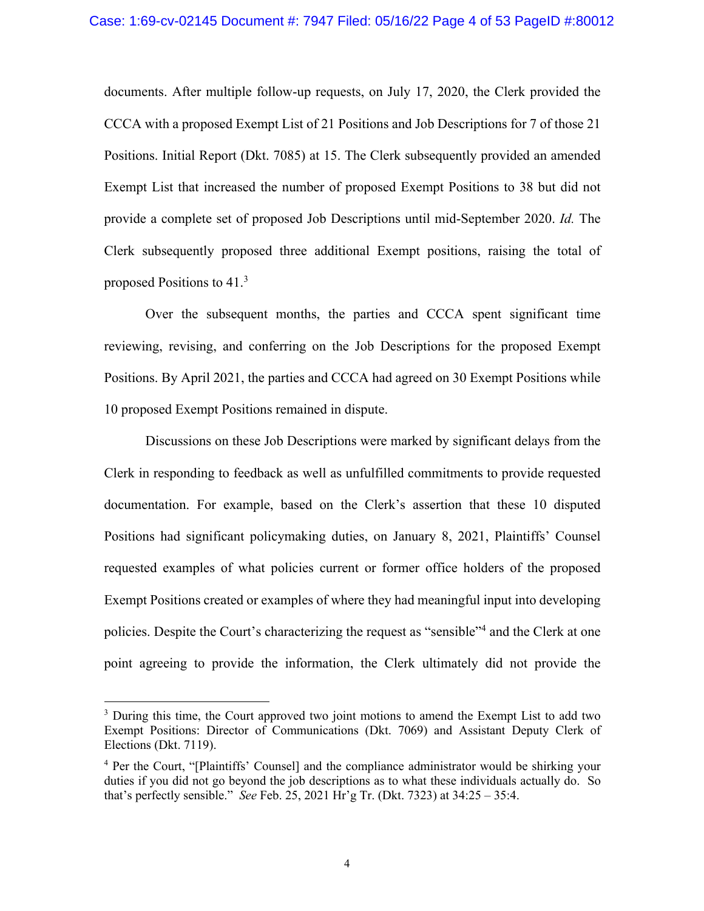documents. After multiple follow-up requests, on July 17, 2020, the Clerk provided the CCCA with a proposed Exempt List of 21 Positions and Job Descriptions for 7 of those 21 Positions. Initial Report (Dkt. 7085) at 15. The Clerk subsequently provided an amended Exempt List that increased the number of proposed Exempt Positions to 38 but did not provide a complete set of proposed Job Descriptions until mid-September 2020. *Id.* The Clerk subsequently proposed three additional Exempt positions, raising the total of proposed Positions to 41.[3]

Over the subsequent months, the parties and CCCA spent significant time reviewing, revising, and conferring on the Job Descriptions for the proposed Exempt Positions. By April 2021, the parties and CCCA had agreed on 30 Exempt Positions while 10 proposed Exempt Positions remained in dispute.

Discussions on these Job Descriptions were marked by significant delays from the Clerk in responding to feedback as well as unfulfilled commitments to provide requested documentation. For example, based on the Clerk's assertion that these 10 disputed Positions had significant policymaking duties, on January 8, 2021, Plaintiffs' Counsel requested examples of what policies current or former office holders of the proposed Exempt Positions created or examples of where they had meaningful input into developing policies. Despite the Court's characterizing the request as "sensible"[4] and the Clerk at one point agreeing to provide the information, the Clerk ultimately did not provide the

---

[3] During this time, the Court approved two joint motions to amend the Exempt List to add two Exempt Positions: Director of Communications (Dkt. 7069) and Assistant Deputy Clerk of Elections (Dkt. 7119).

[4] Per the Court, "[Plaintiffs' Counsel] and the compliance administrator would be shirking your duties if you did not go beyond the job descriptions as to what these individuals actually do. So that's perfectly sensible." *See* Feb. 25, 2021 Hr'g Tr. (Dkt. 7323) at 34:25 – 35:4.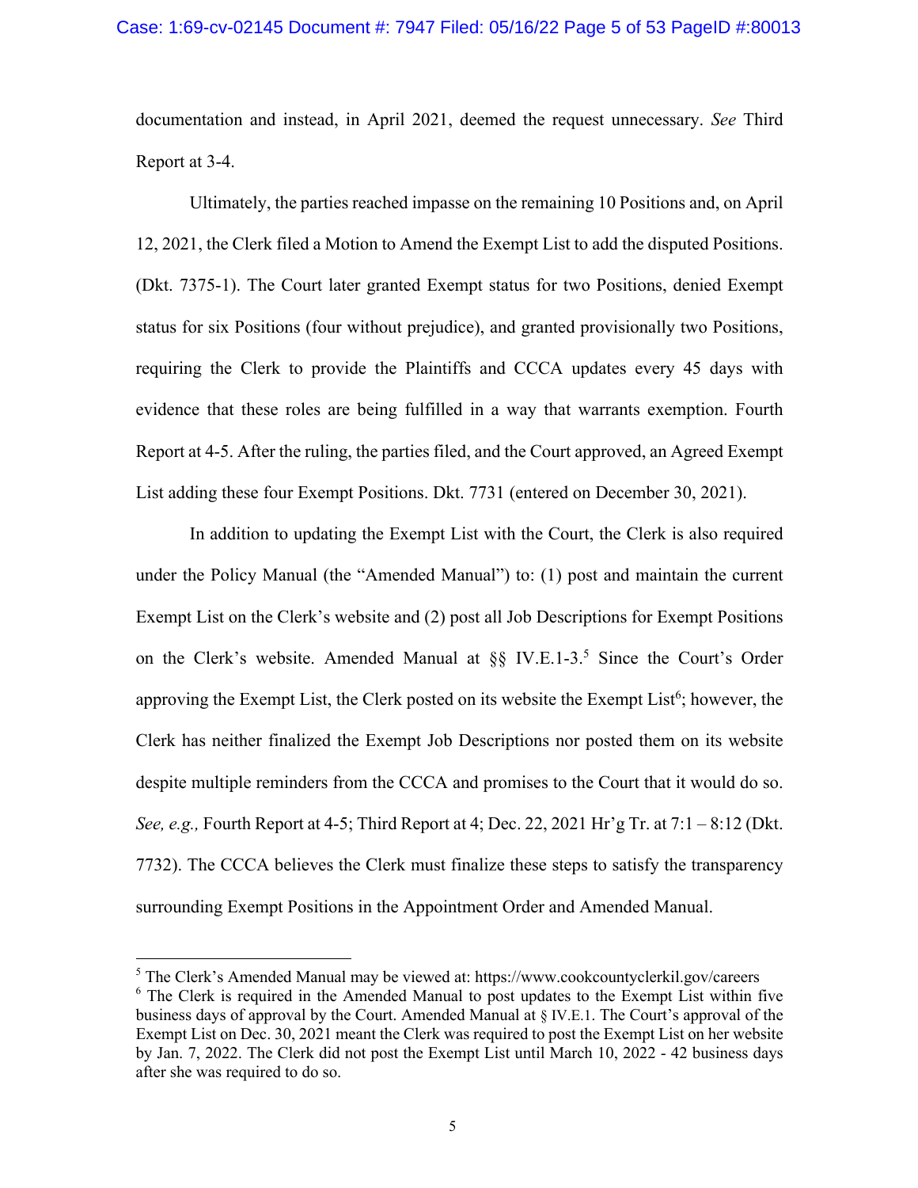documentation and instead, in April 2021, deemed the request unnecessary. *See* Third Report at 3-4.

Ultimately, the parties reached impasse on the remaining 10 Positions and, on April 12, 2021, the Clerk filed a Motion to Amend the Exempt List to add the disputed Positions. (Dkt. 7375-1). The Court later granted Exempt status for two Positions, denied Exempt status for six Positions (four without prejudice), and granted provisionally two Positions, requiring the Clerk to provide the Plaintiffs and CCCA updates every 45 days with evidence that these roles are being fulfilled in a way that warrants exemption. Fourth Report at 4-5. After the ruling, the parties filed, and the Court approved, an Agreed Exempt List adding these four Exempt Positions. Dkt. 7731 (entered on December 30, 2021).

In addition to updating the Exempt List with the Court, the Clerk is also required under the Policy Manual (the "Amended Manual") to: (1) post and maintain the current Exempt List on the Clerk's website and (2) post all Job Descriptions for Exempt Positions on the Clerk's website. Amended Manual at §§ IV.E.1-3.[5] Since the Court's Order approving the Exempt List, the Clerk posted on its website the Exempt List[6]; however, the Clerk has neither finalized the Exempt Job Descriptions nor posted them on its website despite multiple reminders from the CCCA and promises to the Court that it would do so. *See, e.g.,* Fourth Report at 4-5; Third Report at 4; Dec. 22, 2021 Hr'g Tr. at 7:1 – 8:12 (Dkt. 7732). The CCCA believes the Clerk must finalize these steps to satisfy the transparency surrounding Exempt Positions in the Appointment Order and Amended Manual.

---

[5] The Clerk's Amended Manual may be viewed at: https://www.cookcountyclerkil.gov/careers

[6] The Clerk is required in the Amended Manual to post updates to the Exempt List within five business days of approval by the Court. Amended Manual at § IV.E.1. The Court's approval of the Exempt List on Dec. 30, 2021 meant the Clerk was required to post the Exempt List on her website by Jan. 7, 2022. The Clerk did not post the Exempt List until March 10, 2022 - 42 business days after she was required to do so.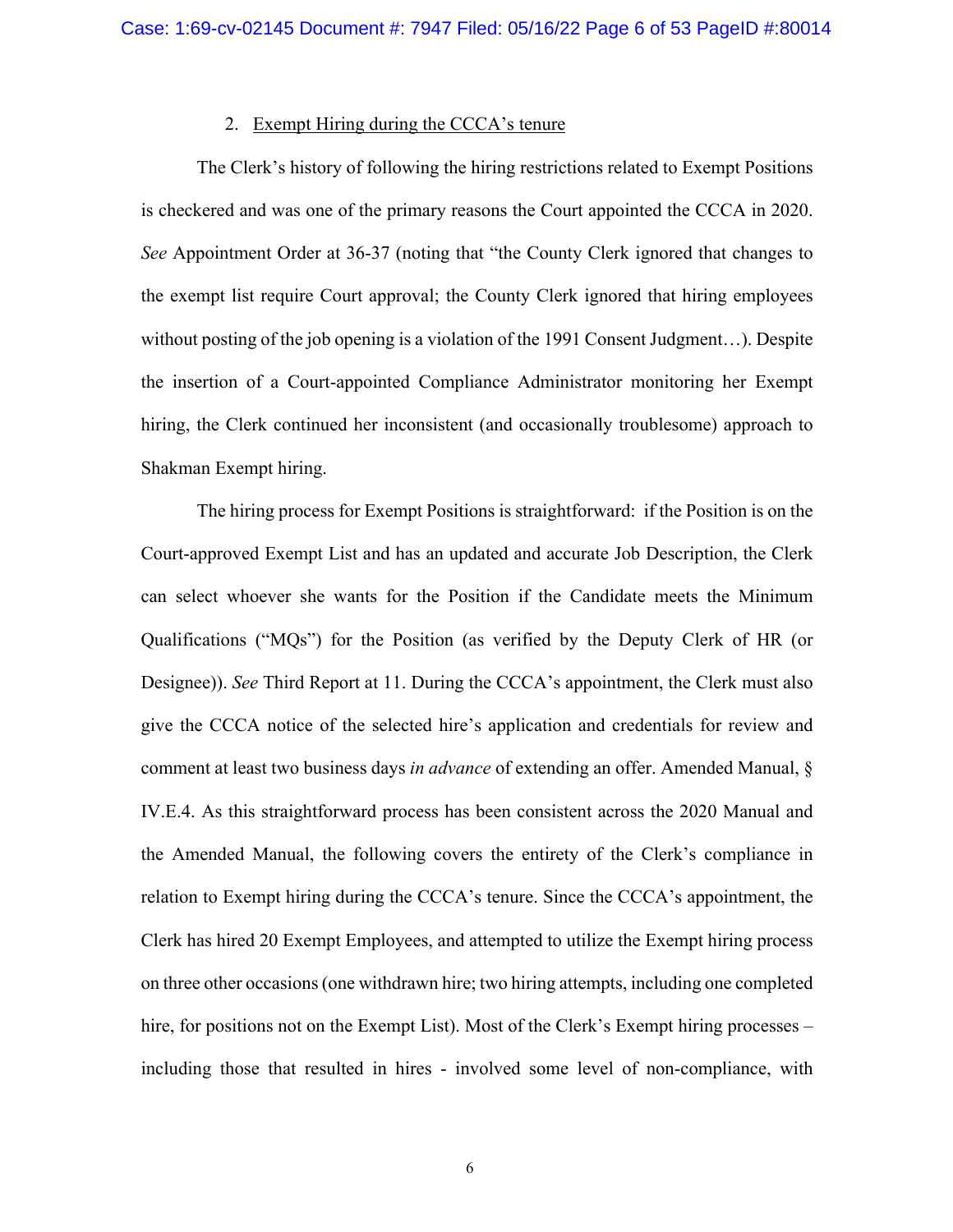2. <u>Exempt Hiring during the CCCA's tenure</u>

The Clerk's history of following the hiring restrictions related to Exempt Positions is checkered and was one of the primary reasons the Court appointed the CCCA in 2020. *See* Appointment Order at 36-37 (noting that "the County Clerk ignored that changes to the exempt list require Court approval; the County Clerk ignored that hiring employees without posting of the job opening is a violation of the 1991 Consent Judgment…). Despite the insertion of a Court-appointed Compliance Administrator monitoring her Exempt hiring, the Clerk continued her inconsistent (and occasionally troublesome) approach to Shakman Exempt hiring.

The hiring process for Exempt Positions is straightforward: if the Position is on the Court-approved Exempt List and has an updated and accurate Job Description, the Clerk can select whoever she wants for the Position if the Candidate meets the Minimum Qualifications ("MQs") for the Position (as verified by the Deputy Clerk of HR (or Designee)). *See* Third Report at 11. During the CCCA's appointment, the Clerk must also give the CCCA notice of the selected hire's application and credentials for review and comment at least two business days *in advance* of extending an offer. Amended Manual, § IV.E.4. As this straightforward process has been consistent across the 2020 Manual and the Amended Manual, the following covers the entirety of the Clerk's compliance in relation to Exempt hiring during the CCCA's tenure. Since the CCCA's appointment, the Clerk has hired 20 Exempt Employees, and attempted to utilize the Exempt hiring process on three other occasions (one withdrawn hire; two hiring attempts, including one completed hire, for positions not on the Exempt List). Most of the Clerk's Exempt hiring processes – including those that resulted in hires - involved some level of non-compliance, with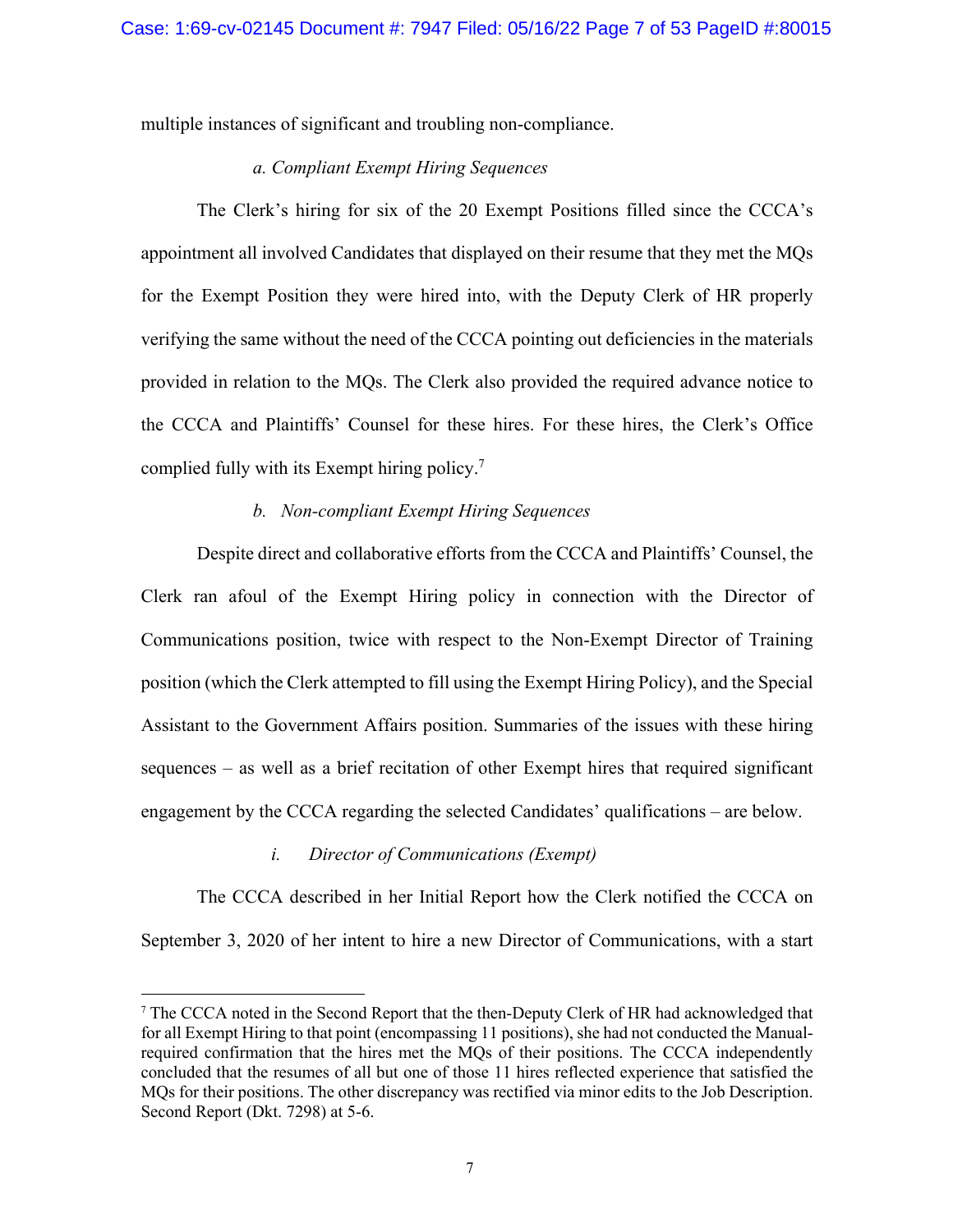multiple instances of significant and troubling non-compliance.

*a. Compliant Exempt Hiring Sequences*

The Clerk's hiring for six of the 20 Exempt Positions filled since the CCCA's appointment all involved Candidates that displayed on their resume that they met the MQs for the Exempt Position they were hired into, with the Deputy Clerk of HR properly verifying the same without the need of the CCCA pointing out deficiencies in the materials provided in relation to the MQs. The Clerk also provided the required advance notice to the CCCA and Plaintiffs' Counsel for these hires. For these hires, the Clerk's Office complied fully with its Exempt hiring policy.[7]

*b. Non-compliant Exempt Hiring Sequences*

Despite direct and collaborative efforts from the CCCA and Plaintiffs' Counsel, the Clerk ran afoul of the Exempt Hiring policy in connection with the Director of Communications position, twice with respect to the Non-Exempt Director of Training position (which the Clerk attempted to fill using the Exempt Hiring Policy), and the Special Assistant to the Government Affairs position. Summaries of the issues with these hiring sequences – as well as a brief recitation of other Exempt hires that required significant engagement by the CCCA regarding the selected Candidates' qualifications – are below.

*i. Director of Communications (Exempt)*

The CCCA described in her Initial Report how the Clerk notified the CCCA on September 3, 2020 of her intent to hire a new Director of Communications, with a start

---

[7] The CCCA noted in the Second Report that the then-Deputy Clerk of HR had acknowledged that for all Exempt Hiring to that point (encompassing 11 positions), she had not conducted the Manual-required confirmation that the hires met the MQs of their positions. The CCCA independently concluded that the resumes of all but one of those 11 hires reflected experience that satisfied the MQs for their positions. The other discrepancy was rectified via minor edits to the Job Description. Second Report (Dkt. 7298) at 5-6.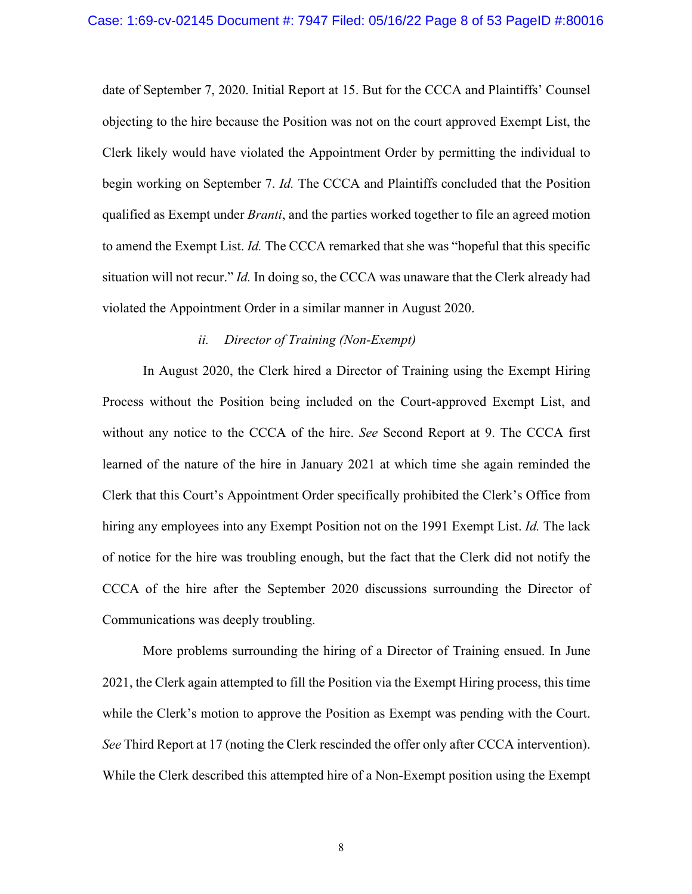date of September 7, 2020. Initial Report at 15. But for the CCCA and Plaintiffs' Counsel objecting to the hire because the Position was not on the court approved Exempt List, the Clerk likely would have violated the Appointment Order by permitting the individual to begin working on September 7. *Id.* The CCCA and Plaintiffs concluded that the Position qualified as Exempt under *Branti*, and the parties worked together to file an agreed motion to amend the Exempt List. *Id.* The CCCA remarked that she was "hopeful that this specific situation will not recur." *Id.* In doing so, the CCCA was unaware that the Clerk already had violated the Appointment Order in a similar manner in August 2020.

*ii. Director of Training (Non-Exempt)*

In August 2020, the Clerk hired a Director of Training using the Exempt Hiring Process without the Position being included on the Court-approved Exempt List, and without any notice to the CCCA of the hire. *See* Second Report at 9. The CCCA first learned of the nature of the hire in January 2021 at which time she again reminded the Clerk that this Court's Appointment Order specifically prohibited the Clerk's Office from hiring any employees into any Exempt Position not on the 1991 Exempt List. *Id.* The lack of notice for the hire was troubling enough, but the fact that the Clerk did not notify the CCCA of the hire after the September 2020 discussions surrounding the Director of Communications was deeply troubling.

More problems surrounding the hiring of a Director of Training ensued. In June 2021, the Clerk again attempted to fill the Position via the Exempt Hiring process, this time while the Clerk's motion to approve the Position as Exempt was pending with the Court. *See* Third Report at 17 (noting the Clerk rescinded the offer only after CCCA intervention). While the Clerk described this attempted hire of a Non-Exempt position using the Exempt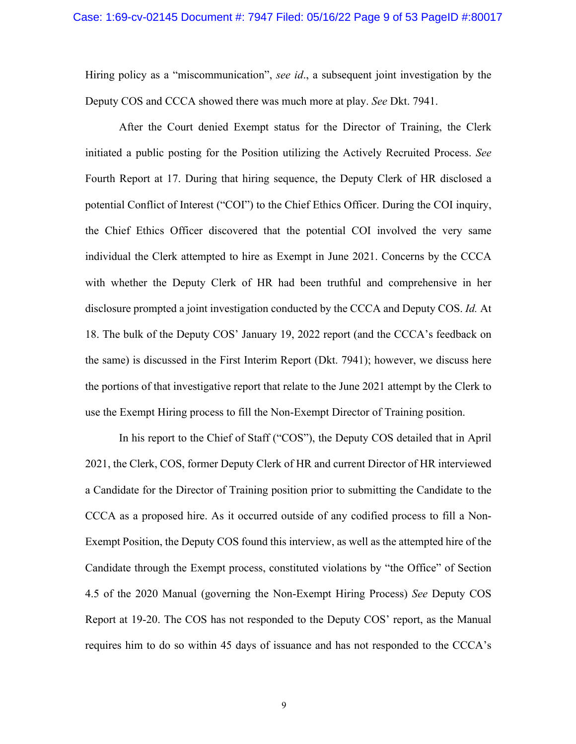Hiring policy as a "miscommunication", *see id*., a subsequent joint investigation by the Deputy COS and CCCA showed there was much more at play. *See* Dkt. 7941.

After the Court denied Exempt status for the Director of Training, the Clerk initiated a public posting for the Position utilizing the Actively Recruited Process. *See* Fourth Report at 17. During that hiring sequence, the Deputy Clerk of HR disclosed a potential Conflict of Interest ("COI") to the Chief Ethics Officer. During the COI inquiry, the Chief Ethics Officer discovered that the potential COI involved the very same individual the Clerk attempted to hire as Exempt in June 2021. Concerns by the CCCA with whether the Deputy Clerk of HR had been truthful and comprehensive in her disclosure prompted a joint investigation conducted by the CCCA and Deputy COS. *Id.* At 18. The bulk of the Deputy COS' January 19, 2022 report (and the CCCA's feedback on the same) is discussed in the First Interim Report (Dkt. 7941); however, we discuss here the portions of that investigative report that relate to the June 2021 attempt by the Clerk to use the Exempt Hiring process to fill the Non-Exempt Director of Training position.

In his report to the Chief of Staff ("COS"), the Deputy COS detailed that in April 2021, the Clerk, COS, former Deputy Clerk of HR and current Director of HR interviewed a Candidate for the Director of Training position prior to submitting the Candidate to the CCCA as a proposed hire. As it occurred outside of any codified process to fill a Non-Exempt Position, the Deputy COS found this interview, as well as the attempted hire of the Candidate through the Exempt process, constituted violations by "the Office" of Section 4.5 of the 2020 Manual (governing the Non-Exempt Hiring Process) *See* Deputy COS Report at 19-20. The COS has not responded to the Deputy COS' report, as the Manual requires him to do so within 45 days of issuance and has not responded to the CCCA's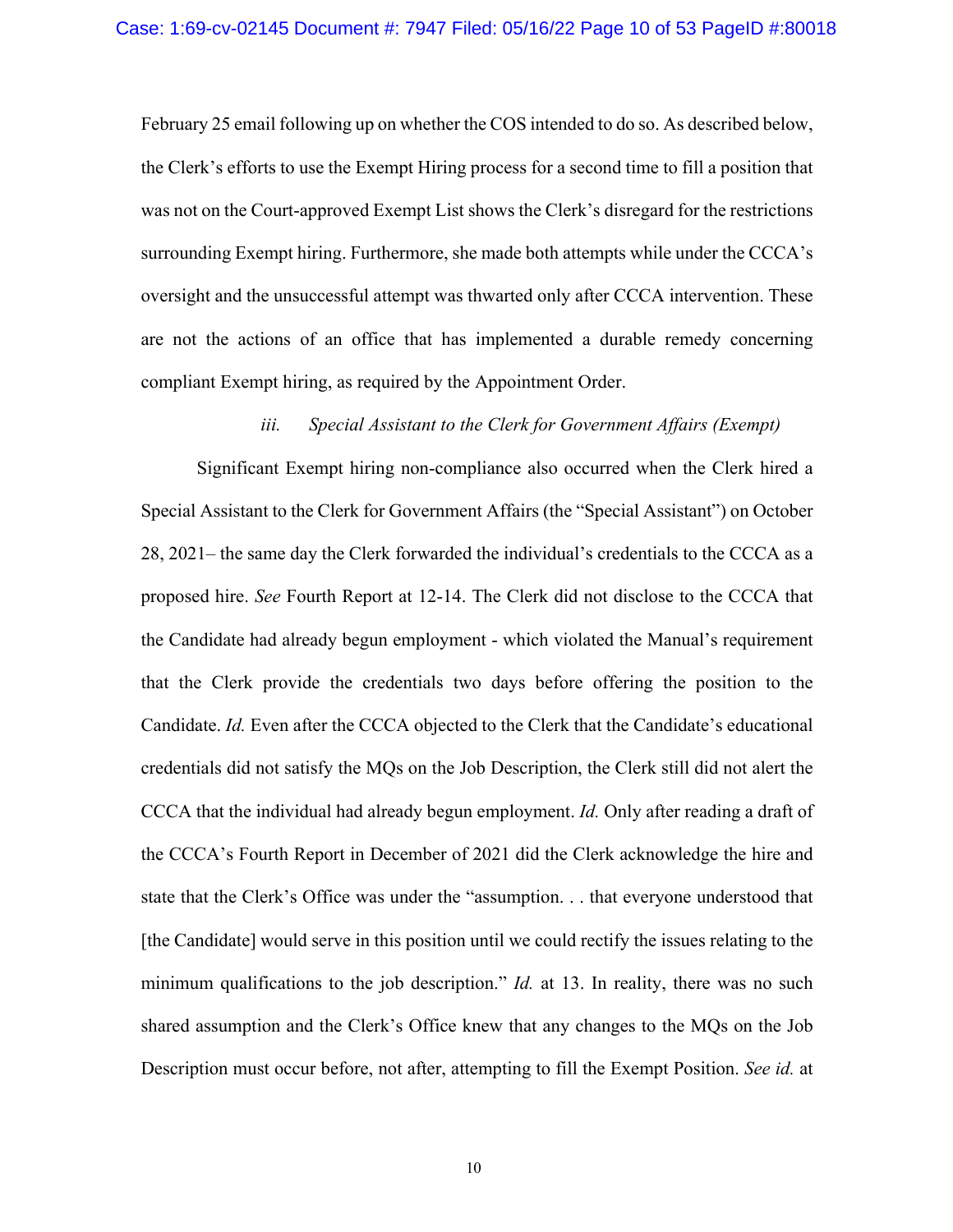February 25 email following up on whether the COS intended to do so. As described below, the Clerk's efforts to use the Exempt Hiring process for a second time to fill a position that was not on the Court-approved Exempt List shows the Clerk's disregard for the restrictions surrounding Exempt hiring. Furthermore, she made both attempts while under the CCCA's oversight and the unsuccessful attempt was thwarted only after CCCA intervention. These are not the actions of an office that has implemented a durable remedy concerning compliant Exempt hiring, as required by the Appointment Order.

*iii. Special Assistant to the Clerk for Government Affairs (Exempt)*

Significant Exempt hiring non-compliance also occurred when the Clerk hired a Special Assistant to the Clerk for Government Affairs (the "Special Assistant") on October 28, 2021– the same day the Clerk forwarded the individual's credentials to the CCCA as a proposed hire. *See* Fourth Report at 12-14. The Clerk did not disclose to the CCCA that the Candidate had already begun employment - which violated the Manual's requirement that the Clerk provide the credentials two days before offering the position to the Candidate. *Id.* Even after the CCCA objected to the Clerk that the Candidate's educational credentials did not satisfy the MQs on the Job Description, the Clerk still did not alert the CCCA that the individual had already begun employment. *Id.* Only after reading a draft of the CCCA's Fourth Report in December of 2021 did the Clerk acknowledge the hire and state that the Clerk's Office was under the "assumption. . . that everyone understood that [the Candidate] would serve in this position until we could rectify the issues relating to the minimum qualifications to the job description." *Id.* at 13. In reality, there was no such shared assumption and the Clerk's Office knew that any changes to the MQs on the Job Description must occur before, not after, attempting to fill the Exempt Position. *See id.* at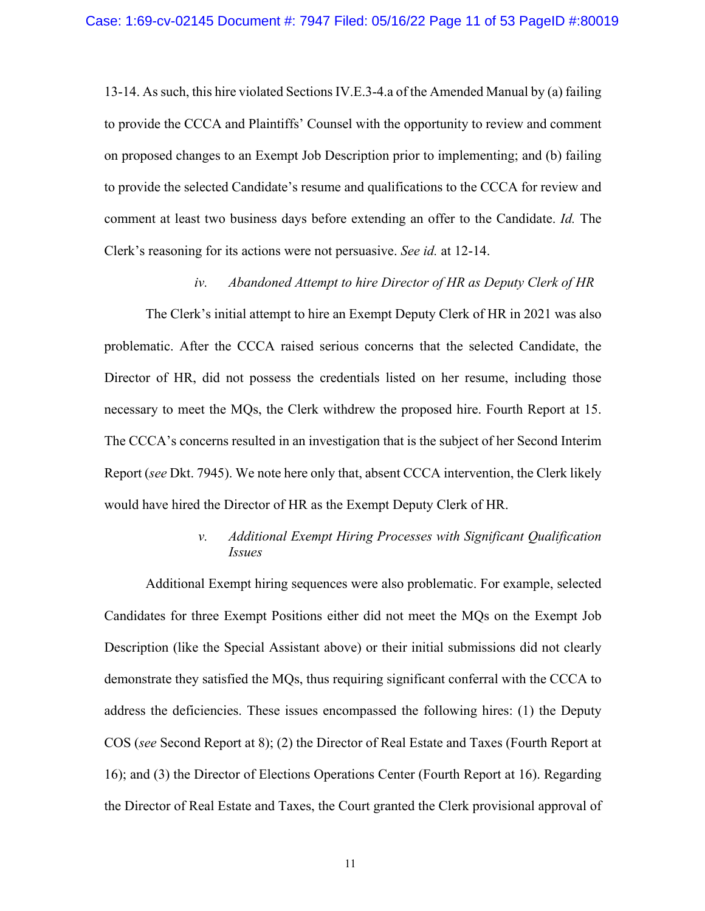13-14. As such, this hire violated Sections IV.E.3-4.a of the Amended Manual by (a) failing to provide the CCCA and Plaintiffs' Counsel with the opportunity to review and comment on proposed changes to an Exempt Job Description prior to implementing; and (b) failing to provide the selected Candidate's resume and qualifications to the CCCA for review and comment at least two business days before extending an offer to the Candidate. *Id.* The Clerk's reasoning for its actions were not persuasive. *See id.* at 12-14.

*iv. Abandoned Attempt to hire Director of HR as Deputy Clerk of HR*

The Clerk's initial attempt to hire an Exempt Deputy Clerk of HR in 2021 was also problematic. After the CCCA raised serious concerns that the selected Candidate, the Director of HR, did not possess the credentials listed on her resume, including those necessary to meet the MQs, the Clerk withdrew the proposed hire. Fourth Report at 15. The CCCA's concerns resulted in an investigation that is the subject of her Second Interim Report (*see* Dkt. 7945). We note here only that, absent CCCA intervention, the Clerk likely would have hired the Director of HR as the Exempt Deputy Clerk of HR.

*v. Additional Exempt Hiring Processes with Significant Qualification Issues*

Additional Exempt hiring sequences were also problematic. For example, selected Candidates for three Exempt Positions either did not meet the MQs on the Exempt Job Description (like the Special Assistant above) or their initial submissions did not clearly demonstrate they satisfied the MQs, thus requiring significant conferral with the CCCA to address the deficiencies. These issues encompassed the following hires: (1) the Deputy COS (*see* Second Report at 8); (2) the Director of Real Estate and Taxes (Fourth Report at 16); and (3) the Director of Elections Operations Center (Fourth Report at 16). Regarding the Director of Real Estate and Taxes, the Court granted the Clerk provisional approval of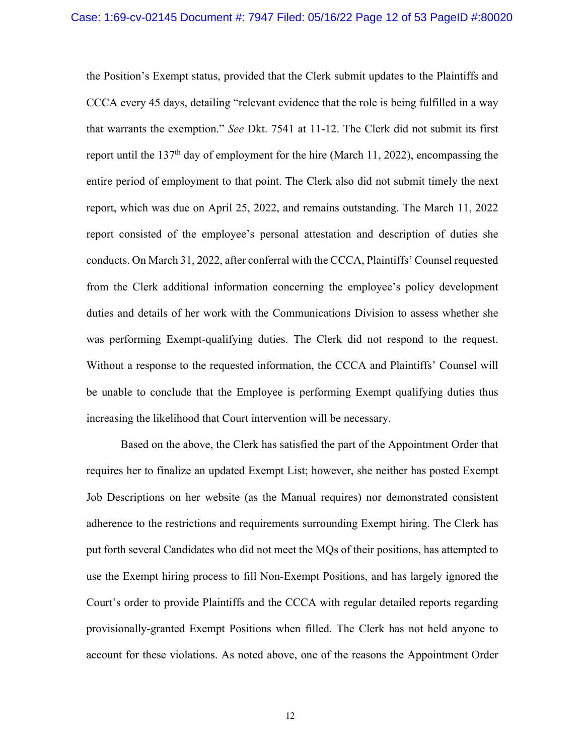the Position's Exempt status, provided that the Clerk submit updates to the Plaintiffs and CCCA every 45 days, detailing "relevant evidence that the role is being fulfilled in a way that warrants the exemption." *See* Dkt. 7541 at 11-12. The Clerk did not submit its first report until the 137th day of employment for the hire (March 11, 2022), encompassing the entire period of employment to that point. The Clerk also did not submit timely the next report, which was due on April 25, 2022, and remains outstanding. The March 11, 2022 report consisted of the employee's personal attestation and description of duties she conducts. On March 31, 2022, after conferral with the CCCA, Plaintiffs' Counsel requested from the Clerk additional information concerning the employee's policy development duties and details of her work with the Communications Division to assess whether she was performing Exempt-qualifying duties. The Clerk did not respond to the request. Without a response to the requested information, the CCCA and Plaintiffs' Counsel will be unable to conclude that the Employee is performing Exempt qualifying duties thus increasing the likelihood that Court intervention will be necessary.

Based on the above, the Clerk has satisfied the part of the Appointment Order that requires her to finalize an updated Exempt List; however, she neither has posted Exempt Job Descriptions on her website (as the Manual requires) nor demonstrated consistent adherence to the restrictions and requirements surrounding Exempt hiring. The Clerk has put forth several Candidates who did not meet the MQs of their positions, has attempted to use the Exempt hiring process to fill Non-Exempt Positions, and has largely ignored the Court's order to provide Plaintiffs and the CCCA with regular detailed reports regarding provisionally-granted Exempt Positions when filled. The Clerk has not held anyone to account for these violations. As noted above, one of the reasons the Appointment Order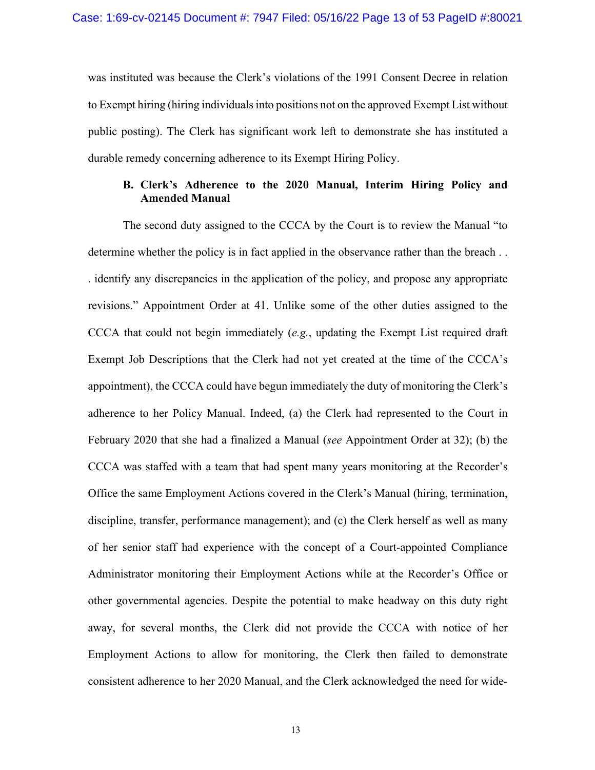was instituted was because the Clerk's violations of the 1991 Consent Decree in relation to Exempt hiring (hiring individuals into positions not on the approved Exempt List without public posting). The Clerk has significant work left to demonstrate she has instituted a durable remedy concerning adherence to its Exempt Hiring Policy.

### B. Clerk's Adherence to the 2020 Manual, Interim Hiring Policy and Amended Manual

The second duty assigned to the CCCA by the Court is to review the Manual "to determine whether the policy is in fact applied in the observance rather than the breach . . . identify any discrepancies in the application of the policy, and propose any appropriate revisions." Appointment Order at 41. Unlike some of the other duties assigned to the CCCA that could not begin immediately (*e.g.*, updating the Exempt List required draft Exempt Job Descriptions that the Clerk had not yet created at the time of the CCCA's appointment), the CCCA could have begun immediately the duty of monitoring the Clerk's adherence to her Policy Manual. Indeed, (a) the Clerk had represented to the Court in February 2020 that she had a finalized a Manual (*see* Appointment Order at 32); (b) the CCCA was staffed with a team that had spent many years monitoring at the Recorder's Office the same Employment Actions covered in the Clerk's Manual (hiring, termination, discipline, transfer, performance management); and (c) the Clerk herself as well as many of her senior staff had experience with the concept of a Court-appointed Compliance Administrator monitoring their Employment Actions while at the Recorder's Office or other governmental agencies. Despite the potential to make headway on this duty right away, for several months, the Clerk did not provide the CCCA with notice of her Employment Actions to allow for monitoring, the Clerk then failed to demonstrate consistent adherence to her 2020 Manual, and the Clerk acknowledged the need for wide-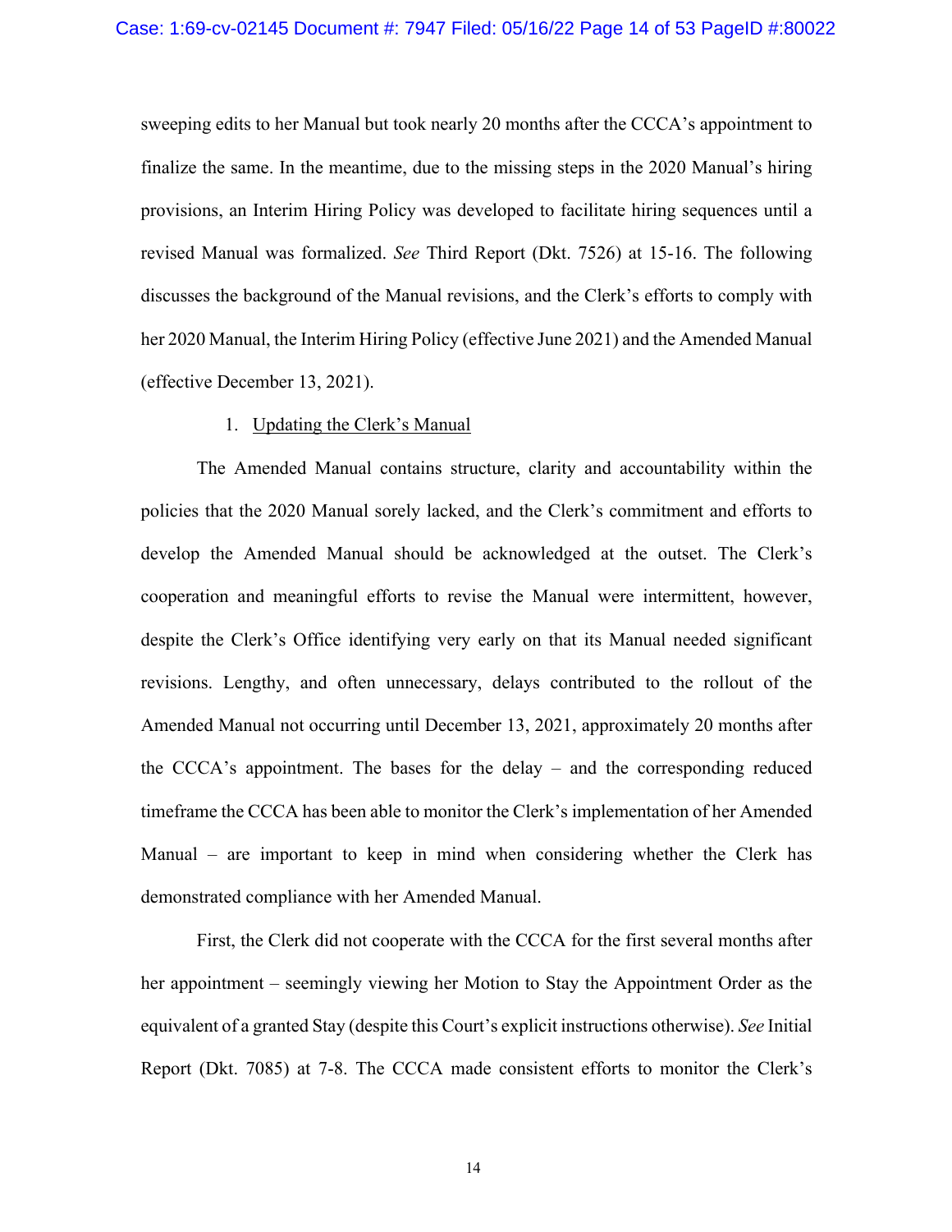sweeping edits to her Manual but took nearly 20 months after the CCCA's appointment to finalize the same. In the meantime, due to the missing steps in the 2020 Manual's hiring provisions, an Interim Hiring Policy was developed to facilitate hiring sequences until a revised Manual was formalized. *See* Third Report (Dkt. 7526) at 15-16. The following discusses the background of the Manual revisions, and the Clerk's efforts to comply with her 2020 Manual, the Interim Hiring Policy (effective June 2021) and the Amended Manual (effective December 13, 2021).

1. <u>Updating the Clerk's Manual</u>

The Amended Manual contains structure, clarity and accountability within the policies that the 2020 Manual sorely lacked, and the Clerk's commitment and efforts to develop the Amended Manual should be acknowledged at the outset. The Clerk's cooperation and meaningful efforts to revise the Manual were intermittent, however, despite the Clerk's Office identifying very early on that its Manual needed significant revisions. Lengthy, and often unnecessary, delays contributed to the rollout of the Amended Manual not occurring until December 13, 2021, approximately 20 months after the CCCA's appointment. The bases for the delay – and the corresponding reduced timeframe the CCCA has been able to monitor the Clerk's implementation of her Amended Manual – are important to keep in mind when considering whether the Clerk has demonstrated compliance with her Amended Manual.

First, the Clerk did not cooperate with the CCCA for the first several months after her appointment – seemingly viewing her Motion to Stay the Appointment Order as the equivalent of a granted Stay (despite this Court's explicit instructions otherwise). *See* Initial Report (Dkt. 7085) at 7-8. The CCCA made consistent efforts to monitor the Clerk's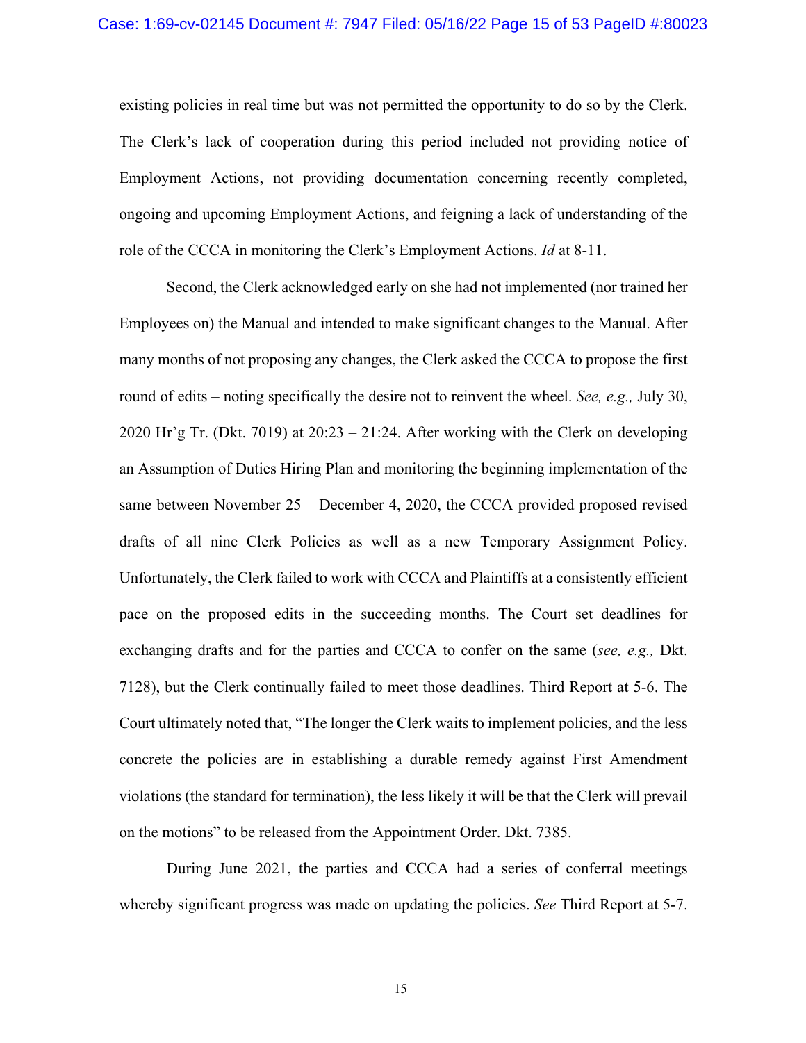existing policies in real time but was not permitted the opportunity to do so by the Clerk. The Clerk's lack of cooperation during this period included not providing notice of Employment Actions, not providing documentation concerning recently completed, ongoing and upcoming Employment Actions, and feigning a lack of understanding of the role of the CCCA in monitoring the Clerk's Employment Actions. *Id* at 8-11.

Second, the Clerk acknowledged early on she had not implemented (nor trained her Employees on) the Manual and intended to make significant changes to the Manual. After many months of not proposing any changes, the Clerk asked the CCCA to propose the first round of edits – noting specifically the desire not to reinvent the wheel. *See, e.g.,* July 30, 2020 Hr'g Tr. (Dkt. 7019) at 20:23 – 21:24. After working with the Clerk on developing an Assumption of Duties Hiring Plan and monitoring the beginning implementation of the same between November 25 – December 4, 2020, the CCCA provided proposed revised drafts of all nine Clerk Policies as well as a new Temporary Assignment Policy. Unfortunately, the Clerk failed to work with CCCA and Plaintiffs at a consistently efficient pace on the proposed edits in the succeeding months. The Court set deadlines for exchanging drafts and for the parties and CCCA to confer on the same (*see, e.g.,* Dkt. 7128), but the Clerk continually failed to meet those deadlines. Third Report at 5-6. The Court ultimately noted that, "The longer the Clerk waits to implement policies, and the less concrete the policies are in establishing a durable remedy against First Amendment violations (the standard for termination), the less likely it will be that the Clerk will prevail on the motions" to be released from the Appointment Order. Dkt. 7385.

During June 2021, the parties and CCCA had a series of conferral meetings whereby significant progress was made on updating the policies. *See* Third Report at 5-7.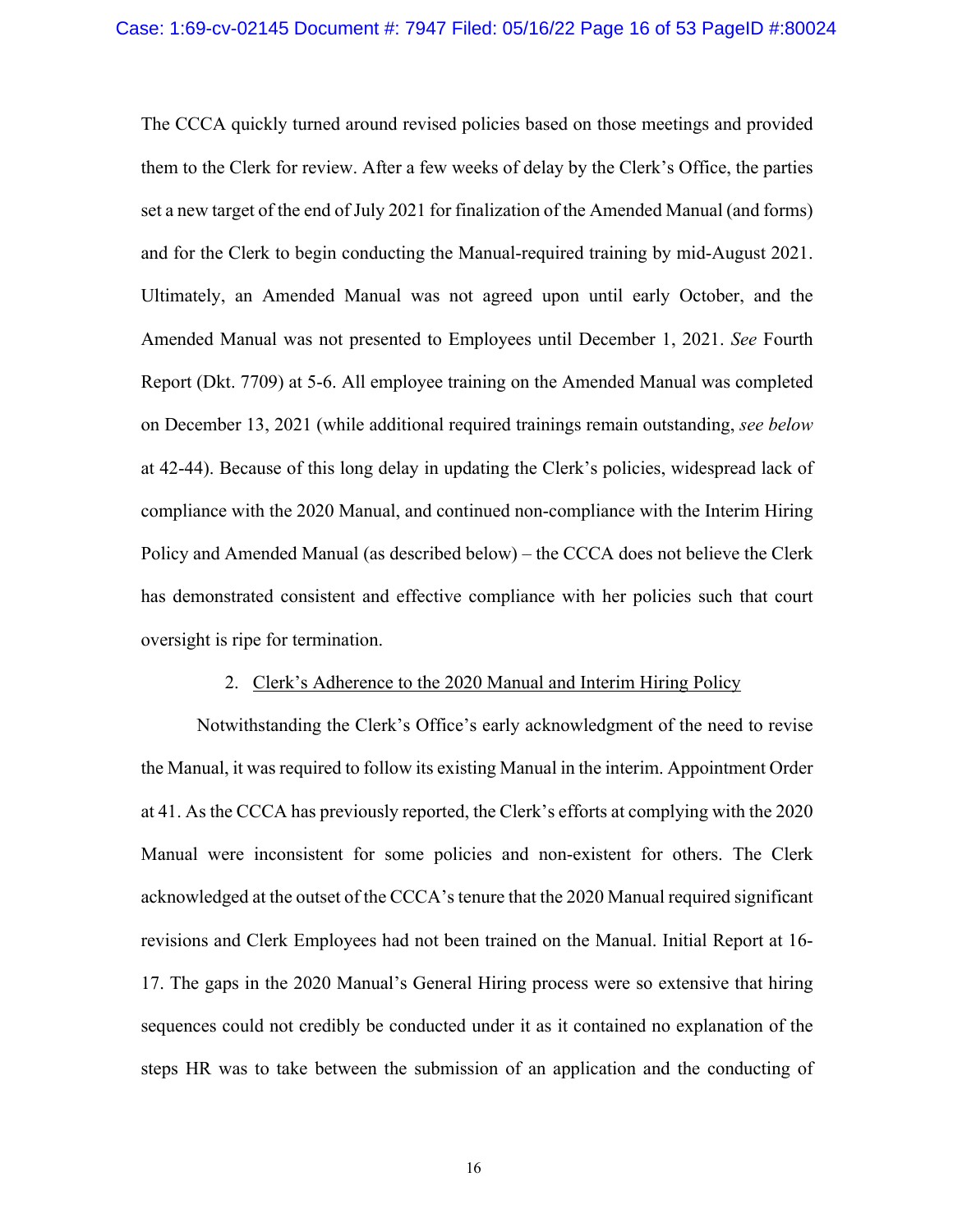The CCCA quickly turned around revised policies based on those meetings and provided them to the Clerk for review. After a few weeks of delay by the Clerk's Office, the parties set a new target of the end of July 2021 for finalization of the Amended Manual (and forms) and for the Clerk to begin conducting the Manual-required training by mid-August 2021. Ultimately, an Amended Manual was not agreed upon until early October, and the Amended Manual was not presented to Employees until December 1, 2021. *See* Fourth Report (Dkt. 7709) at 5-6. All employee training on the Amended Manual was completed on December 13, 2021 (while additional required trainings remain outstanding, *see below* at 42-44). Because of this long delay in updating the Clerk's policies, widespread lack of compliance with the 2020 Manual, and continued non-compliance with the Interim Hiring Policy and Amended Manual (as described below) – the CCCA does not believe the Clerk has demonstrated consistent and effective compliance with her policies such that court oversight is ripe for termination.

2. <u>Clerk's Adherence to the 2020 Manual and Interim Hiring Policy</u>

Notwithstanding the Clerk's Office's early acknowledgment of the need to revise the Manual, it was required to follow its existing Manual in the interim. Appointment Order at 41. As the CCCA has previously reported, the Clerk's efforts at complying with the 2020 Manual were inconsistent for some policies and non-existent for others. The Clerk acknowledged at the outset of the CCCA's tenure that the 2020 Manual required significant revisions and Clerk Employees had not been trained on the Manual. Initial Report at 16-17. The gaps in the 2020 Manual's General Hiring process were so extensive that hiring sequences could not credibly be conducted under it as it contained no explanation of the steps HR was to take between the submission of an application and the conducting of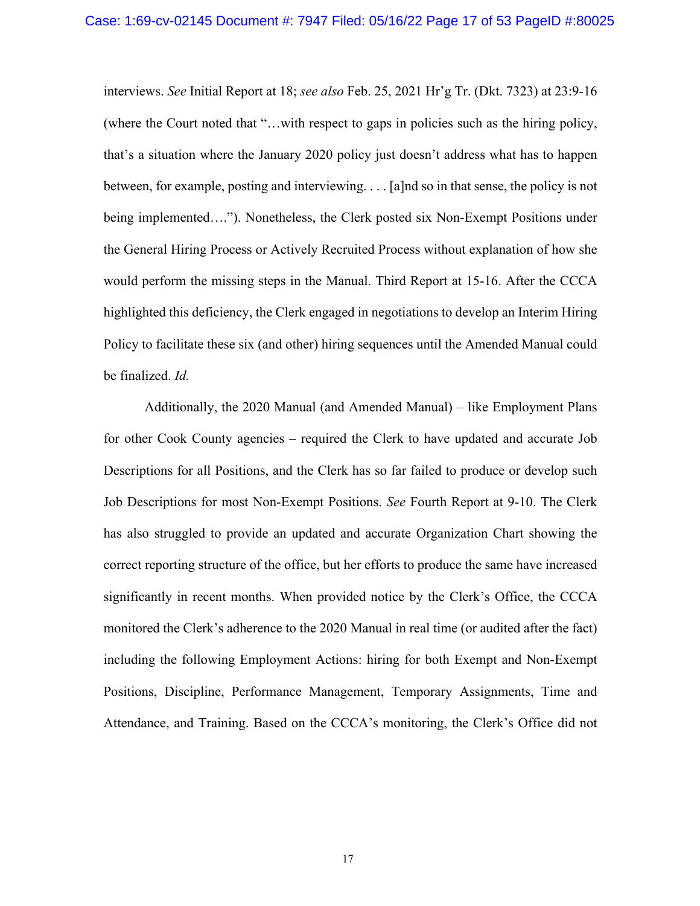interviews. *See* Initial Report at 18; *see also* Feb. 25, 2021 Hr'g Tr. (Dkt. 7323) at 23:9-16 (where the Court noted that "…with respect to gaps in policies such as the hiring policy, that's a situation where the January 2020 policy just doesn't address what has to happen between, for example, posting and interviewing. . . . [a]nd so in that sense, the policy is not being implemented…."). Nonetheless, the Clerk posted six Non-Exempt Positions under the General Hiring Process or Actively Recruited Process without explanation of how she would perform the missing steps in the Manual. Third Report at 15-16. After the CCCA highlighted this deficiency, the Clerk engaged in negotiations to develop an Interim Hiring Policy to facilitate these six (and other) hiring sequences until the Amended Manual could be finalized. *Id.*

Additionally, the 2020 Manual (and Amended Manual) – like Employment Plans for other Cook County agencies – required the Clerk to have updated and accurate Job Descriptions for all Positions, and the Clerk has so far failed to produce or develop such Job Descriptions for most Non-Exempt Positions. *See* Fourth Report at 9-10. The Clerk has also struggled to provide an updated and accurate Organization Chart showing the correct reporting structure of the office, but her efforts to produce the same have increased significantly in recent months. When provided notice by the Clerk's Office, the CCCA monitored the Clerk's adherence to the 2020 Manual in real time (or audited after the fact) including the following Employment Actions: hiring for both Exempt and Non-Exempt Positions, Discipline, Performance Management, Temporary Assignments, Time and Attendance, and Training. Based on the CCCA's monitoring, the Clerk's Office did not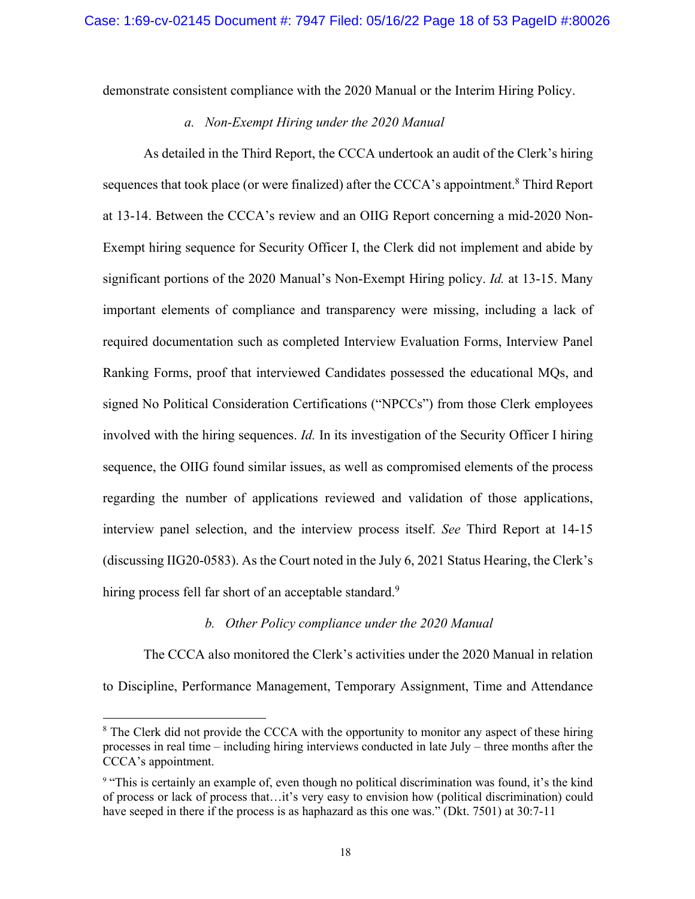demonstrate consistent compliance with the 2020 Manual or the Interim Hiring Policy.

*a. Non-Exempt Hiring under the 2020 Manual*

As detailed in the Third Report, the CCCA undertook an audit of the Clerk's hiring sequences that took place (or were finalized) after the CCCA's appointment.[8] Third Report at 13-14. Between the CCCA's review and an OIIG Report concerning a mid-2020 Non-Exempt hiring sequence for Security Officer I, the Clerk did not implement and abide by significant portions of the 2020 Manual's Non-Exempt Hiring policy. *Id.* at 13-15. Many important elements of compliance and transparency were missing, including a lack of required documentation such as completed Interview Evaluation Forms, Interview Panel Ranking Forms, proof that interviewed Candidates possessed the educational MQs, and signed No Political Consideration Certifications ("NPCCs") from those Clerk employees involved with the hiring sequences. *Id.* In its investigation of the Security Officer I hiring sequence, the OIIG found similar issues, as well as compromised elements of the process regarding the number of applications reviewed and validation of those applications, interview panel selection, and the interview process itself. *See* Third Report at 14-15 (discussing IIG20-0583). As the Court noted in the July 6, 2021 Status Hearing, the Clerk's hiring process fell far short of an acceptable standard.[9]

*b. Other Policy compliance under the 2020 Manual*

The CCCA also monitored the Clerk's activities under the 2020 Manual in relation to Discipline, Performance Management, Temporary Assignment, Time and Attendance

---

[8] The Clerk did not provide the CCCA with the opportunity to monitor any aspect of these hiring processes in real time – including hiring interviews conducted in late July – three months after the CCCA's appointment.

[9] "This is certainly an example of, even though no political discrimination was found, it's the kind of process or lack of process that…it's very easy to envision how (political discrimination) could have seeped in there if the process is as haphazard as this one was." (Dkt. 7501) at 30:7-11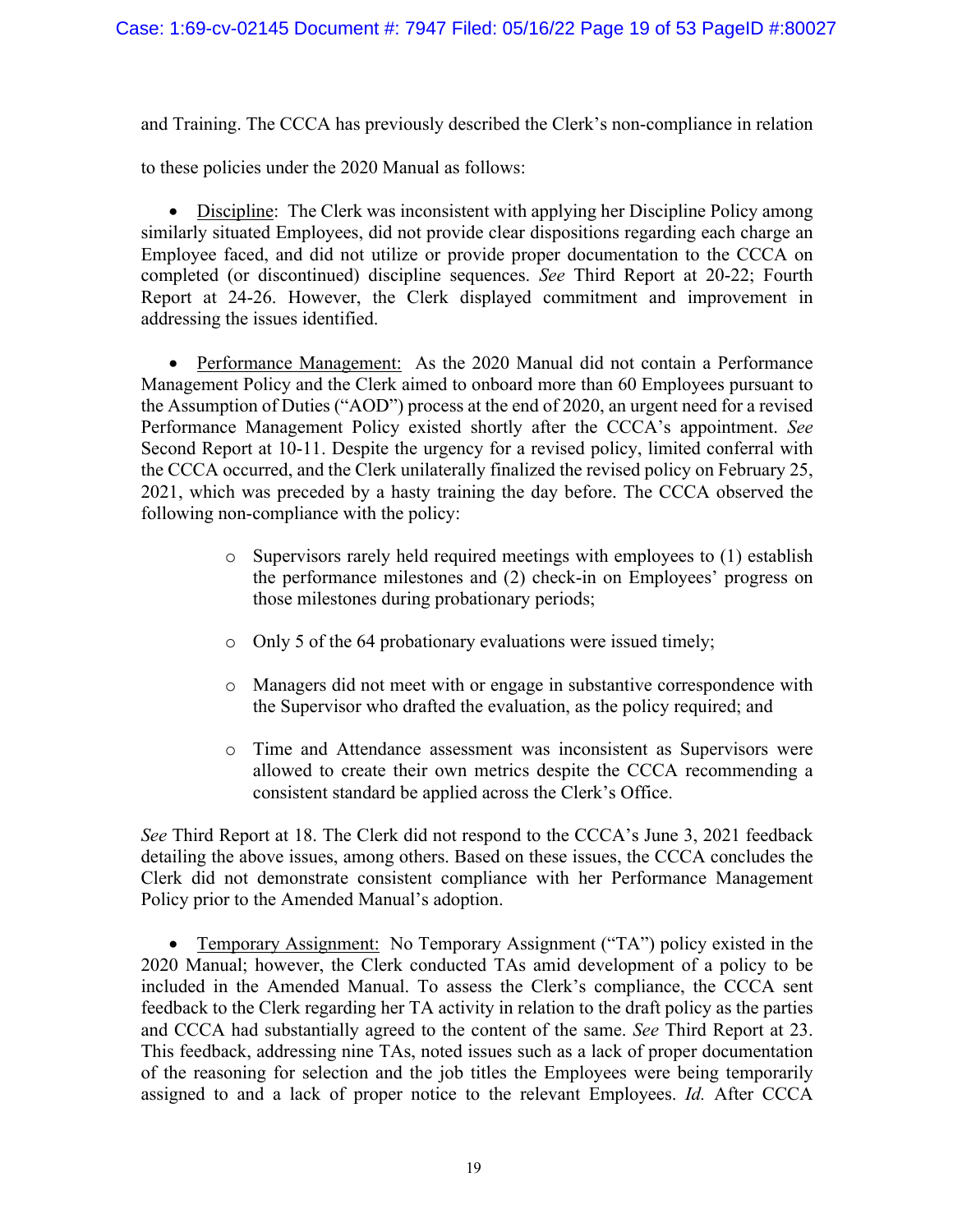and Training. The CCCA has previously described the Clerk's non-compliance in relation to these policies under the 2020 Manual as follows:

- Discipline: The Clerk was inconsistent with applying her Discipline Policy among similarly situated Employees, did not provide clear dispositions regarding each charge an Employee faced, and did not utilize or provide proper documentation to the CCCA on completed (or discontinued) discipline sequences. *See* Third Report at 20-22; Fourth Report at 24-26. However, the Clerk displayed commitment and improvement in addressing the issues identified.

- Performance Management: As the 2020 Manual did not contain a Performance Management Policy and the Clerk aimed to onboard more than 60 Employees pursuant to the Assumption of Duties ("AOD") process at the end of 2020, an urgent need for a revised Performance Management Policy existed shortly after the CCCA's appointment. *See* Second Report at 10-11. Despite the urgency for a revised policy, limited conferral with the CCCA occurred, and the Clerk unilaterally finalized the revised policy on February 25, 2021, which was preceded by a hasty training the day before. The CCCA observed the following non-compliance with the policy:

    - Supervisors rarely held required meetings with employees to (1) establish the performance milestones and (2) check-in on Employees' progress on those milestones during probationary periods;
    - Only 5 of the 64 probationary evaluations were issued timely;
    - Managers did not meet with or engage in substantive correspondence with the Supervisor who drafted the evaluation, as the policy required; and
    - Time and Attendance assessment was inconsistent as Supervisors were allowed to create their own metrics despite the CCCA recommending a consistent standard be applied across the Clerk's Office.

*See* Third Report at 18. The Clerk did not respond to the CCCA's June 3, 2021 feedback detailing the above issues, among others. Based on these issues, the CCCA concludes the Clerk did not demonstrate consistent compliance with her Performance Management Policy prior to the Amended Manual's adoption.

- Temporary Assignment: No Temporary Assignment ("TA") policy existed in the 2020 Manual; however, the Clerk conducted TAs amid development of a policy to be included in the Amended Manual. To assess the Clerk's compliance, the CCCA sent feedback to the Clerk regarding her TA activity in relation to the draft policy as the parties and CCCA had substantially agreed to the content of the same. *See* Third Report at 23. This feedback, addressing nine TAs, noted issues such as a lack of proper documentation of the reasoning for selection and the job titles the Employees were being temporarily assigned to and a lack of proper notice to the relevant Employees. *Id.* After CCCA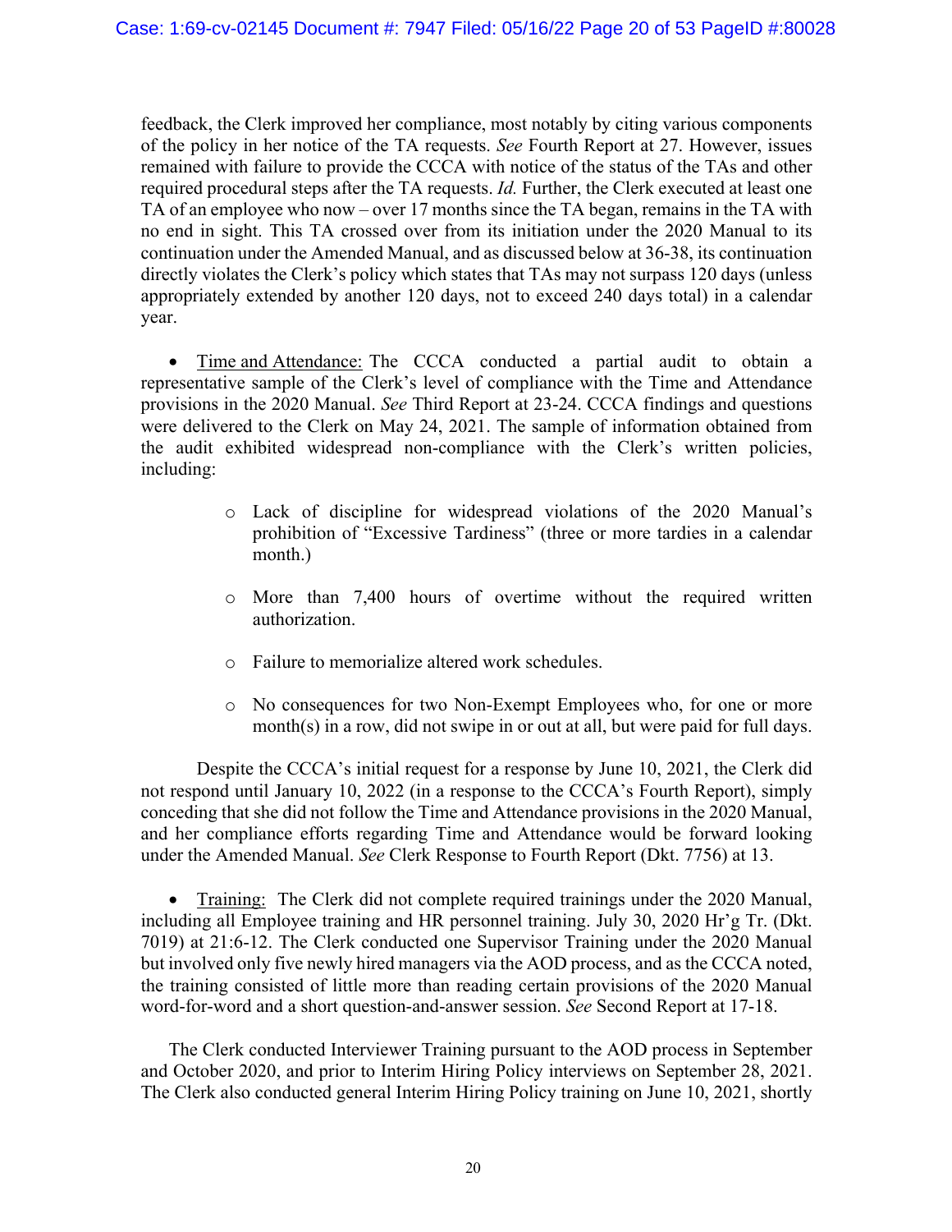feedback, the Clerk improved her compliance, most notably by citing various components of the policy in her notice of the TA requests. *See* Fourth Report at 27. However, issues remained with failure to provide the CCCA with notice of the status of the TAs and other required procedural steps after the TA requests. *Id.* Further, the Clerk executed at least one TA of an employee who now – over 17 months since the TA began, remains in the TA with no end in sight. This TA crossed over from its initiation under the 2020 Manual to its continuation under the Amended Manual, and as discussed below at 36-38, its continuation directly violates the Clerk's policy which states that TAs may not surpass 120 days (unless appropriately extended by another 120 days, not to exceed 240 days total) in a calendar year.

- <u>Time and Attendance:</u> The CCCA conducted a partial audit to obtain a representative sample of the Clerk's level of compliance with the Time and Attendance provisions in the 2020 Manual. *See* Third Report at 23-24. CCCA findings and questions were delivered to the Clerk on May 24, 2021. The sample of information obtained from the audit exhibited widespread non-compliance with the Clerk's written policies, including:
  - Lack of discipline for widespread violations of the 2020 Manual's prohibition of "Excessive Tardiness" (three or more tardies in a calendar month.)
  - More than 7,400 hours of overtime without the required written authorization.
  - Failure to memorialize altered work schedules.
  - No consequences for two Non-Exempt Employees who, for one or more month(s) in a row, did not swipe in or out at all, but were paid for full days.

Despite the CCCA's initial request for a response by June 10, 2021, the Clerk did not respond until January 10, 2022 (in a response to the CCCA's Fourth Report), simply conceding that she did not follow the Time and Attendance provisions in the 2020 Manual, and her compliance efforts regarding Time and Attendance would be forward looking under the Amended Manual. *See* Clerk Response to Fourth Report (Dkt. 7756) at 13.

- <u>Training:</u> The Clerk did not complete required trainings under the 2020 Manual, including all Employee training and HR personnel training. July 30, 2020 Hr'g Tr. (Dkt. 7019) at 21:6-12. The Clerk conducted one Supervisor Training under the 2020 Manual but involved only five newly hired managers via the AOD process, and as the CCCA noted, the training consisted of little more than reading certain provisions of the 2020 Manual word-for-word and a short question-and-answer session. *See* Second Report at 17-18.

The Clerk conducted Interviewer Training pursuant to the AOD process in September and October 2020, and prior to Interim Hiring Policy interviews on September 28, 2021. The Clerk also conducted general Interim Hiring Policy training on June 10, 2021, shortly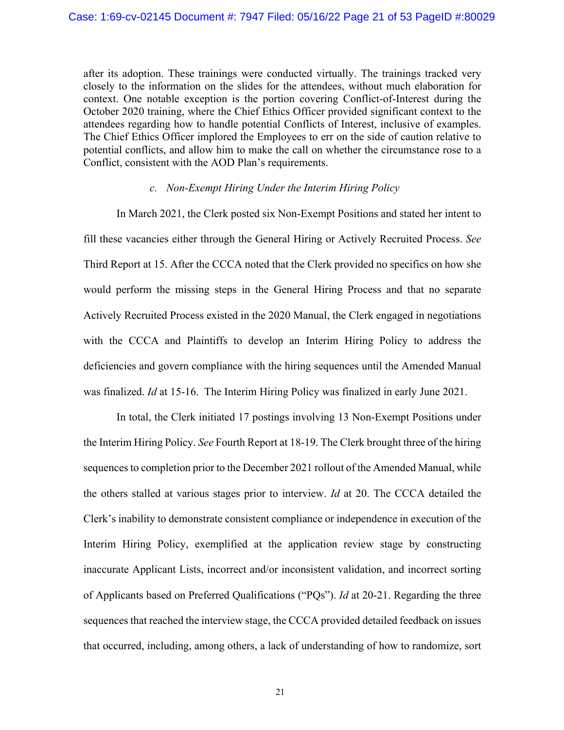after its adoption. These trainings were conducted virtually. The trainings tracked very closely to the information on the slides for the attendees, without much elaboration for context. One notable exception is the portion covering Conflict-of-Interest during the October 2020 training, where the Chief Ethics Officer provided significant context to the attendees regarding how to handle potential Conflicts of Interest, inclusive of examples. The Chief Ethics Officer implored the Employees to err on the side of caution relative to potential conflicts, and allow him to make the call on whether the circumstance rose to a Conflict, consistent with the AOD Plan's requirements.

*c. Non-Exempt Hiring Under the Interim Hiring Policy*

In March 2021, the Clerk posted six Non-Exempt Positions and stated her intent to fill these vacancies either through the General Hiring or Actively Recruited Process. *See* Third Report at 15. After the CCCA noted that the Clerk provided no specifics on how she would perform the missing steps in the General Hiring Process and that no separate Actively Recruited Process existed in the 2020 Manual, the Clerk engaged in negotiations with the CCCA and Plaintiffs to develop an Interim Hiring Policy to address the deficiencies and govern compliance with the hiring sequences until the Amended Manual was finalized. *Id* at 15-16. The Interim Hiring Policy was finalized in early June 2021.

In total, the Clerk initiated 17 postings involving 13 Non-Exempt Positions under the Interim Hiring Policy. *See* Fourth Report at 18-19. The Clerk brought three of the hiring sequences to completion prior to the December 2021 rollout of the Amended Manual, while the others stalled at various stages prior to interview. *Id* at 20. The CCCA detailed the Clerk's inability to demonstrate consistent compliance or independence in execution of the Interim Hiring Policy, exemplified at the application review stage by constructing inaccurate Applicant Lists, incorrect and/or inconsistent validation, and incorrect sorting of Applicants based on Preferred Qualifications ("PQs"). *Id* at 20-21. Regarding the three sequences that reached the interview stage, the CCCA provided detailed feedback on issues that occurred, including, among others, a lack of understanding of how to randomize, sort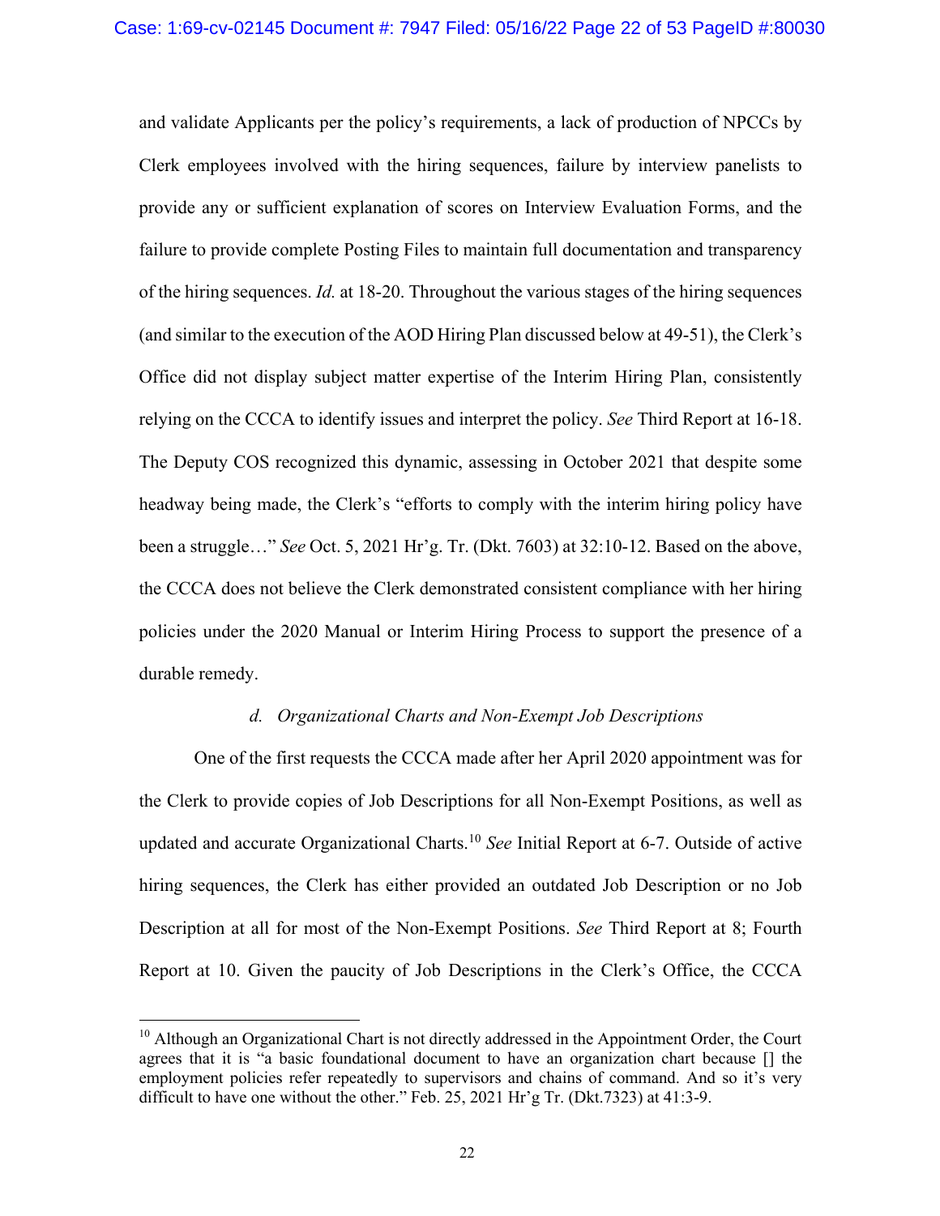and validate Applicants per the policy's requirements, a lack of production of NPCCs by Clerk employees involved with the hiring sequences, failure by interview panelists to provide any or sufficient explanation of scores on Interview Evaluation Forms, and the failure to provide complete Posting Files to maintain full documentation and transparency of the hiring sequences. *Id.* at 18-20. Throughout the various stages of the hiring sequences (and similar to the execution of the AOD Hiring Plan discussed below at 49-51), the Clerk's Office did not display subject matter expertise of the Interim Hiring Plan, consistently relying on the CCCA to identify issues and interpret the policy. *See* Third Report at 16-18. The Deputy COS recognized this dynamic, assessing in October 2021 that despite some headway being made, the Clerk's "efforts to comply with the interim hiring policy have been a struggle…" *See* Oct. 5, 2021 Hr'g. Tr. (Dkt. 7603) at 32:10-12. Based on the above, the CCCA does not believe the Clerk demonstrated consistent compliance with her hiring policies under the 2020 Manual or Interim Hiring Process to support the presence of a durable remedy.

*d. Organizational Charts and Non-Exempt Job Descriptions*

One of the first requests the CCCA made after her April 2020 appointment was for the Clerk to provide copies of Job Descriptions for all Non-Exempt Positions, as well as updated and accurate Organizational Charts.[10] *See* Initial Report at 6-7. Outside of active hiring sequences, the Clerk has either provided an outdated Job Description or no Job Description at all for most of the Non-Exempt Positions. *See* Third Report at 8; Fourth Report at 10. Given the paucity of Job Descriptions in the Clerk's Office, the CCCA

[10] Although an Organizational Chart is not directly addressed in the Appointment Order, the Court agrees that it is "a basic foundational document to have an organization chart because [] the employment policies refer repeatedly to supervisors and chains of command. And so it's very difficult to have one without the other." Feb. 25, 2021 Hr'g Tr. (Dkt.7323) at 41:3-9.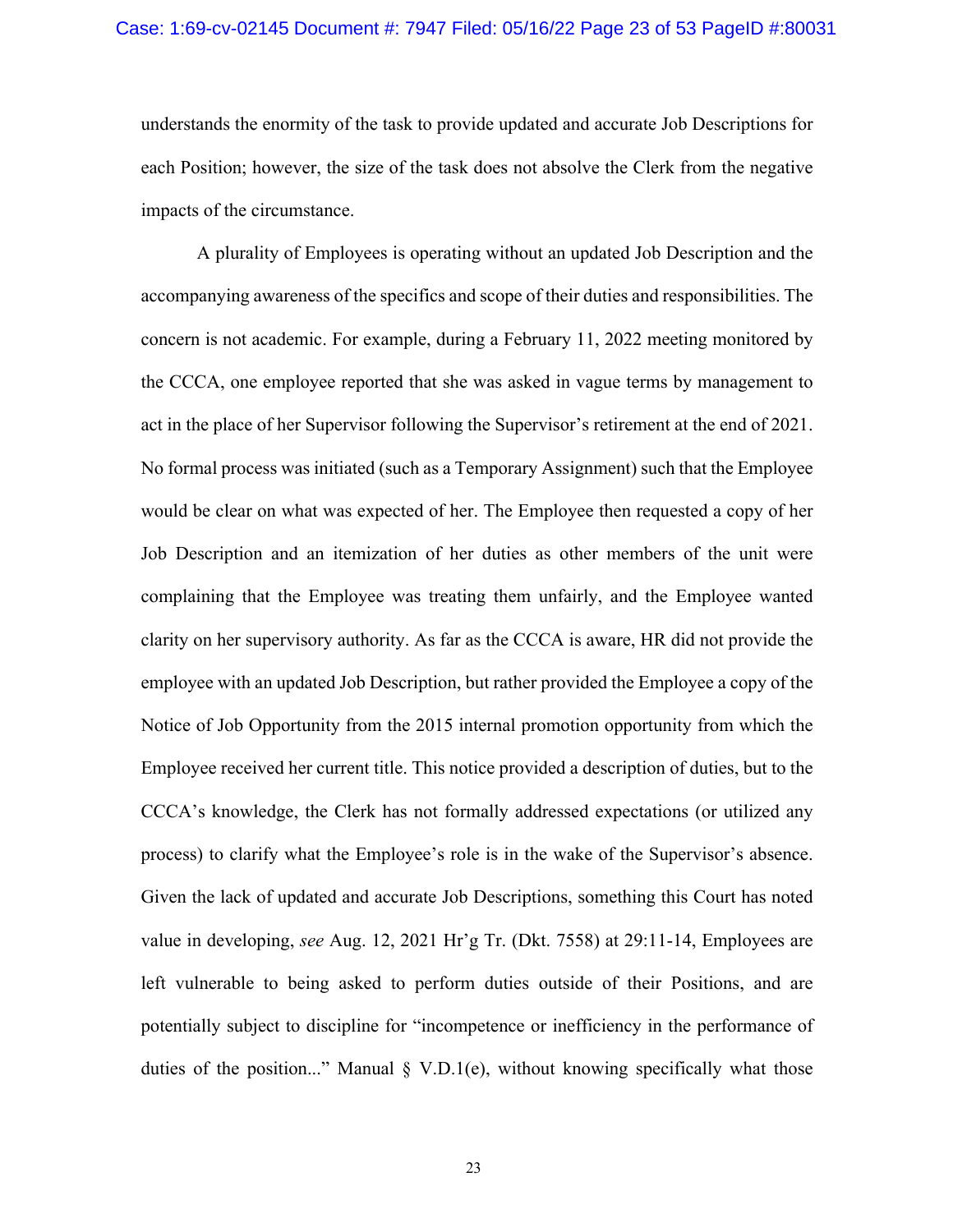understands the enormity of the task to provide updated and accurate Job Descriptions for each Position; however, the size of the task does not absolve the Clerk from the negative impacts of the circumstance.

A plurality of Employees is operating without an updated Job Description and the accompanying awareness of the specifics and scope of their duties and responsibilities. The concern is not academic. For example, during a February 11, 2022 meeting monitored by the CCCA, one employee reported that she was asked in vague terms by management to act in the place of her Supervisor following the Supervisor's retirement at the end of 2021. No formal process was initiated (such as a Temporary Assignment) such that the Employee would be clear on what was expected of her. The Employee then requested a copy of her Job Description and an itemization of her duties as other members of the unit were complaining that the Employee was treating them unfairly, and the Employee wanted clarity on her supervisory authority. As far as the CCCA is aware, HR did not provide the employee with an updated Job Description, but rather provided the Employee a copy of the Notice of Job Opportunity from the 2015 internal promotion opportunity from which the Employee received her current title. This notice provided a description of duties, but to the CCCA's knowledge, the Clerk has not formally addressed expectations (or utilized any process) to clarify what the Employee's role is in the wake of the Supervisor's absence. Given the lack of updated and accurate Job Descriptions, something this Court has noted value in developing, *see* Aug. 12, 2021 Hr'g Tr. (Dkt. 7558) at 29:11-14, Employees are left vulnerable to being asked to perform duties outside of their Positions, and are potentially subject to discipline for "incompetence or inefficiency in the performance of duties of the position..." Manual § V.D.1(e), without knowing specifically what those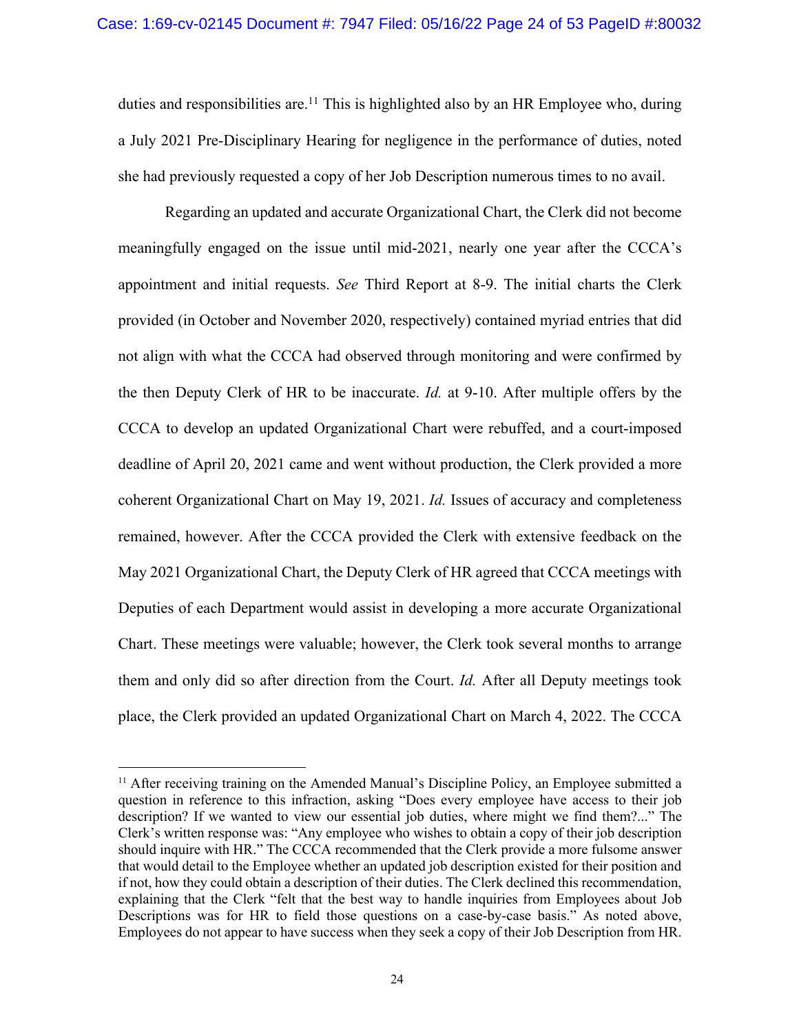duties and responsibilities are.[11] This is highlighted also by an HR Employee who, during a July 2021 Pre-Disciplinary Hearing for negligence in the performance of duties, noted she had previously requested a copy of her Job Description numerous times to no avail.

Regarding an updated and accurate Organizational Chart, the Clerk did not become meaningfully engaged on the issue until mid-2021, nearly one year after the CCCA's appointment and initial requests. *See* Third Report at 8-9. The initial charts the Clerk provided (in October and November 2020, respectively) contained myriad entries that did not align with what the CCCA had observed through monitoring and were confirmed by the then Deputy Clerk of HR to be inaccurate. *Id.* at 9-10. After multiple offers by the CCCA to develop an updated Organizational Chart were rebuffed, and a court-imposed deadline of April 20, 2021 came and went without production, the Clerk provided a more coherent Organizational Chart on May 19, 2021. *Id.* Issues of accuracy and completeness remained, however. After the CCCA provided the Clerk with extensive feedback on the May 2021 Organizational Chart, the Deputy Clerk of HR agreed that CCCA meetings with Deputies of each Department would assist in developing a more accurate Organizational Chart. These meetings were valuable; however, the Clerk took several months to arrange them and only did so after direction from the Court. *Id.* After all Deputy meetings took place, the Clerk provided an updated Organizational Chart on March 4, 2022. The CCCA

---

[11] After receiving training on the Amended Manual's Discipline Policy, an Employee submitted a question in reference to this infraction, asking "Does every employee have access to their job description? If we wanted to view our essential job duties, where might we find them?..." The Clerk's written response was: "Any employee who wishes to obtain a copy of their job description should inquire with HR." The CCCA recommended that the Clerk provide a more fulsome answer that would detail to the Employee whether an updated job description existed for their position and if not, how they could obtain a description of their duties. The Clerk declined this recommendation, explaining that the Clerk "felt that the best way to handle inquiries from Employees about Job Descriptions was for HR to field those questions on a case-by-case basis." As noted above, Employees do not appear to have success when they seek a copy of their Job Description from HR.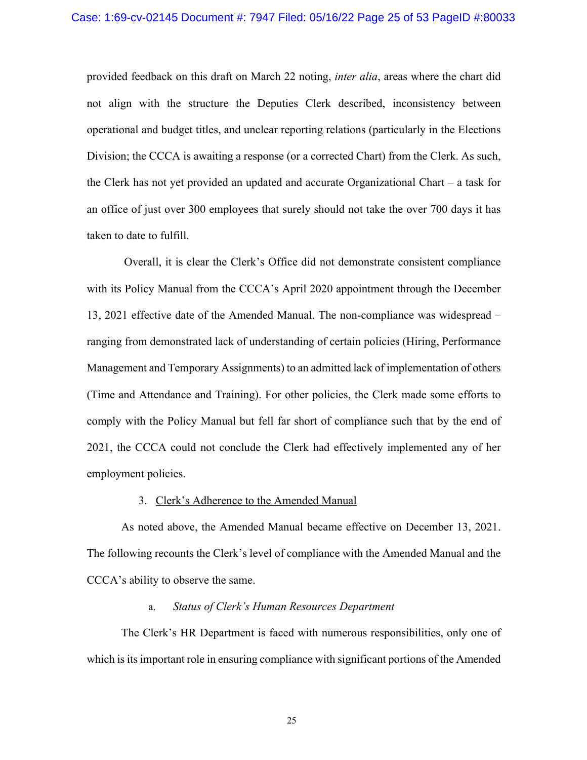provided feedback on this draft on March 22 noting, *inter alia*, areas where the chart did not align with the structure the Deputies Clerk described, inconsistency between operational and budget titles, and unclear reporting relations (particularly in the Elections Division; the CCCA is awaiting a response (or a corrected Chart) from the Clerk. As such, the Clerk has not yet provided an updated and accurate Organizational Chart – a task for an office of just over 300 employees that surely should not take the over 700 days it has taken to date to fulfill.

Overall, it is clear the Clerk's Office did not demonstrate consistent compliance with its Policy Manual from the CCCA's April 2020 appointment through the December 13, 2021 effective date of the Amended Manual. The non-compliance was widespread – ranging from demonstrated lack of understanding of certain policies (Hiring, Performance Management and Temporary Assignments) to an admitted lack of implementation of others (Time and Attendance and Training). For other policies, the Clerk made some efforts to comply with the Policy Manual but fell far short of compliance such that by the end of 2021, the CCCA could not conclude the Clerk had effectively implemented any of her employment policies.

3. Clerk's Adherence to the Amended Manual

As noted above, the Amended Manual became effective on December 13, 2021. The following recounts the Clerk's level of compliance with the Amended Manual and the CCCA's ability to observe the same.

a. *Status of Clerk's Human Resources Department*

The Clerk's HR Department is faced with numerous responsibilities, only one of which is its important role in ensuring compliance with significant portions of the Amended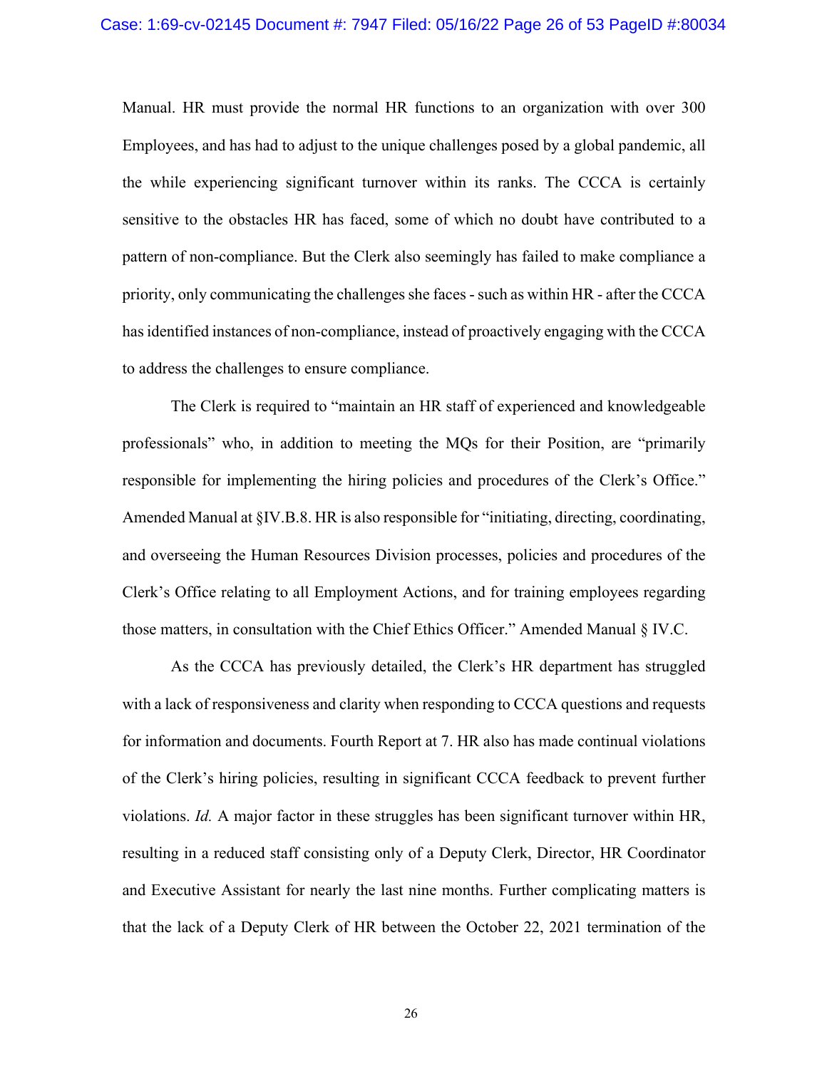Manual. HR must provide the normal HR functions to an organization with over 300 Employees, and has had to adjust to the unique challenges posed by a global pandemic, all the while experiencing significant turnover within its ranks. The CCCA is certainly sensitive to the obstacles HR has faced, some of which no doubt have contributed to a pattern of non-compliance. But the Clerk also seemingly has failed to make compliance a priority, only communicating the challenges she faces - such as within HR - after the CCCA has identified instances of non-compliance, instead of proactively engaging with the CCCA to address the challenges to ensure compliance.

The Clerk is required to "maintain an HR staff of experienced and knowledgeable professionals" who, in addition to meeting the MQs for their Position, are "primarily responsible for implementing the hiring policies and procedures of the Clerk's Office." Amended Manual at §IV.B.8. HR is also responsible for "initiating, directing, coordinating, and overseeing the Human Resources Division processes, policies and procedures of the Clerk's Office relating to all Employment Actions, and for training employees regarding those matters, in consultation with the Chief Ethics Officer." Amended Manual § IV.C.

As the CCCA has previously detailed, the Clerk's HR department has struggled with a lack of responsiveness and clarity when responding to CCCA questions and requests for information and documents. Fourth Report at 7. HR also has made continual violations of the Clerk's hiring policies, resulting in significant CCCA feedback to prevent further violations. *Id.* A major factor in these struggles has been significant turnover within HR, resulting in a reduced staff consisting only of a Deputy Clerk, Director, HR Coordinator and Executive Assistant for nearly the last nine months. Further complicating matters is that the lack of a Deputy Clerk of HR between the October 22, 2021 termination of the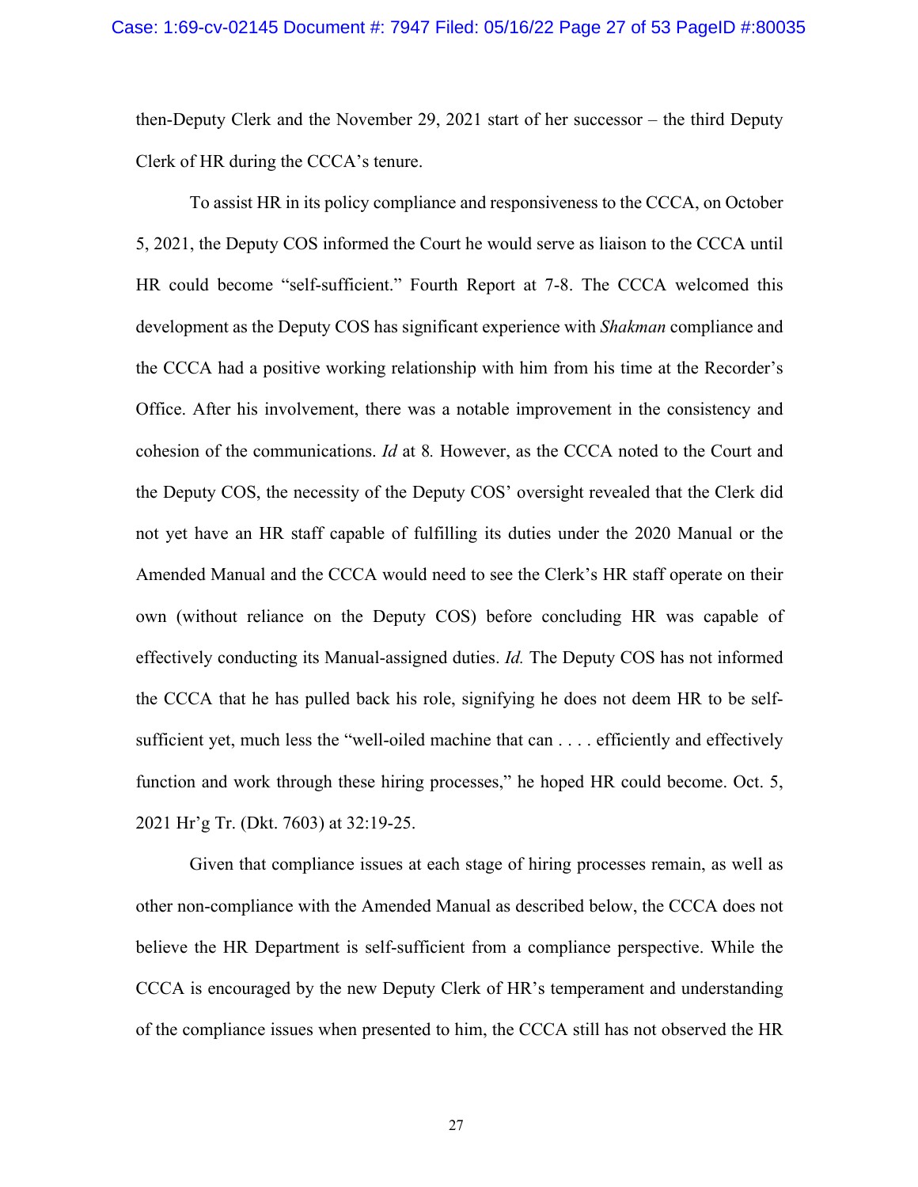then-Deputy Clerk and the November 29, 2021 start of her successor – the third Deputy Clerk of HR during the CCCA's tenure.

To assist HR in its policy compliance and responsiveness to the CCCA, on October 5, 2021, the Deputy COS informed the Court he would serve as liaison to the CCCA until HR could become "self-sufficient." Fourth Report at 7-8. The CCCA welcomed this development as the Deputy COS has significant experience with *Shakman* compliance and the CCCA had a positive working relationship with him from his time at the Recorder's Office. After his involvement, there was a notable improvement in the consistency and cohesion of the communications. *Id* at 8. However, as the CCCA noted to the Court and the Deputy COS, the necessity of the Deputy COS' oversight revealed that the Clerk did not yet have an HR staff capable of fulfilling its duties under the 2020 Manual or the Amended Manual and the CCCA would need to see the Clerk's HR staff operate on their own (without reliance on the Deputy COS) before concluding HR was capable of effectively conducting its Manual-assigned duties. *Id.* The Deputy COS has not informed the CCCA that he has pulled back his role, signifying he does not deem HR to be self-sufficient yet, much less the "well-oiled machine that can . . . . efficiently and effectively function and work through these hiring processes," he hoped HR could become. Oct. 5, 2021 Hr'g Tr. (Dkt. 7603) at 32:19-25.

Given that compliance issues at each stage of hiring processes remain, as well as other non-compliance with the Amended Manual as described below, the CCCA does not believe the HR Department is self-sufficient from a compliance perspective. While the CCCA is encouraged by the new Deputy Clerk of HR's temperament and understanding of the compliance issues when presented to him, the CCCA still has not observed the HR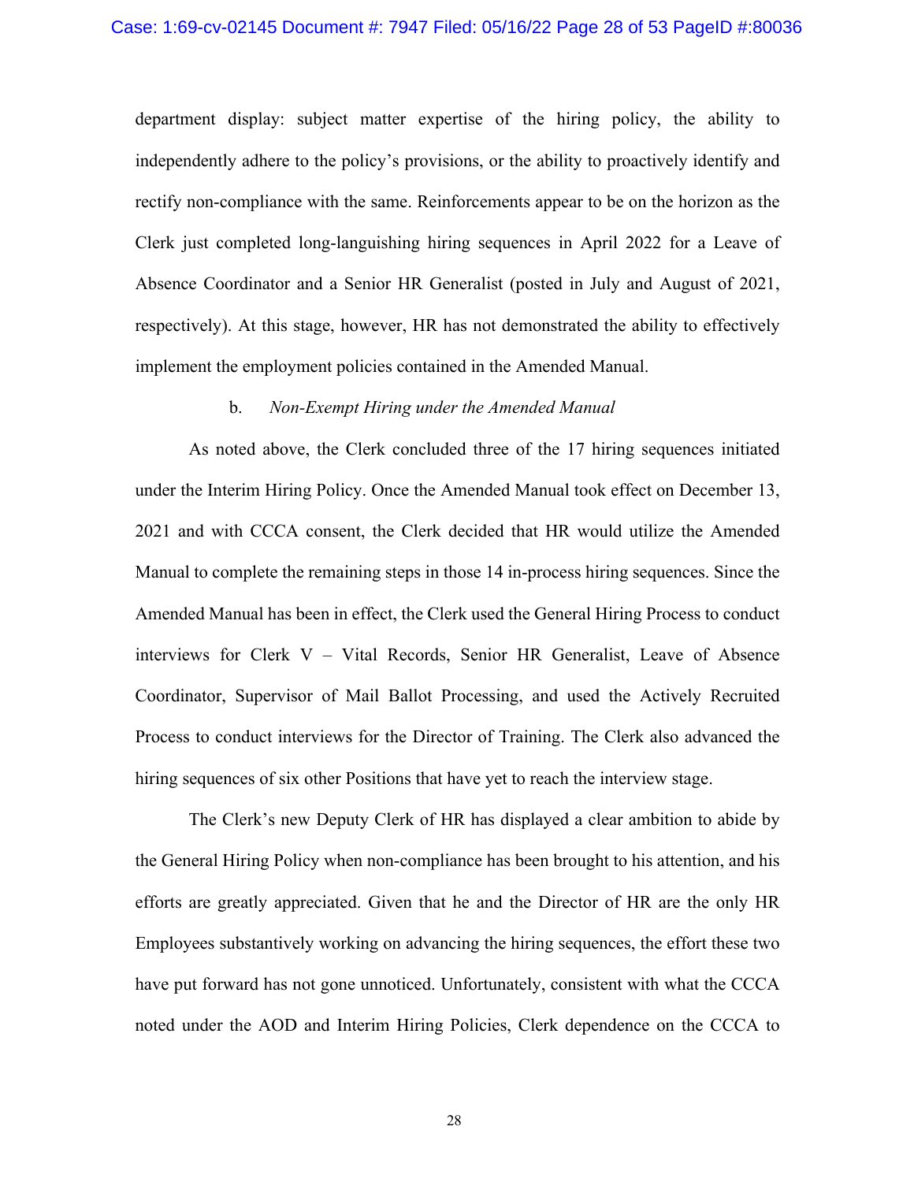department display: subject matter expertise of the hiring policy, the ability to independently adhere to the policy's provisions, or the ability to proactively identify and rectify non-compliance with the same. Reinforcements appear to be on the horizon as the Clerk just completed long-languishing hiring sequences in April 2022 for a Leave of Absence Coordinator and a Senior HR Generalist (posted in July and August of 2021, respectively). At this stage, however, HR has not demonstrated the ability to effectively implement the employment policies contained in the Amended Manual.

b. *Non-Exempt Hiring under the Amended Manual*

As noted above, the Clerk concluded three of the 17 hiring sequences initiated under the Interim Hiring Policy. Once the Amended Manual took effect on December 13, 2021 and with CCCA consent, the Clerk decided that HR would utilize the Amended Manual to complete the remaining steps in those 14 in-process hiring sequences. Since the Amended Manual has been in effect, the Clerk used the General Hiring Process to conduct interviews for Clerk V – Vital Records, Senior HR Generalist, Leave of Absence Coordinator, Supervisor of Mail Ballot Processing, and used the Actively Recruited Process to conduct interviews for the Director of Training. The Clerk also advanced the hiring sequences of six other Positions that have yet to reach the interview stage.

The Clerk's new Deputy Clerk of HR has displayed a clear ambition to abide by the General Hiring Policy when non-compliance has been brought to his attention, and his efforts are greatly appreciated. Given that he and the Director of HR are the only HR Employees substantively working on advancing the hiring sequences, the effort these two have put forward has not gone unnoticed. Unfortunately, consistent with what the CCCA noted under the AOD and Interim Hiring Policies, Clerk dependence on the CCCA to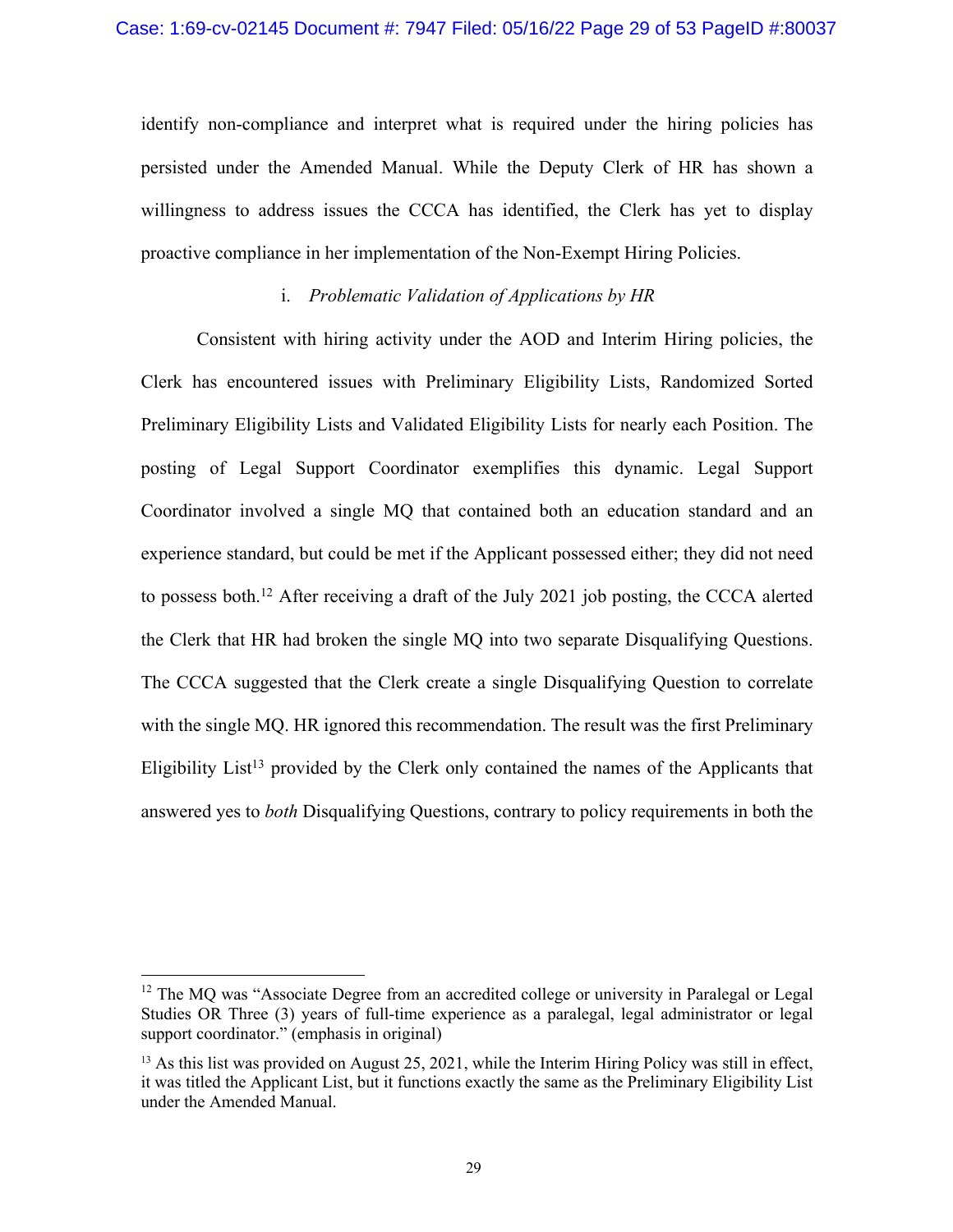identify non-compliance and interpret what is required under the hiring policies has persisted under the Amended Manual. While the Deputy Clerk of HR has shown a willingness to address issues the CCCA has identified, the Clerk has yet to display proactive compliance in her implementation of the Non-Exempt Hiring Policies.

i. *Problematic Validation of Applications by HR*

Consistent with hiring activity under the AOD and Interim Hiring policies, the Clerk has encountered issues with Preliminary Eligibility Lists, Randomized Sorted Preliminary Eligibility Lists and Validated Eligibility Lists for nearly each Position. The posting of Legal Support Coordinator exemplifies this dynamic. Legal Support Coordinator involved a single MQ that contained both an education standard and an experience standard, but could be met if the Applicant possessed either; they did not need to possess both.[12] After receiving a draft of the July 2021 job posting, the CCCA alerted the Clerk that HR had broken the single MQ into two separate Disqualifying Questions. The CCCA suggested that the Clerk create a single Disqualifying Question to correlate with the single MQ. HR ignored this recommendation. The result was the first Preliminary Eligibility List[13] provided by the Clerk only contained the names of the Applicants that answered yes to *both* Disqualifying Questions, contrary to policy requirements in both the

---

[12] The MQ was "Associate Degree from an accredited college or university in Paralegal or Legal Studies OR Three (3) years of full-time experience as a paralegal, legal administrator or legal support coordinator." (emphasis in original)

[13] As this list was provided on August 25, 2021, while the Interim Hiring Policy was still in effect, it was titled the Applicant List, but it functions exactly the same as the Preliminary Eligibility List under the Amended Manual.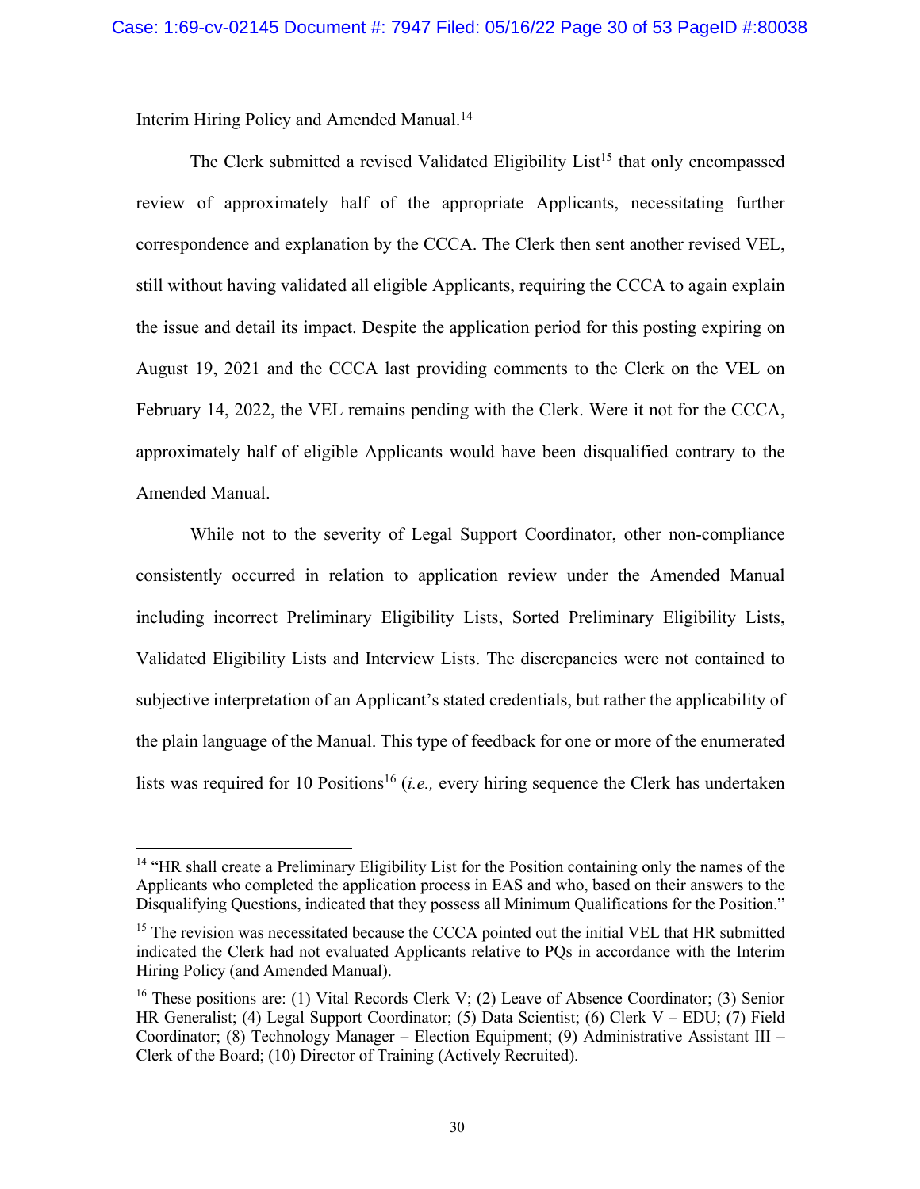Interim Hiring Policy and Amended Manual.[14]

The Clerk submitted a revised Validated Eligibility List[15] that only encompassed review of approximately half of the appropriate Applicants, necessitating further correspondence and explanation by the CCCA. The Clerk then sent another revised VEL, still without having validated all eligible Applicants, requiring the CCCA to again explain the issue and detail its impact. Despite the application period for this posting expiring on August 19, 2021 and the CCCA last providing comments to the Clerk on the VEL on February 14, 2022, the VEL remains pending with the Clerk. Were it not for the CCCA, approximately half of eligible Applicants would have been disqualified contrary to the Amended Manual.

While not to the severity of Legal Support Coordinator, other non-compliance consistently occurred in relation to application review under the Amended Manual including incorrect Preliminary Eligibility Lists, Sorted Preliminary Eligibility Lists, Validated Eligibility Lists and Interview Lists. The discrepancies were not contained to subjective interpretation of an Applicant's stated credentials, but rather the applicability of the plain language of the Manual. This type of feedback for one or more of the enumerated lists was required for 10 Positions[16] (*i.e.,* every hiring sequence the Clerk has undertaken

---

[14] "HR shall create a Preliminary Eligibility List for the Position containing only the names of the Applicants who completed the application process in EAS and who, based on their answers to the Disqualifying Questions, indicated that they possess all Minimum Qualifications for the Position."

[15] The revision was necessitated because the CCCA pointed out the initial VEL that HR submitted indicated the Clerk had not evaluated Applicants relative to PQs in accordance with the Interim Hiring Policy (and Amended Manual).

[16] These positions are: (1) Vital Records Clerk V; (2) Leave of Absence Coordinator; (3) Senior HR Generalist; (4) Legal Support Coordinator; (5) Data Scientist; (6) Clerk V – EDU; (7) Field Coordinator; (8) Technology Manager – Election Equipment; (9) Administrative Assistant III – Clerk of the Board; (10) Director of Training (Actively Recruited).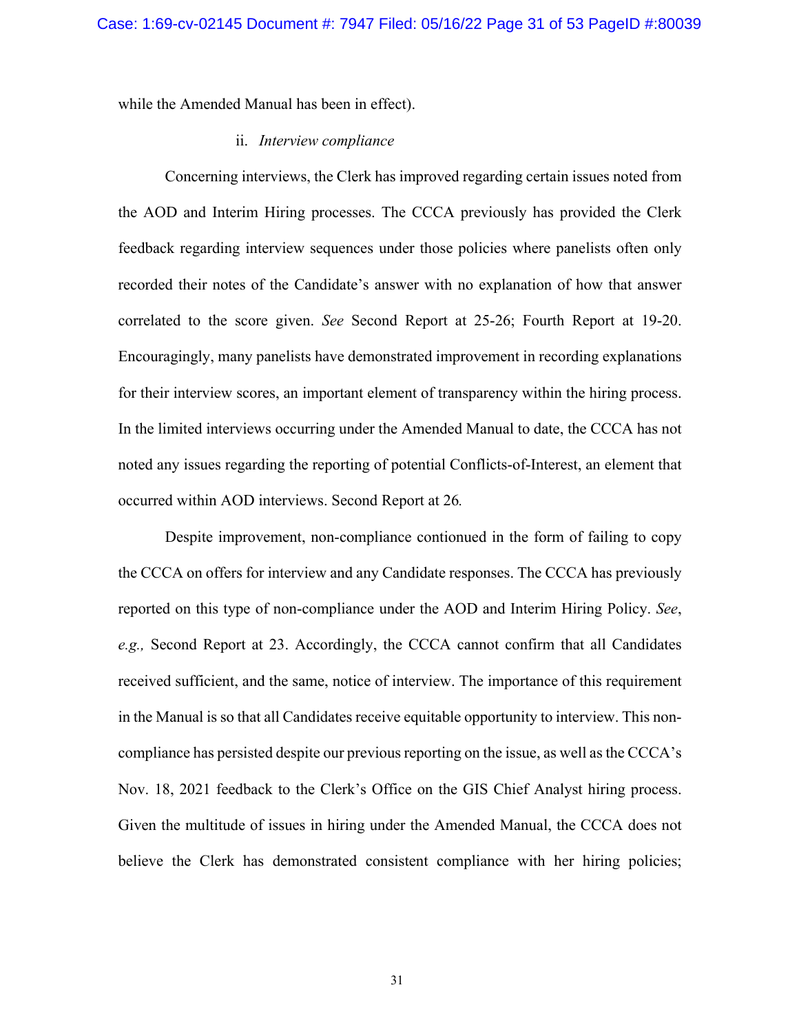while the Amended Manual has been in effect).

ii. *Interview compliance*

Concerning interviews, the Clerk has improved regarding certain issues noted from the AOD and Interim Hiring processes. The CCCA previously has provided the Clerk feedback regarding interview sequences under those policies where panelists often only recorded their notes of the Candidate's answer with no explanation of how that answer correlated to the score given. *See* Second Report at 25-26; Fourth Report at 19-20. Encouragingly, many panelists have demonstrated improvement in recording explanations for their interview scores, an important element of transparency within the hiring process. In the limited interviews occurring under the Amended Manual to date, the CCCA has not noted any issues regarding the reporting of potential Conflicts-of-Interest, an element that occurred within AOD interviews. Second Report at 26.

Despite improvement, non-compliance contionued in the form of failing to copy the CCCA on offers for interview and any Candidate responses. The CCCA has previously reported on this type of non-compliance under the AOD and Interim Hiring Policy. *See*, *e.g.,* Second Report at 23. Accordingly, the CCCA cannot confirm that all Candidates received sufficient, and the same, notice of interview. The importance of this requirement in the Manual is so that all Candidates receive equitable opportunity to interview. This non-compliance has persisted despite our previous reporting on the issue, as well as the CCCA's Nov. 18, 2021 feedback to the Clerk's Office on the GIS Chief Analyst hiring process. Given the multitude of issues in hiring under the Amended Manual, the CCCA does not believe the Clerk has demonstrated consistent compliance with her hiring policies;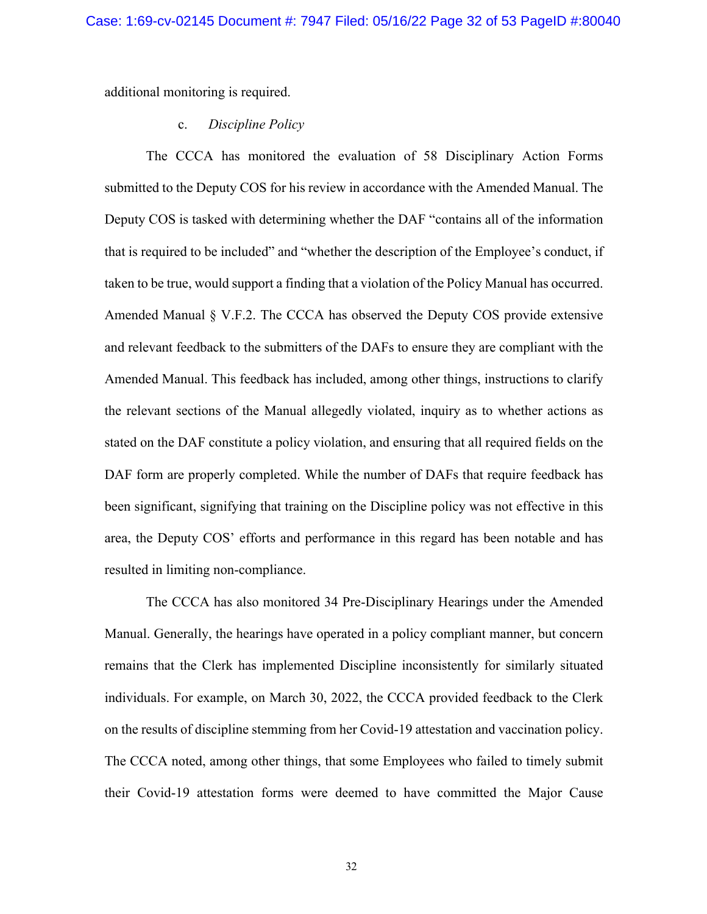additional monitoring is required.

c. *Discipline Policy*

The CCCA has monitored the evaluation of 58 Disciplinary Action Forms submitted to the Deputy COS for his review in accordance with the Amended Manual. The Deputy COS is tasked with determining whether the DAF "contains all of the information that is required to be included" and "whether the description of the Employee's conduct, if taken to be true, would support a finding that a violation of the Policy Manual has occurred. Amended Manual § V.F.2. The CCCA has observed the Deputy COS provide extensive and relevant feedback to the submitters of the DAFs to ensure they are compliant with the Amended Manual. This feedback has included, among other things, instructions to clarify the relevant sections of the Manual allegedly violated, inquiry as to whether actions as stated on the DAF constitute a policy violation, and ensuring that all required fields on the DAF form are properly completed. While the number of DAFs that require feedback has been significant, signifying that training on the Discipline policy was not effective in this area, the Deputy COS' efforts and performance in this regard has been notable and has resulted in limiting non-compliance.

The CCCA has also monitored 34 Pre-Disciplinary Hearings under the Amended Manual. Generally, the hearings have operated in a policy compliant manner, but concern remains that the Clerk has implemented Discipline inconsistently for similarly situated individuals. For example, on March 30, 2022, the CCCA provided feedback to the Clerk on the results of discipline stemming from her Covid-19 attestation and vaccination policy. The CCCA noted, among other things, that some Employees who failed to timely submit their Covid-19 attestation forms were deemed to have committed the Major Cause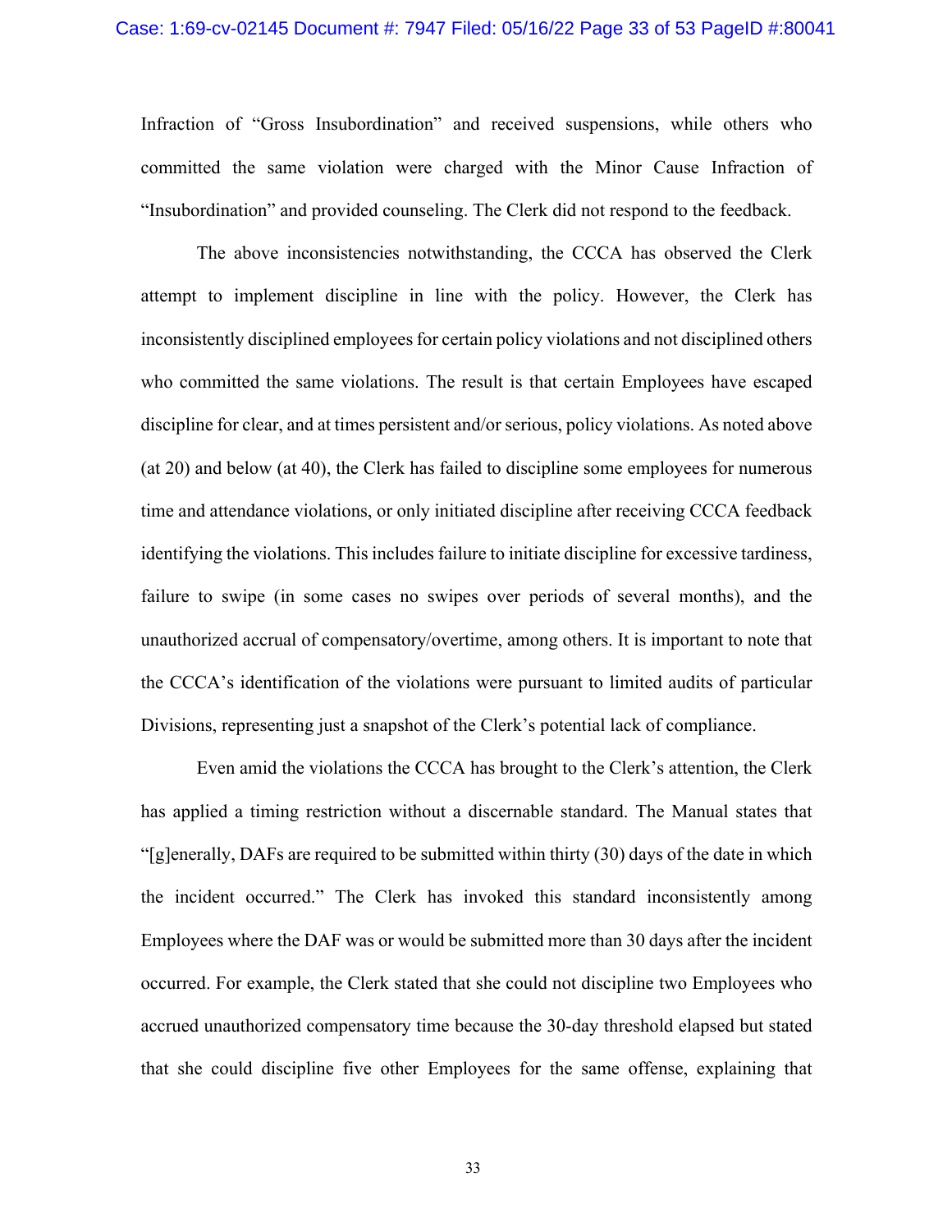Infraction of "Gross Insubordination" and received suspensions, while others who committed the same violation were charged with the Minor Cause Infraction of "Insubordination" and provided counseling. The Clerk did not respond to the feedback.

The above inconsistencies notwithstanding, the CCCA has observed the Clerk attempt to implement discipline in line with the policy. However, the Clerk has inconsistently disciplined employees for certain policy violations and not disciplined others who committed the same violations. The result is that certain Employees have escaped discipline for clear, and at times persistent and/or serious, policy violations. As noted above (at 20) and below (at 40), the Clerk has failed to discipline some employees for numerous time and attendance violations, or only initiated discipline after receiving CCCA feedback identifying the violations. This includes failure to initiate discipline for excessive tardiness, failure to swipe (in some cases no swipes over periods of several months), and the unauthorized accrual of compensatory/overtime, among others. It is important to note that the CCCA's identification of the violations were pursuant to limited audits of particular Divisions, representing just a snapshot of the Clerk's potential lack of compliance.

Even amid the violations the CCCA has brought to the Clerk's attention, the Clerk has applied a timing restriction without a discernable standard. The Manual states that "[g]enerally, DAFs are required to be submitted within thirty (30) days of the date in which the incident occurred." The Clerk has invoked this standard inconsistently among Employees where the DAF was or would be submitted more than 30 days after the incident occurred. For example, the Clerk stated that she could not discipline two Employees who accrued unauthorized compensatory time because the 30-day threshold elapsed but stated that she could discipline five other Employees for the same offense, explaining that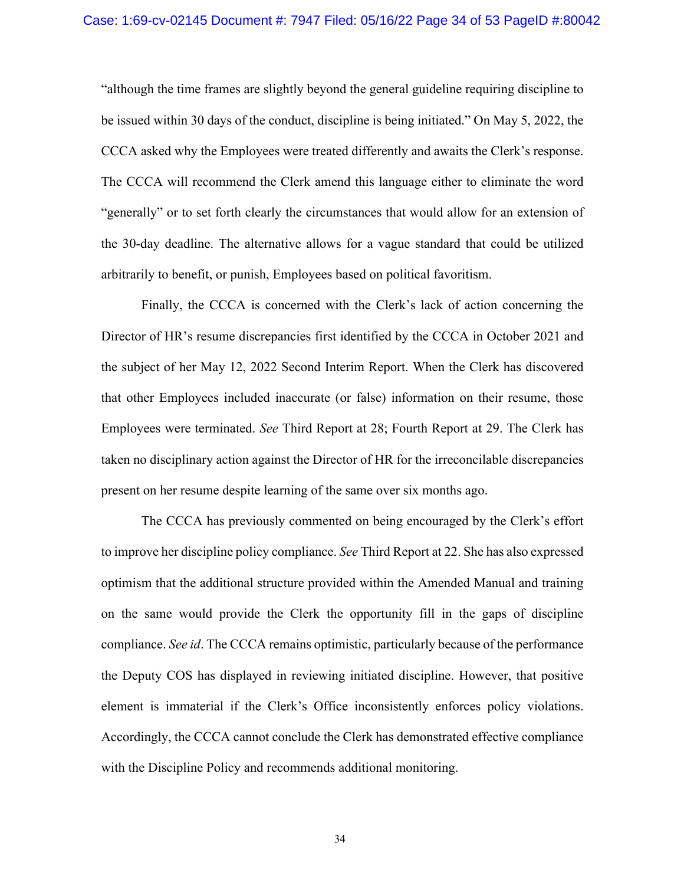"although the time frames are slightly beyond the general guideline requiring discipline to be issued within 30 days of the conduct, discipline is being initiated." On May 5, 2022, the CCCA asked why the Employees were treated differently and awaits the Clerk's response. The CCCA will recommend the Clerk amend this language either to eliminate the word "generally" or to set forth clearly the circumstances that would allow for an extension of the 30-day deadline. The alternative allows for a vague standard that could be utilized arbitrarily to benefit, or punish, Employees based on political favoritism.

Finally, the CCCA is concerned with the Clerk's lack of action concerning the Director of HR's resume discrepancies first identified by the CCCA in October 2021 and the subject of her May 12, 2022 Second Interim Report. When the Clerk has discovered that other Employees included inaccurate (or false) information on their resume, those Employees were terminated. *See* Third Report at 28; Fourth Report at 29. The Clerk has taken no disciplinary action against the Director of HR for the irreconcilable discrepancies present on her resume despite learning of the same over six months ago.

The CCCA has previously commented on being encouraged by the Clerk's effort to improve her discipline policy compliance. *See* Third Report at 22. She has also expressed optimism that the additional structure provided within the Amended Manual and training on the same would provide the Clerk the opportunity fill in the gaps of discipline compliance. *See id*. The CCCA remains optimistic, particularly because of the performance the Deputy COS has displayed in reviewing initiated discipline. However, that positive element is immaterial if the Clerk's Office inconsistently enforces policy violations. Accordingly, the CCCA cannot conclude the Clerk has demonstrated effective compliance with the Discipline Policy and recommends additional monitoring.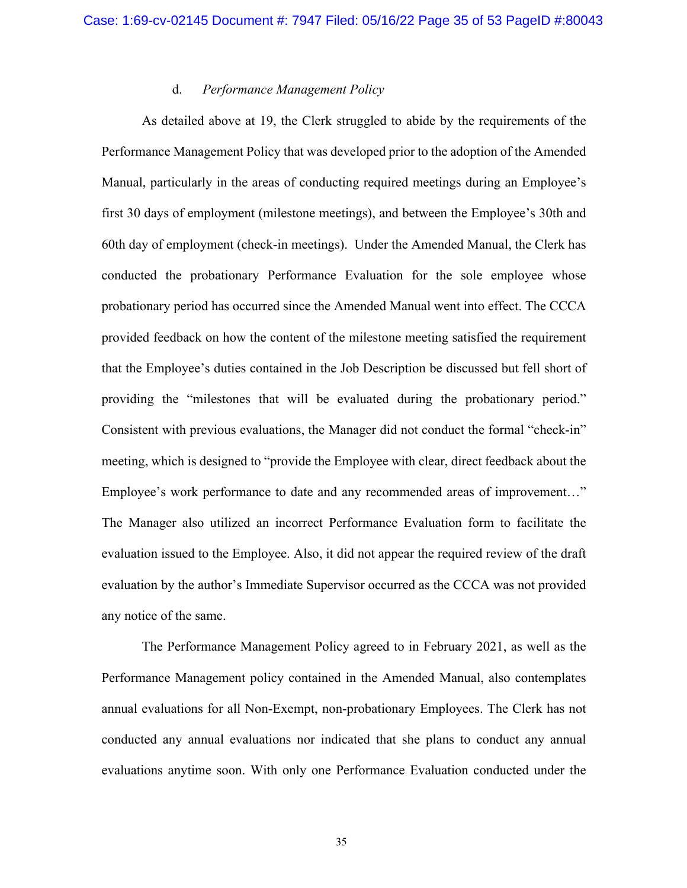d. *Performance Management Policy*

As detailed above at 19, the Clerk struggled to abide by the requirements of the Performance Management Policy that was developed prior to the adoption of the Amended Manual, particularly in the areas of conducting required meetings during an Employee's first 30 days of employment (milestone meetings), and between the Employee's 30th and 60th day of employment (check-in meetings). Under the Amended Manual, the Clerk has conducted the probationary Performance Evaluation for the sole employee whose probationary period has occurred since the Amended Manual went into effect. The CCCA provided feedback on how the content of the milestone meeting satisfied the requirement that the Employee's duties contained in the Job Description be discussed but fell short of providing the "milestones that will be evaluated during the probationary period." Consistent with previous evaluations, the Manager did not conduct the formal "check-in" meeting, which is designed to "provide the Employee with clear, direct feedback about the Employee's work performance to date and any recommended areas of improvement…" The Manager also utilized an incorrect Performance Evaluation form to facilitate the evaluation issued to the Employee. Also, it did not appear the required review of the draft evaluation by the author's Immediate Supervisor occurred as the CCCA was not provided any notice of the same.

The Performance Management Policy agreed to in February 2021, as well as the Performance Management policy contained in the Amended Manual, also contemplates annual evaluations for all Non-Exempt, non-probationary Employees. The Clerk has not conducted any annual evaluations nor indicated that she plans to conduct any annual evaluations anytime soon. With only one Performance Evaluation conducted under the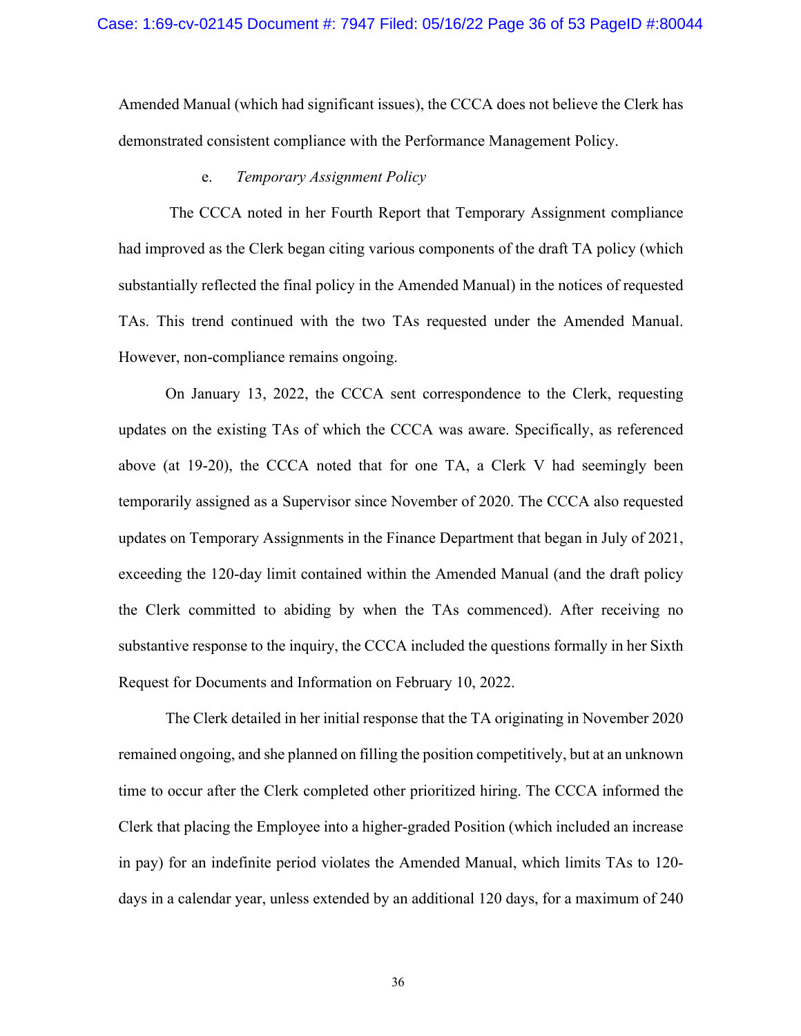Amended Manual (which had significant issues), the CCCA does not believe the Clerk has demonstrated consistent compliance with the Performance Management Policy.

e. *Temporary Assignment Policy*

The CCCA noted in her Fourth Report that Temporary Assignment compliance had improved as the Clerk began citing various components of the draft TA policy (which substantially reflected the final policy in the Amended Manual) in the notices of requested TAs. This trend continued with the two TAs requested under the Amended Manual. However, non-compliance remains ongoing.

On January 13, 2022, the CCCA sent correspondence to the Clerk, requesting updates on the existing TAs of which the CCCA was aware. Specifically, as referenced above (at 19-20), the CCCA noted that for one TA, a Clerk V had seemingly been temporarily assigned as a Supervisor since November of 2020. The CCCA also requested updates on Temporary Assignments in the Finance Department that began in July of 2021, exceeding the 120-day limit contained within the Amended Manual (and the draft policy the Clerk committed to abiding by when the TAs commenced). After receiving no substantive response to the inquiry, the CCCA included the questions formally in her Sixth Request for Documents and Information on February 10, 2022.

The Clerk detailed in her initial response that the TA originating in November 2020 remained ongoing, and she planned on filling the position competitively, but at an unknown time to occur after the Clerk completed other prioritized hiring. The CCCA informed the Clerk that placing the Employee into a higher-graded Position (which included an increase in pay) for an indefinite period violates the Amended Manual, which limits TAs to 120-days in a calendar year, unless extended by an additional 120 days, for a maximum of 240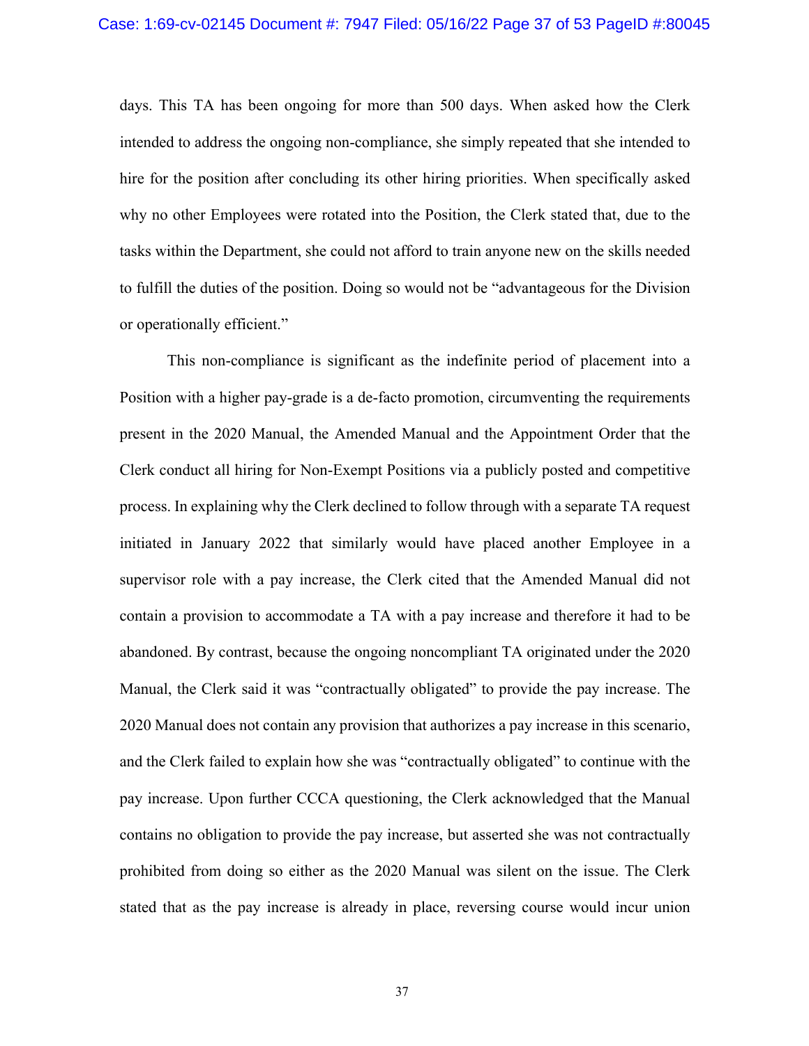days. This TA has been ongoing for more than 500 days. When asked how the Clerk intended to address the ongoing non-compliance, she simply repeated that she intended to hire for the position after concluding its other hiring priorities. When specifically asked why no other Employees were rotated into the Position, the Clerk stated that, due to the tasks within the Department, she could not afford to train anyone new on the skills needed to fulfill the duties of the position. Doing so would not be "advantageous for the Division or operationally efficient."

This non-compliance is significant as the indefinite period of placement into a Position with a higher pay-grade is a de-facto promotion, circumventing the requirements present in the 2020 Manual, the Amended Manual and the Appointment Order that the Clerk conduct all hiring for Non-Exempt Positions via a publicly posted and competitive process. In explaining why the Clerk declined to follow through with a separate TA request initiated in January 2022 that similarly would have placed another Employee in a supervisor role with a pay increase, the Clerk cited that the Amended Manual did not contain a provision to accommodate a TA with a pay increase and therefore it had to be abandoned. By contrast, because the ongoing noncompliant TA originated under the 2020 Manual, the Clerk said it was "contractually obligated" to provide the pay increase. The 2020 Manual does not contain any provision that authorizes a pay increase in this scenario, and the Clerk failed to explain how she was "contractually obligated" to continue with the pay increase. Upon further CCCA questioning, the Clerk acknowledged that the Manual contains no obligation to provide the pay increase, but asserted she was not contractually prohibited from doing so either as the 2020 Manual was silent on the issue. The Clerk stated that as the pay increase is already in place, reversing course would incur union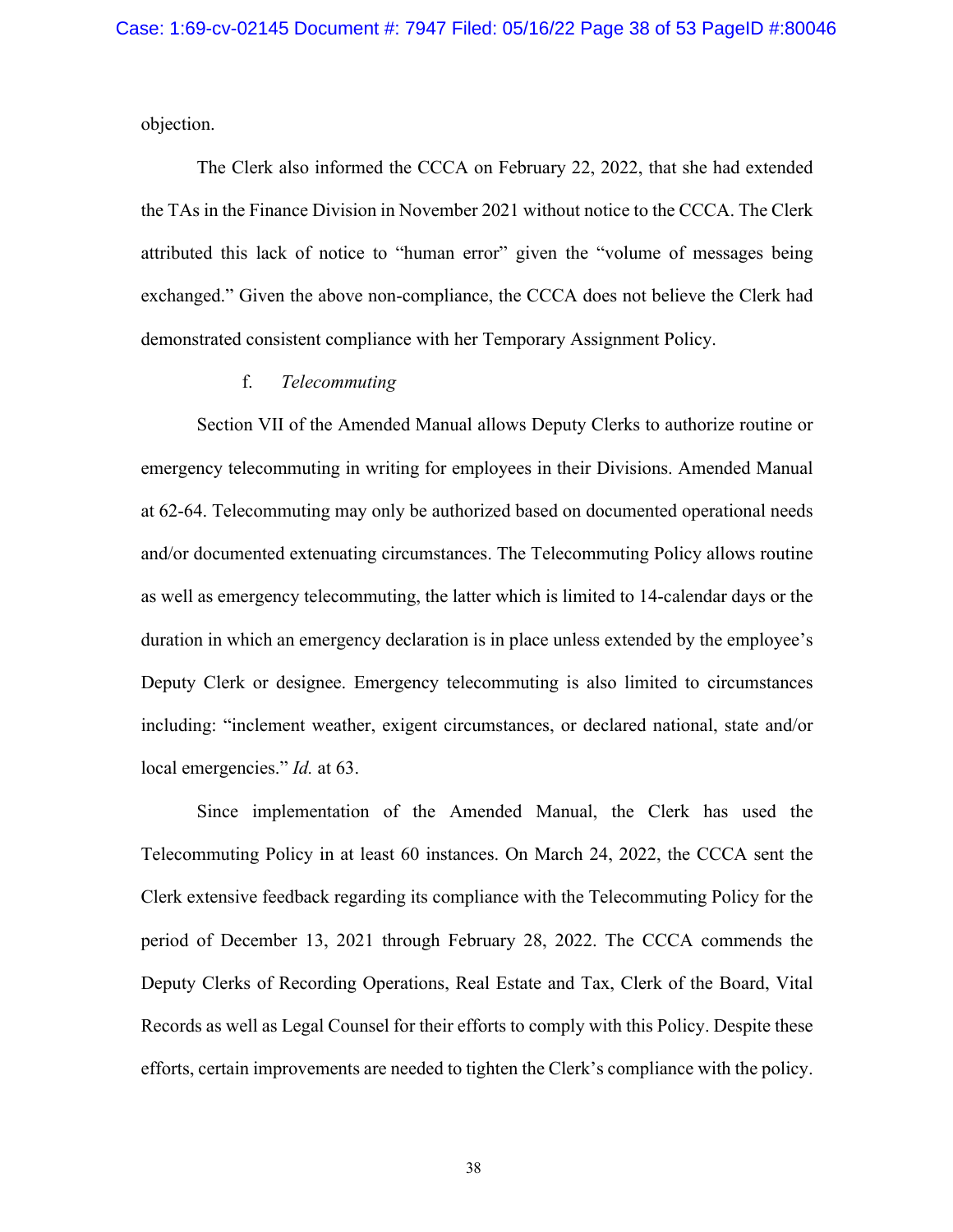objection.

The Clerk also informed the CCCA on February 22, 2022, that she had extended the TAs in the Finance Division in November 2021 without notice to the CCCA. The Clerk attributed this lack of notice to "human error" given the "volume of messages being exchanged." Given the above non-compliance, the CCCA does not believe the Clerk had demonstrated consistent compliance with her Temporary Assignment Policy.

f. *Telecommuting*

Section VII of the Amended Manual allows Deputy Clerks to authorize routine or emergency telecommuting in writing for employees in their Divisions. Amended Manual at 62-64. Telecommuting may only be authorized based on documented operational needs and/or documented extenuating circumstances. The Telecommuting Policy allows routine as well as emergency telecommuting, the latter which is limited to 14-calendar days or the duration in which an emergency declaration is in place unless extended by the employee's Deputy Clerk or designee. Emergency telecommuting is also limited to circumstances including: "inclement weather, exigent circumstances, or declared national, state and/or local emergencies." *Id.* at 63.

Since implementation of the Amended Manual, the Clerk has used the Telecommuting Policy in at least 60 instances. On March 24, 2022, the CCCA sent the Clerk extensive feedback regarding its compliance with the Telecommuting Policy for the period of December 13, 2021 through February 28, 2022. The CCCA commends the Deputy Clerks of Recording Operations, Real Estate and Tax, Clerk of the Board, Vital Records as well as Legal Counsel for their efforts to comply with this Policy. Despite these efforts, certain improvements are needed to tighten the Clerk's compliance with the policy.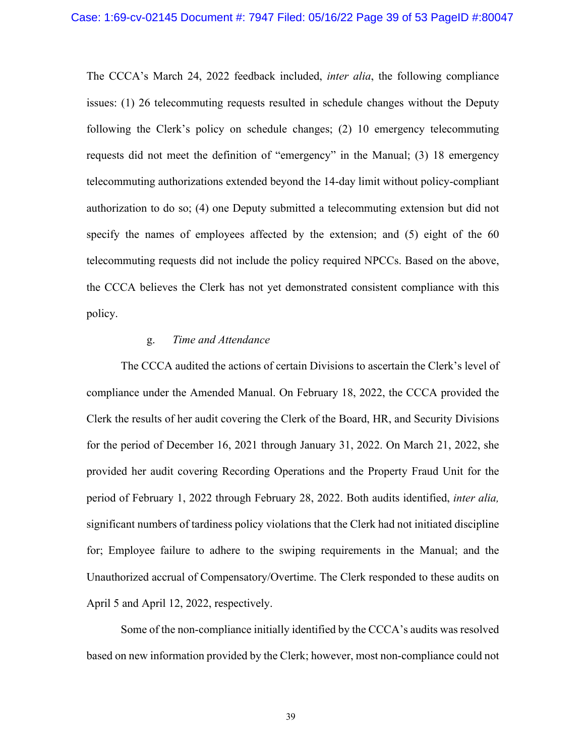The CCCA's March 24, 2022 feedback included, *inter alia*, the following compliance issues: (1) 26 telecommuting requests resulted in schedule changes without the Deputy following the Clerk's policy on schedule changes; (2) 10 emergency telecommuting requests did not meet the definition of "emergency" in the Manual; (3) 18 emergency telecommuting authorizations extended beyond the 14-day limit without policy-compliant authorization to do so; (4) one Deputy submitted a telecommuting extension but did not specify the names of employees affected by the extension; and (5) eight of the 60 telecommuting requests did not include the policy required NPCCs. Based on the above, the CCCA believes the Clerk has not yet demonstrated consistent compliance with this policy.

g. *Time and Attendance*

The CCCA audited the actions of certain Divisions to ascertain the Clerk's level of compliance under the Amended Manual. On February 18, 2022, the CCCA provided the Clerk the results of her audit covering the Clerk of the Board, HR, and Security Divisions for the period of December 16, 2021 through January 31, 2022. On March 21, 2022, she provided her audit covering Recording Operations and the Property Fraud Unit for the period of February 1, 2022 through February 28, 2022. Both audits identified, *inter alia,* significant numbers of tardiness policy violations that the Clerk had not initiated discipline for; Employee failure to adhere to the swiping requirements in the Manual; and the Unauthorized accrual of Compensatory/Overtime. The Clerk responded to these audits on April 5 and April 12, 2022, respectively.

Some of the non-compliance initially identified by the CCCA's audits was resolved based on new information provided by the Clerk; however, most non-compliance could not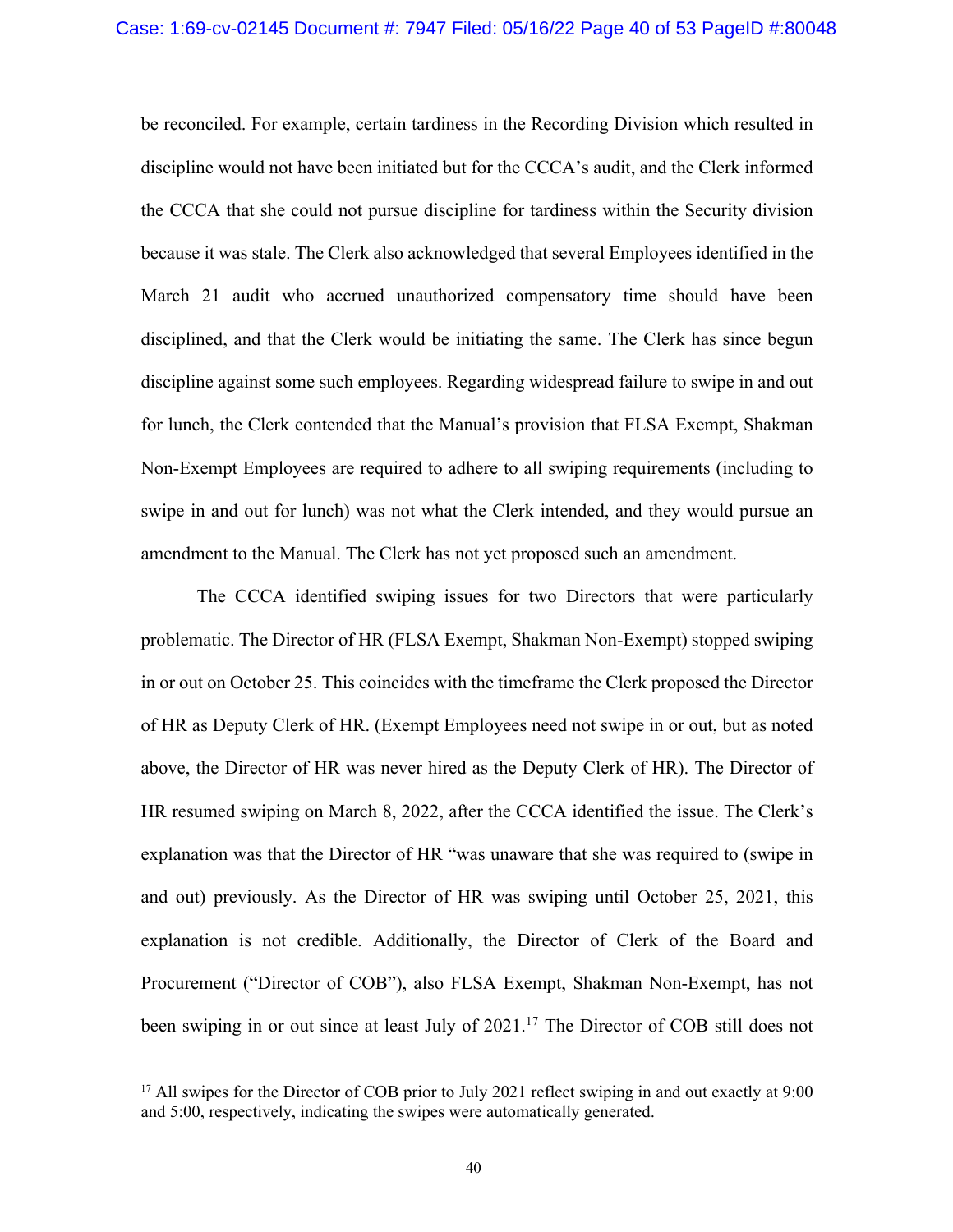be reconciled. For example, certain tardiness in the Recording Division which resulted in discipline would not have been initiated but for the CCCA's audit, and the Clerk informed the CCCA that she could not pursue discipline for tardiness within the Security division because it was stale. The Clerk also acknowledged that several Employees identified in the March 21 audit who accrued unauthorized compensatory time should have been disciplined, and that the Clerk would be initiating the same. The Clerk has since begun discipline against some such employees. Regarding widespread failure to swipe in and out for lunch, the Clerk contended that the Manual's provision that FLSA Exempt, Shakman Non-Exempt Employees are required to adhere to all swiping requirements (including to swipe in and out for lunch) was not what the Clerk intended, and they would pursue an amendment to the Manual. The Clerk has not yet proposed such an amendment.

The CCCA identified swiping issues for two Directors that were particularly problematic. The Director of HR (FLSA Exempt, Shakman Non-Exempt) stopped swiping in or out on October 25. This coincides with the timeframe the Clerk proposed the Director of HR as Deputy Clerk of HR. (Exempt Employees need not swipe in or out, but as noted above, the Director of HR was never hired as the Deputy Clerk of HR). The Director of HR resumed swiping on March 8, 2022, after the CCCA identified the issue. The Clerk's explanation was that the Director of HR "was unaware that she was required to (swipe in and out) previously. As the Director of HR was swiping until October 25, 2021, this explanation is not credible. Additionally, the Director of Clerk of the Board and Procurement ("Director of COB"), also FLSA Exempt, Shakman Non-Exempt, has not been swiping in or out since at least July of 2021.[17] The Director of COB still does not

[17] All swipes for the Director of COB prior to July 2021 reflect swiping in and out exactly at 9:00 and 5:00, respectively, indicating the swipes were automatically generated.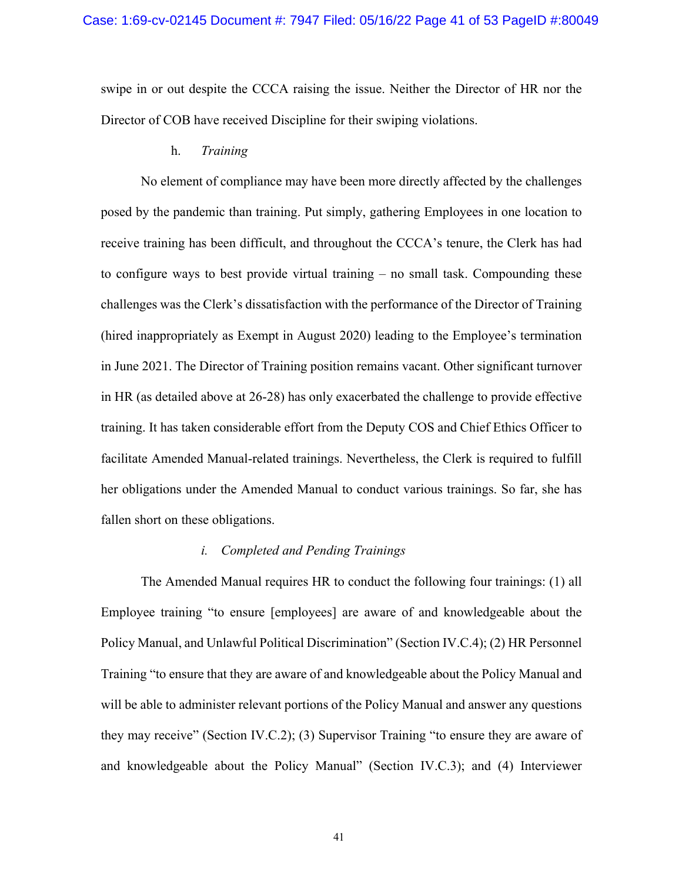swipe in or out despite the CCCA raising the issue. Neither the Director of HR nor the Director of COB have received Discipline for their swiping violations.

h. *Training*

No element of compliance may have been more directly affected by the challenges posed by the pandemic than training. Put simply, gathering Employees in one location to receive training has been difficult, and throughout the CCCA's tenure, the Clerk has had to configure ways to best provide virtual training – no small task. Compounding these challenges was the Clerk's dissatisfaction with the performance of the Director of Training (hired inappropriately as Exempt in August 2020) leading to the Employee's termination in June 2021. The Director of Training position remains vacant. Other significant turnover in HR (as detailed above at 26-28) has only exacerbated the challenge to provide effective training. It has taken considerable effort from the Deputy COS and Chief Ethics Officer to facilitate Amended Manual-related trainings. Nevertheless, the Clerk is required to fulfill her obligations under the Amended Manual to conduct various trainings. So far, she has fallen short on these obligations.

*i. Completed and Pending Trainings*

The Amended Manual requires HR to conduct the following four trainings: (1) all Employee training "to ensure [employees] are aware of and knowledgeable about the Policy Manual, and Unlawful Political Discrimination" (Section IV.C.4); (2) HR Personnel Training "to ensure that they are aware of and knowledgeable about the Policy Manual and will be able to administer relevant portions of the Policy Manual and answer any questions they may receive" (Section IV.C.2); (3) Supervisor Training "to ensure they are aware of and knowledgeable about the Policy Manual" (Section IV.C.3); and (4) Interviewer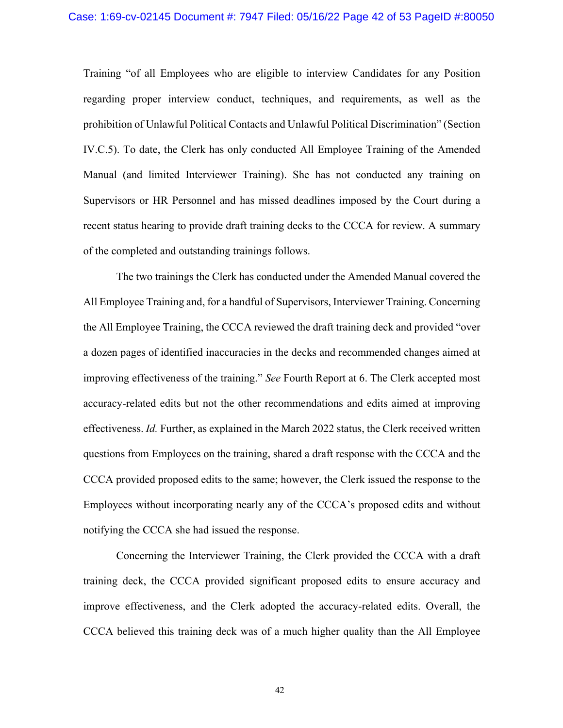Training "of all Employees who are eligible to interview Candidates for any Position regarding proper interview conduct, techniques, and requirements, as well as the prohibition of Unlawful Political Contacts and Unlawful Political Discrimination" (Section IV.C.5). To date, the Clerk has only conducted All Employee Training of the Amended Manual (and limited Interviewer Training). She has not conducted any training on Supervisors or HR Personnel and has missed deadlines imposed by the Court during a recent status hearing to provide draft training decks to the CCCA for review. A summary of the completed and outstanding trainings follows.

The two trainings the Clerk has conducted under the Amended Manual covered the All Employee Training and, for a handful of Supervisors, Interviewer Training. Concerning the All Employee Training, the CCCA reviewed the draft training deck and provided "over a dozen pages of identified inaccuracies in the decks and recommended changes aimed at improving effectiveness of the training." *See* Fourth Report at 6. The Clerk accepted most accuracy-related edits but not the other recommendations and edits aimed at improving effectiveness. *Id.* Further, as explained in the March 2022 status, the Clerk received written questions from Employees on the training, shared a draft response with the CCCA and the CCCA provided proposed edits to the same; however, the Clerk issued the response to the Employees without incorporating nearly any of the CCCA's proposed edits and without notifying the CCCA she had issued the response.

Concerning the Interviewer Training, the Clerk provided the CCCA with a draft training deck, the CCCA provided significant proposed edits to ensure accuracy and improve effectiveness, and the Clerk adopted the accuracy-related edits. Overall, the CCCA believed this training deck was of a much higher quality than the All Employee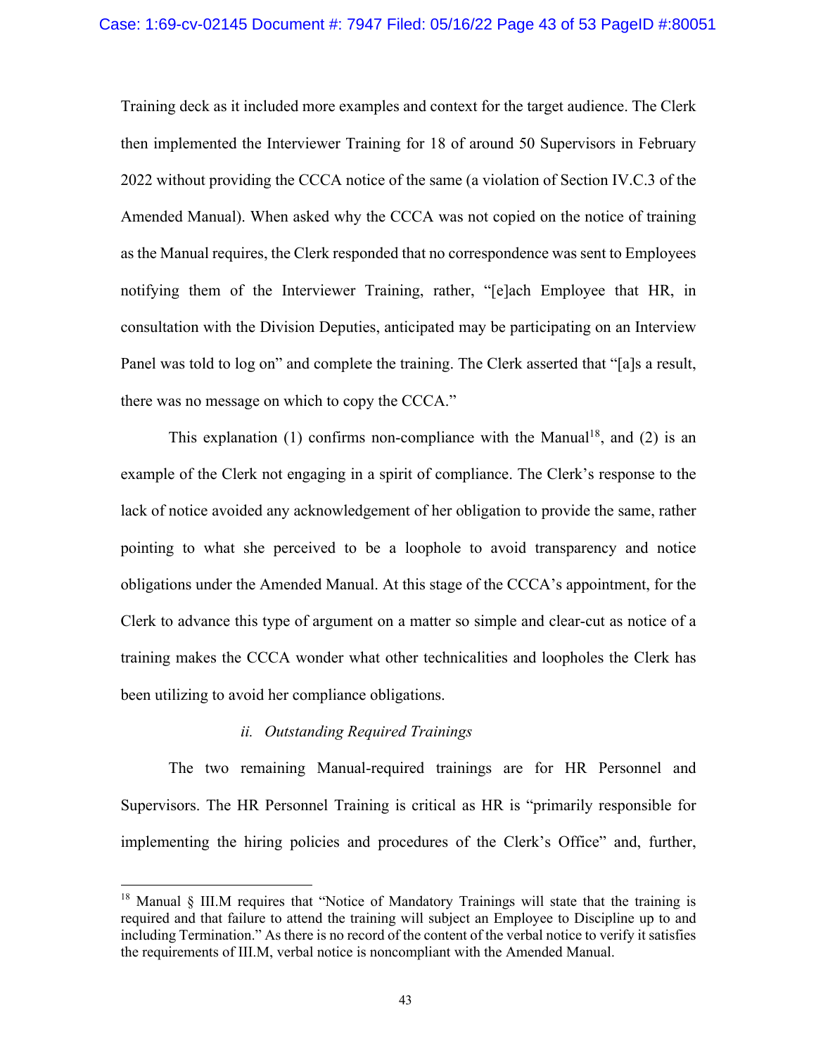Training deck as it included more examples and context for the target audience. The Clerk then implemented the Interviewer Training for 18 of around 50 Supervisors in February 2022 without providing the CCCA notice of the same (a violation of Section IV.C.3 of the Amended Manual). When asked why the CCCA was not copied on the notice of training as the Manual requires, the Clerk responded that no correspondence was sent to Employees notifying them of the Interviewer Training, rather, "[e]ach Employee that HR, in consultation with the Division Deputies, anticipated may be participating on an Interview Panel was told to log on" and complete the training. The Clerk asserted that "[a]s a result, there was no message on which to copy the CCCA."

This explanation (1) confirms non-compliance with the Manual[18], and (2) is an example of the Clerk not engaging in a spirit of compliance. The Clerk's response to the lack of notice avoided any acknowledgement of her obligation to provide the same, rather pointing to what she perceived to be a loophole to avoid transparency and notice obligations under the Amended Manual. At this stage of the CCCA's appointment, for the Clerk to advance this type of argument on a matter so simple and clear-cut as notice of a training makes the CCCA wonder what other technicalities and loopholes the Clerk has been utilizing to avoid her compliance obligations.

*ii. Outstanding Required Trainings*

The two remaining Manual-required trainings are for HR Personnel and Supervisors. The HR Personnel Training is critical as HR is "primarily responsible for implementing the hiring policies and procedures of the Clerk's Office" and, further,

---

[18] Manual § III.M requires that "Notice of Mandatory Trainings will state that the training is required and that failure to attend the training will subject an Employee to Discipline up to and including Termination." As there is no record of the content of the verbal notice to verify it satisfies the requirements of III.M, verbal notice is noncompliant with the Amended Manual.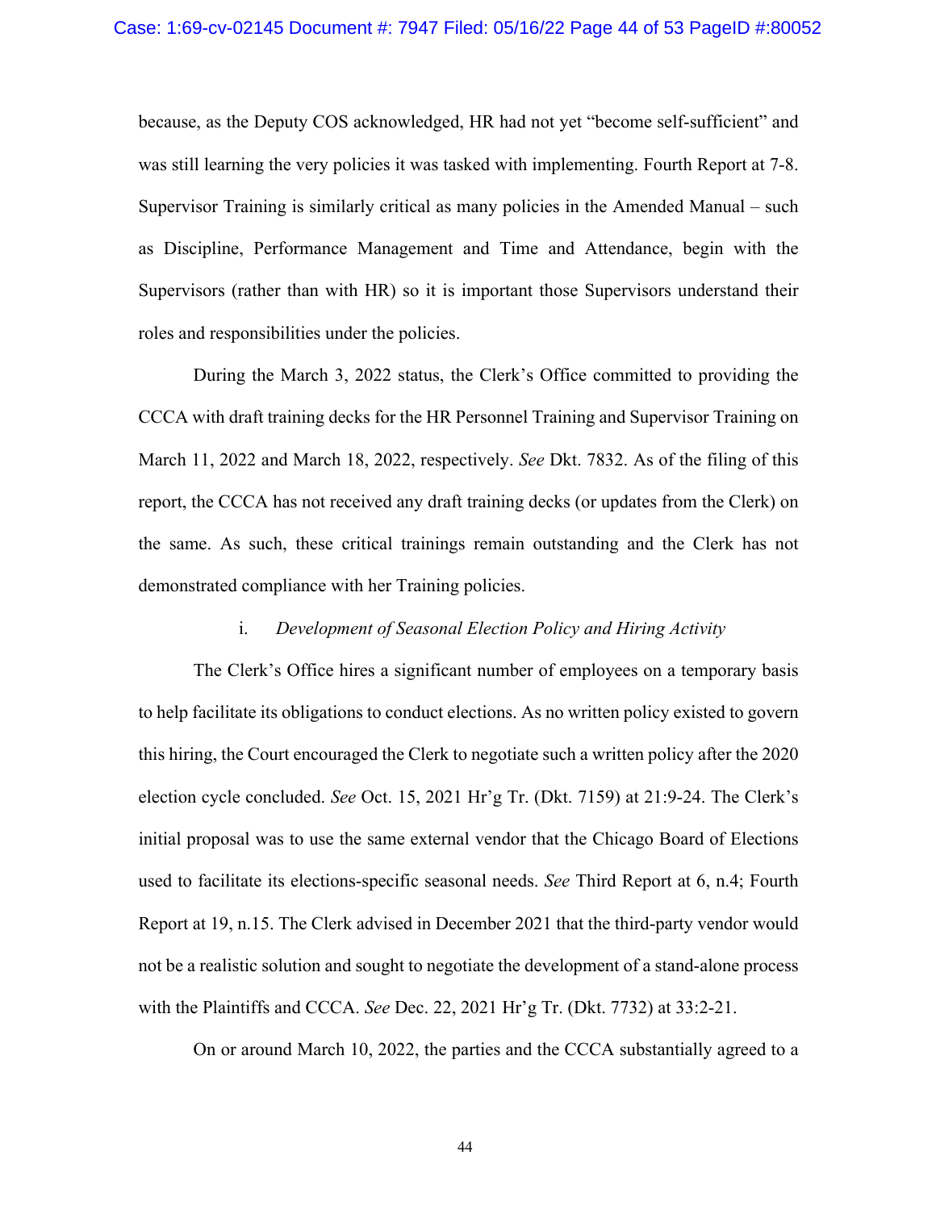because, as the Deputy COS acknowledged, HR had not yet "become self-sufficient" and was still learning the very policies it was tasked with implementing. Fourth Report at 7-8. Supervisor Training is similarly critical as many policies in the Amended Manual – such as Discipline, Performance Management and Time and Attendance, begin with the Supervisors (rather than with HR) so it is important those Supervisors understand their roles and responsibilities under the policies.

During the March 3, 2022 status, the Clerk's Office committed to providing the CCCA with draft training decks for the HR Personnel Training and Supervisor Training on March 11, 2022 and March 18, 2022, respectively. *See* Dkt. 7832. As of the filing of this report, the CCCA has not received any draft training decks (or updates from the Clerk) on the same. As such, these critical trainings remain outstanding and the Clerk has not demonstrated compliance with her Training policies.

i. *Development of Seasonal Election Policy and Hiring Activity*

The Clerk's Office hires a significant number of employees on a temporary basis to help facilitate its obligations to conduct elections. As no written policy existed to govern this hiring, the Court encouraged the Clerk to negotiate such a written policy after the 2020 election cycle concluded. *See* Oct. 15, 2021 Hr'g Tr. (Dkt. 7159) at 21:9-24. The Clerk's initial proposal was to use the same external vendor that the Chicago Board of Elections used to facilitate its elections-specific seasonal needs. *See* Third Report at 6, n.4; Fourth Report at 19, n.15. The Clerk advised in December 2021 that the third-party vendor would not be a realistic solution and sought to negotiate the development of a stand-alone process with the Plaintiffs and CCCA. *See* Dec. 22, 2021 Hr'g Tr. (Dkt. 7732) at 33:2-21.

On or around March 10, 2022, the parties and the CCCA substantially agreed to a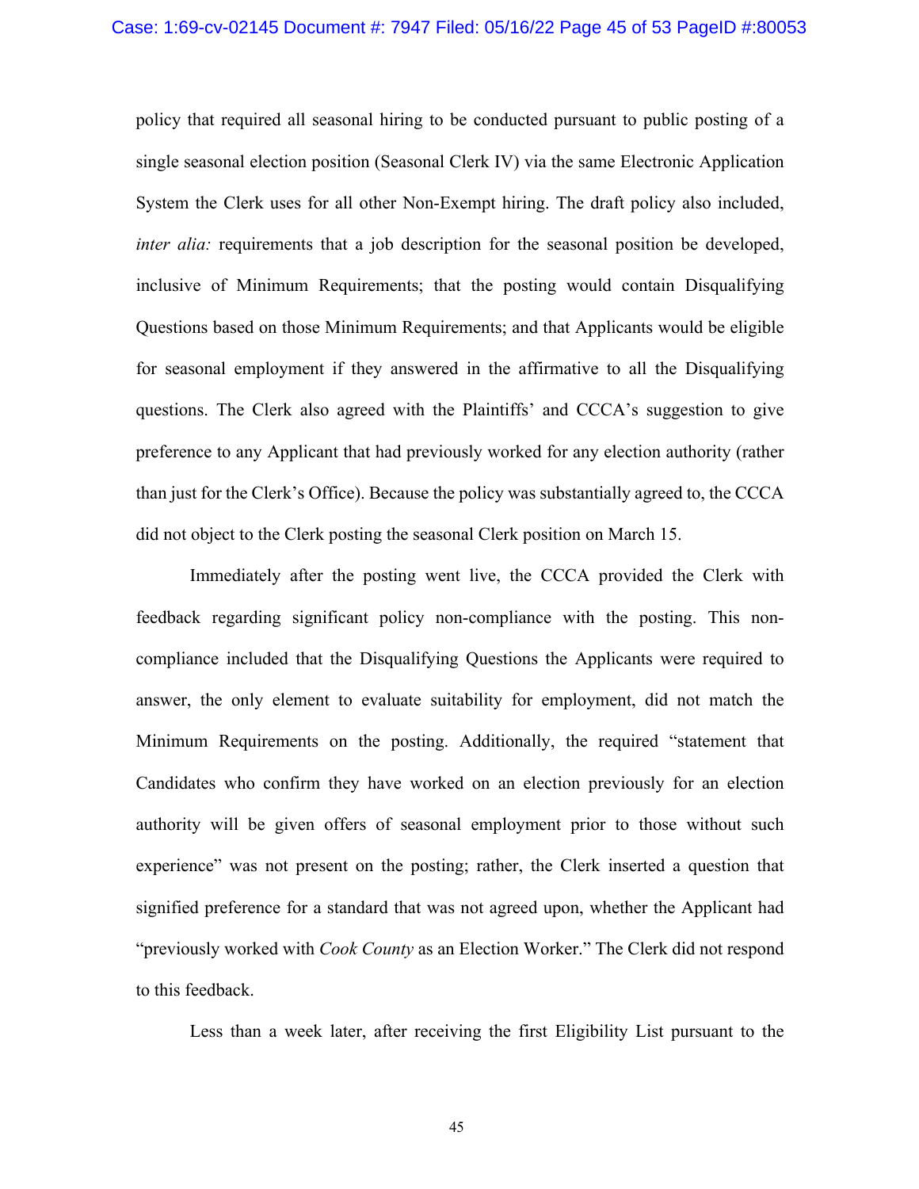policy that required all seasonal hiring to be conducted pursuant to public posting of a single seasonal election position (Seasonal Clerk IV) via the same Electronic Application System the Clerk uses for all other Non-Exempt hiring. The draft policy also included, *inter alia:* requirements that a job description for the seasonal position be developed, inclusive of Minimum Requirements; that the posting would contain Disqualifying Questions based on those Minimum Requirements; and that Applicants would be eligible for seasonal employment if they answered in the affirmative to all the Disqualifying questions. The Clerk also agreed with the Plaintiffs' and CCCA's suggestion to give preference to any Applicant that had previously worked for any election authority (rather than just for the Clerk's Office). Because the policy was substantially agreed to, the CCCA did not object to the Clerk posting the seasonal Clerk position on March 15.

Immediately after the posting went live, the CCCA provided the Clerk with feedback regarding significant policy non-compliance with the posting. This non-compliance included that the Disqualifying Questions the Applicants were required to answer, the only element to evaluate suitability for employment, did not match the Minimum Requirements on the posting. Additionally, the required "statement that Candidates who confirm they have worked on an election previously for an election authority will be given offers of seasonal employment prior to those without such experience" was not present on the posting; rather, the Clerk inserted a question that signified preference for a standard that was not agreed upon, whether the Applicant had "previously worked with *Cook County* as an Election Worker." The Clerk did not respond to this feedback.

Less than a week later, after receiving the first Eligibility List pursuant to the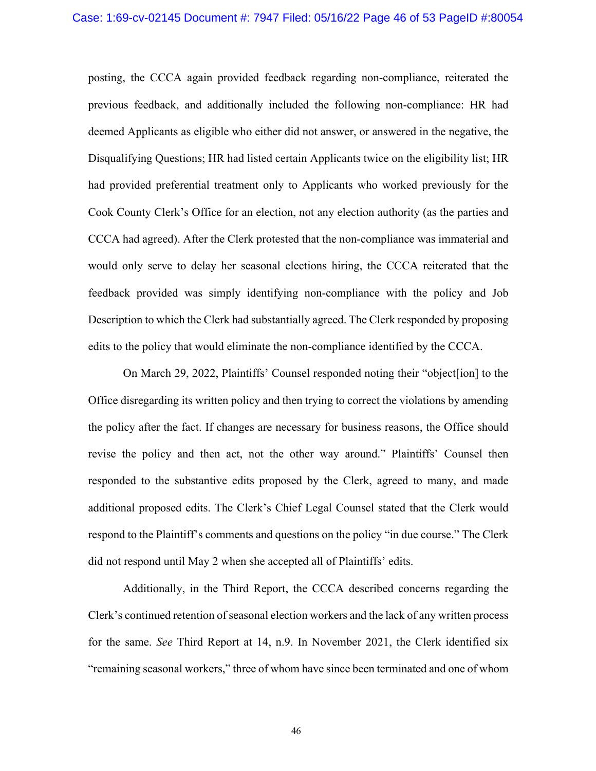posting, the CCCA again provided feedback regarding non-compliance, reiterated the previous feedback, and additionally included the following non-compliance: HR had deemed Applicants as eligible who either did not answer, or answered in the negative, the Disqualifying Questions; HR had listed certain Applicants twice on the eligibility list; HR had provided preferential treatment only to Applicants who worked previously for the Cook County Clerk's Office for an election, not any election authority (as the parties and CCCA had agreed). After the Clerk protested that the non-compliance was immaterial and would only serve to delay her seasonal elections hiring, the CCCA reiterated that the feedback provided was simply identifying non-compliance with the policy and Job Description to which the Clerk had substantially agreed. The Clerk responded by proposing edits to the policy that would eliminate the non-compliance identified by the CCCA.

On March 29, 2022, Plaintiffs' Counsel responded noting their "object[ion] to the Office disregarding its written policy and then trying to correct the violations by amending the policy after the fact. If changes are necessary for business reasons, the Office should revise the policy and then act, not the other way around." Plaintiffs' Counsel then responded to the substantive edits proposed by the Clerk, agreed to many, and made additional proposed edits. The Clerk's Chief Legal Counsel stated that the Clerk would respond to the Plaintiff's comments and questions on the policy "in due course." The Clerk did not respond until May 2 when she accepted all of Plaintiffs' edits.

Additionally, in the Third Report, the CCCA described concerns regarding the Clerk's continued retention of seasonal election workers and the lack of any written process for the same. *See* Third Report at 14, n.9. In November 2021, the Clerk identified six "remaining seasonal workers," three of whom have since been terminated and one of whom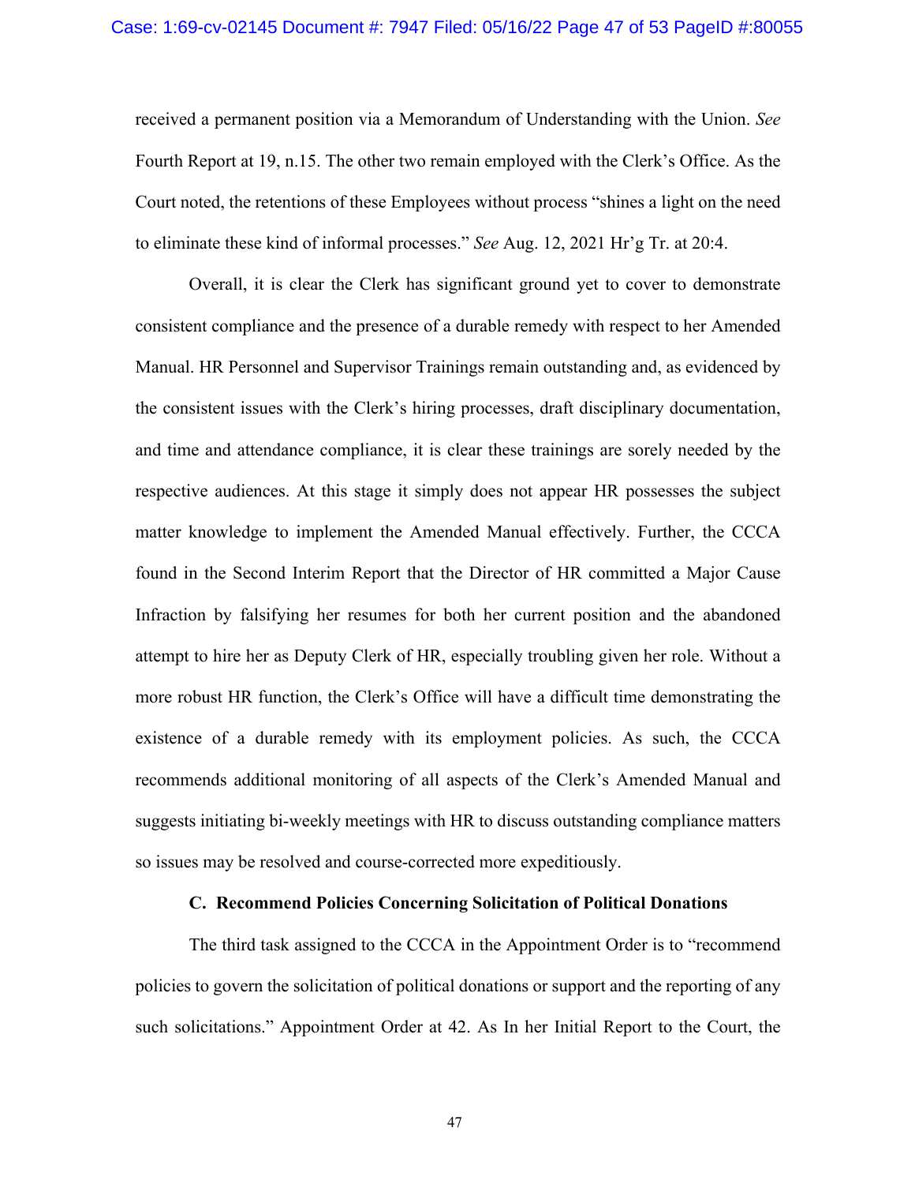received a permanent position via a Memorandum of Understanding with the Union. *See* Fourth Report at 19, n.15. The other two remain employed with the Clerk's Office. As the Court noted, the retentions of these Employees without process "shines a light on the need to eliminate these kind of informal processes." *See* Aug. 12, 2021 Hr'g Tr. at 20:4.

Overall, it is clear the Clerk has significant ground yet to cover to demonstrate consistent compliance and the presence of a durable remedy with respect to her Amended Manual. HR Personnel and Supervisor Trainings remain outstanding and, as evidenced by the consistent issues with the Clerk's hiring processes, draft disciplinary documentation, and time and attendance compliance, it is clear these trainings are sorely needed by the respective audiences. At this stage it simply does not appear HR possesses the subject matter knowledge to implement the Amended Manual effectively. Further, the CCCA found in the Second Interim Report that the Director of HR committed a Major Cause Infraction by falsifying her resumes for both her current position and the abandoned attempt to hire her as Deputy Clerk of HR, especially troubling given her role. Without a more robust HR function, the Clerk's Office will have a difficult time demonstrating the existence of a durable remedy with its employment policies. As such, the CCCA recommends additional monitoring of all aspects of the Clerk's Amended Manual and suggests initiating bi-weekly meetings with HR to discuss outstanding compliance matters so issues may be resolved and course-corrected more expeditiously.

### C. Recommend Policies Concerning Solicitation of Political Donations

The third task assigned to the CCCA in the Appointment Order is to "recommend policies to govern the solicitation of political donations or support and the reporting of any such solicitations." Appointment Order at 42. As In her Initial Report to the Court, the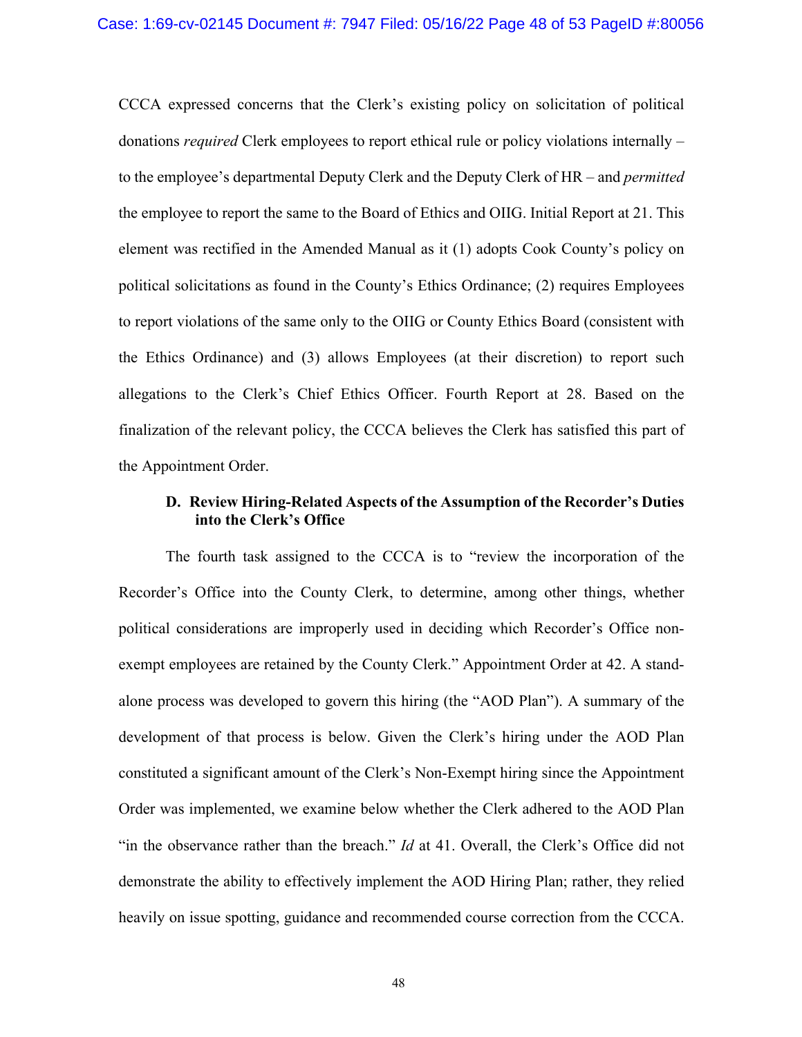CCCA expressed concerns that the Clerk's existing policy on solicitation of political donations *required* Clerk employees to report ethical rule or policy violations internally – to the employee's departmental Deputy Clerk and the Deputy Clerk of HR – and *permitted* the employee to report the same to the Board of Ethics and OIIG. Initial Report at 21. This element was rectified in the Amended Manual as it (1) adopts Cook County's policy on political solicitations as found in the County's Ethics Ordinance; (2) requires Employees to report violations of the same only to the OIIG or County Ethics Board (consistent with the Ethics Ordinance) and (3) allows Employees (at their discretion) to report such allegations to the Clerk's Chief Ethics Officer. Fourth Report at 28. Based on the finalization of the relevant policy, the CCCA believes the Clerk has satisfied this part of the Appointment Order.

### D. Review Hiring-Related Aspects of the Assumption of the Recorder's Duties into the Clerk's Office

The fourth task assigned to the CCCA is to "review the incorporation of the Recorder's Office into the County Clerk, to determine, among other things, whether political considerations are improperly used in deciding which Recorder's Office non-exempt employees are retained by the County Clerk." Appointment Order at 42. A stand-alone process was developed to govern this hiring (the "AOD Plan"). A summary of the development of that process is below. Given the Clerk's hiring under the AOD Plan constituted a significant amount of the Clerk's Non-Exempt hiring since the Appointment Order was implemented, we examine below whether the Clerk adhered to the AOD Plan "in the observance rather than the breach." *Id* at 41. Overall, the Clerk's Office did not demonstrate the ability to effectively implement the AOD Hiring Plan; rather, they relied heavily on issue spotting, guidance and recommended course correction from the CCCA.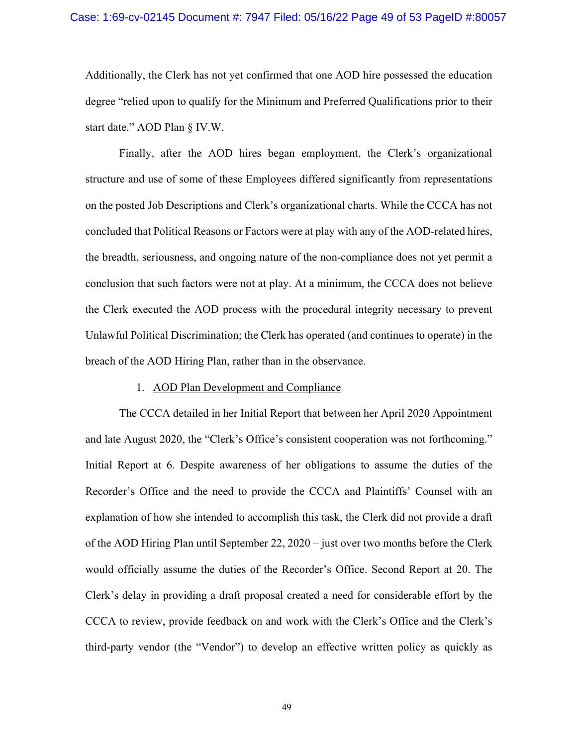Additionally, the Clerk has not yet confirmed that one AOD hire possessed the education degree "relied upon to qualify for the Minimum and Preferred Qualifications prior to their start date." AOD Plan § IV.W.

Finally, after the AOD hires began employment, the Clerk's organizational structure and use of some of these Employees differed significantly from representations on the posted Job Descriptions and Clerk's organizational charts. While the CCCA has not concluded that Political Reasons or Factors were at play with any of the AOD-related hires, the breadth, seriousness, and ongoing nature of the non-compliance does not yet permit a conclusion that such factors were not at play. At a minimum, the CCCA does not believe the Clerk executed the AOD process with the procedural integrity necessary to prevent Unlawful Political Discrimination; the Clerk has operated (and continues to operate) in the breach of the AOD Hiring Plan, rather than in the observance.

1. <u>AOD Plan Development and Compliance</u>

The CCCA detailed in her Initial Report that between her April 2020 Appointment and late August 2020, the "Clerk's Office's consistent cooperation was not forthcoming." Initial Report at 6. Despite awareness of her obligations to assume the duties of the Recorder's Office and the need to provide the CCCA and Plaintiffs' Counsel with an explanation of how she intended to accomplish this task, the Clerk did not provide a draft of the AOD Hiring Plan until September 22, 2020 – just over two months before the Clerk would officially assume the duties of the Recorder's Office. Second Report at 20. The Clerk's delay in providing a draft proposal created a need for considerable effort by the CCCA to review, provide feedback on and work with the Clerk's Office and the Clerk's third-party vendor (the "Vendor") to develop an effective written policy as quickly as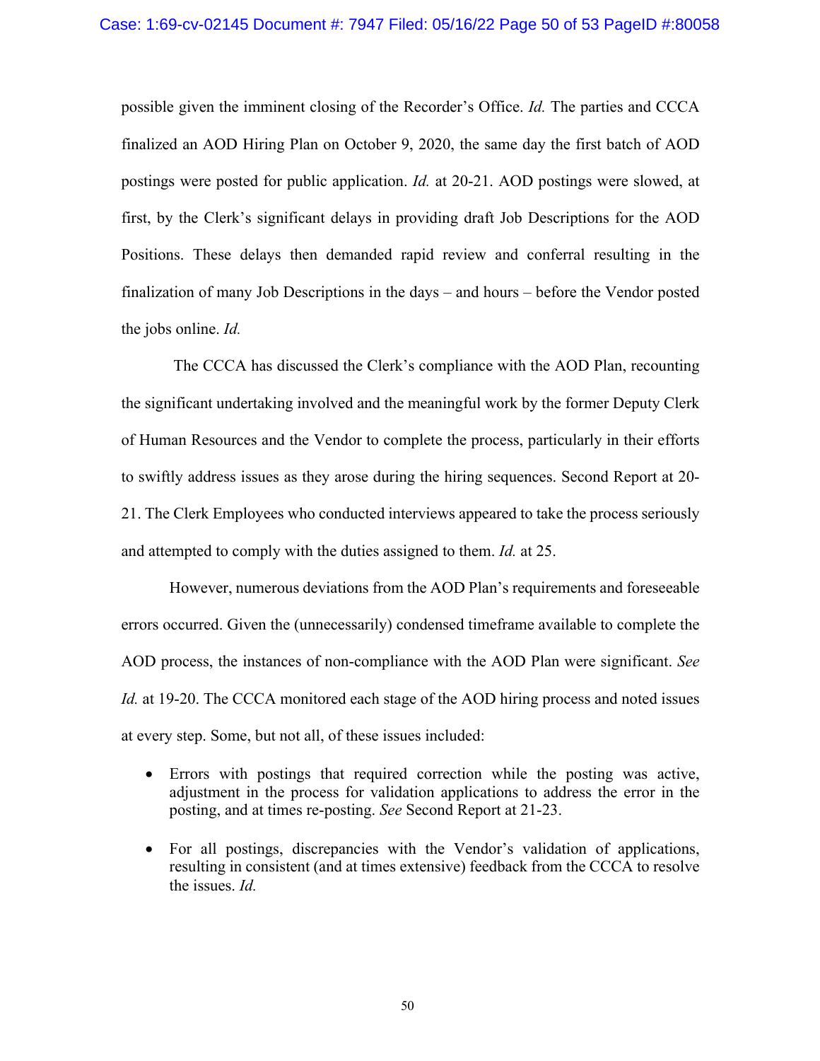possible given the imminent closing of the Recorder's Office. *Id.* The parties and CCCA finalized an AOD Hiring Plan on October 9, 2020, the same day the first batch of AOD postings were posted for public application. *Id.* at 20-21. AOD postings were slowed, at first, by the Clerk's significant delays in providing draft Job Descriptions for the AOD Positions. These delays then demanded rapid review and conferral resulting in the finalization of many Job Descriptions in the days – and hours – before the Vendor posted the jobs online. *Id.*

The CCCA has discussed the Clerk's compliance with the AOD Plan, recounting the significant undertaking involved and the meaningful work by the former Deputy Clerk of Human Resources and the Vendor to complete the process, particularly in their efforts to swiftly address issues as they arose during the hiring sequences. Second Report at 20-21. The Clerk Employees who conducted interviews appeared to take the process seriously and attempted to comply with the duties assigned to them. *Id.* at 25.

However, numerous deviations from the AOD Plan's requirements and foreseeable errors occurred. Given the (unnecessarily) condensed timeframe available to complete the AOD process, the instances of non-compliance with the AOD Plan were significant. *See Id.* at 19-20. The CCCA monitored each stage of the AOD hiring process and noted issues at every step. Some, but not all, of these issues included:

- Errors with postings that required correction while the posting was active, adjustment in the process for validation applications to address the error in the posting, and at times re-posting. *See* Second Report at 21-23.
- For all postings, discrepancies with the Vendor's validation of applications, resulting in consistent (and at times extensive) feedback from the CCCA to resolve the issues. *Id.*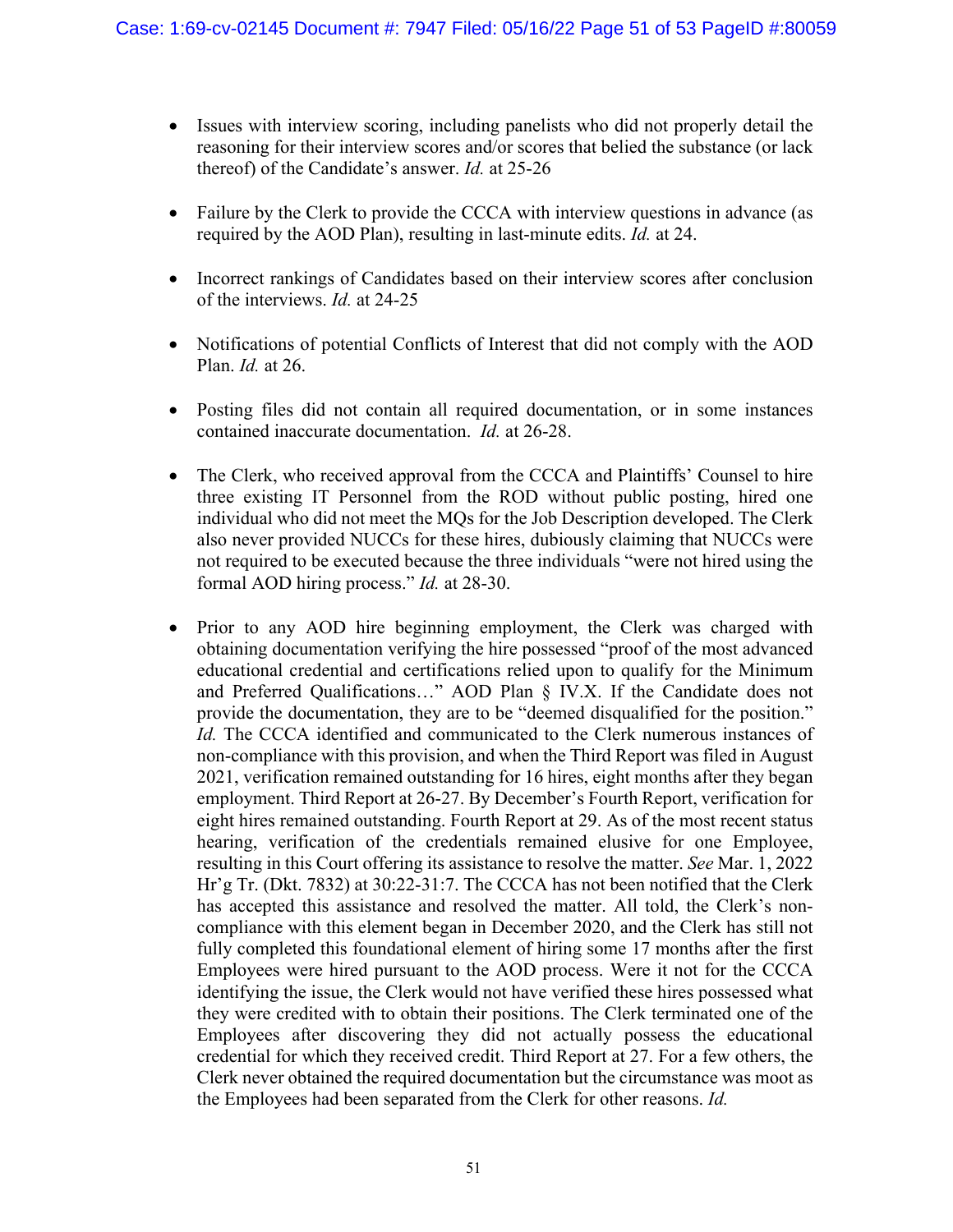- Issues with interview scoring, including panelists who did not properly detail the reasoning for their interview scores and/or scores that belied the substance (or lack thereof) of the Candidate's answer. *Id.* at 25-26

- Failure by the Clerk to provide the CCCA with interview questions in advance (as required by the AOD Plan), resulting in last-minute edits. *Id.* at 24.

- Incorrect rankings of Candidates based on their interview scores after conclusion of the interviews. *Id.* at 24-25

- Notifications of potential Conflicts of Interest that did not comply with the AOD Plan. *Id.* at 26.

- Posting files did not contain all required documentation, or in some instances contained inaccurate documentation. *Id.* at 26-28.

- The Clerk, who received approval from the CCCA and Plaintiffs' Counsel to hire three existing IT Personnel from the ROD without public posting, hired one individual who did not meet the MQs for the Job Description developed. The Clerk also never provided NUCCs for these hires, dubiously claiming that NUCCs were not required to be executed because the three individuals "were not hired using the formal AOD hiring process." *Id.* at 28-30.

- Prior to any AOD hire beginning employment, the Clerk was charged with obtaining documentation verifying the hire possessed "proof of the most advanced educational credential and certifications relied upon to qualify for the Minimum and Preferred Qualifications…" AOD Plan § IV.X. If the Candidate does not provide the documentation, they are to be "deemed disqualified for the position." *Id.* The CCCA identified and communicated to the Clerk numerous instances of non-compliance with this provision, and when the Third Report was filed in August 2021, verification remained outstanding for 16 hires, eight months after they began employment. Third Report at 26-27. By December's Fourth Report, verification for eight hires remained outstanding. Fourth Report at 29. As of the most recent status hearing, verification of the credentials remained elusive for one Employee, resulting in this Court offering its assistance to resolve the matter. *See* Mar. 1, 2022 Hr'g Tr. (Dkt. 7832) at 30:22-31:7. The CCCA has not been notified that the Clerk has accepted this assistance and resolved the matter. All told, the Clerk's non-compliance with this element began in December 2020, and the Clerk has still not fully completed this foundational element of hiring some 17 months after the first Employees were hired pursuant to the AOD process. Were it not for the CCCA identifying the issue, the Clerk would not have verified these hires possessed what they were credited with to obtain their positions. The Clerk terminated one of the Employees after discovering they did not actually possess the educational credential for which they received credit. Third Report at 27. For a few others, the Clerk never obtained the required documentation but the circumstance was moot as the Employees had been separated from the Clerk for other reasons. *Id.*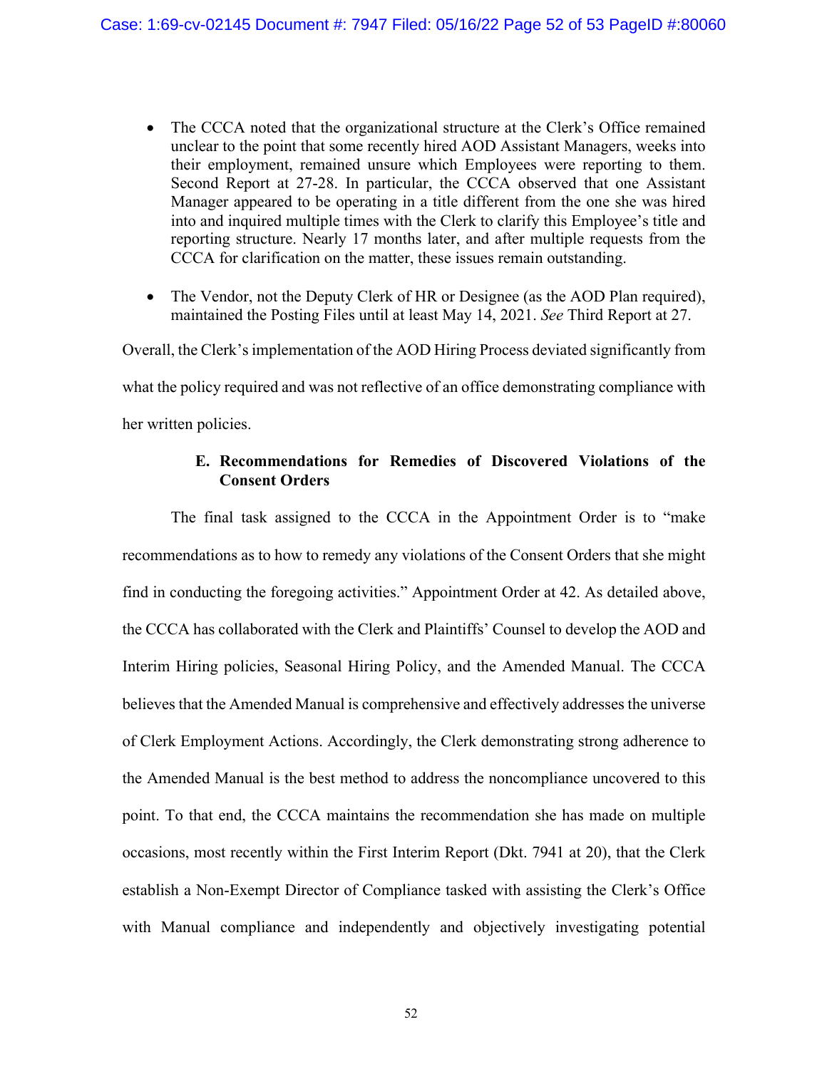- The CCCA noted that the organizational structure at the Clerk's Office remained unclear to the point that some recently hired AOD Assistant Managers, weeks into their employment, remained unsure which Employees were reporting to them. Second Report at 27-28. In particular, the CCCA observed that one Assistant Manager appeared to be operating in a title different from the one she was hired into and inquired multiple times with the Clerk to clarify this Employee's title and reporting structure. Nearly 17 months later, and after multiple requests from the CCCA for clarification on the matter, these issues remain outstanding.

- The Vendor, not the Deputy Clerk of HR or Designee (as the AOD Plan required), maintained the Posting Files until at least May 14, 2021. *See* Third Report at 27.

Overall, the Clerk's implementation of the AOD Hiring Process deviated significantly from what the policy required and was not reflective of an office demonstrating compliance with her written policies.

### E. Recommendations for Remedies of Discovered Violations of the Consent Orders

The final task assigned to the CCCA in the Appointment Order is to "make recommendations as to how to remedy any violations of the Consent Orders that she might find in conducting the foregoing activities." Appointment Order at 42. As detailed above, the CCCA has collaborated with the Clerk and Plaintiffs' Counsel to develop the AOD and Interim Hiring policies, Seasonal Hiring Policy, and the Amended Manual. The CCCA believes that the Amended Manual is comprehensive and effectively addresses the universe of Clerk Employment Actions. Accordingly, the Clerk demonstrating strong adherence to the Amended Manual is the best method to address the noncompliance uncovered to this point. To that end, the CCCA maintains the recommendation she has made on multiple occasions, most recently within the First Interim Report (Dkt. 7941 at 20), that the Clerk establish a Non-Exempt Director of Compliance tasked with assisting the Clerk's Office with Manual compliance and independently and objectively investigating potential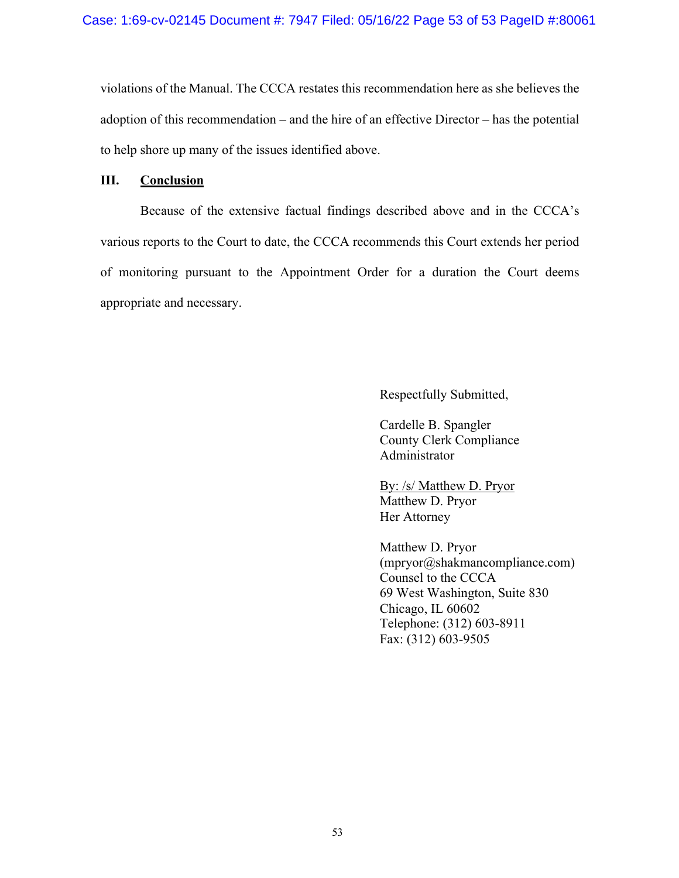violations of the Manual. The CCCA restates this recommendation here as she believes the adoption of this recommendation – and the hire of an effective Director – has the potential to help shore up many of the issues identified above.

## III. Conclusion

Because of the extensive factual findings described above and in the CCCA's various reports to the Court to date, the CCCA recommends this Court extends her period of monitoring pursuant to the Appointment Order for a duration the Court deems appropriate and necessary.

Respectfully Submitted,

Cardelle B. Spangler
County Clerk Compliance
Administrator

By: /s/ Matthew D. Pryor
Matthew D. Pryor
Her Attorney

Matthew D. Pryor
(mpryor@shakmancompliance.com)
Counsel to the CCCA
69 West Washington, Suite 830
Chicago, IL 60602
Telephone: (312) 603-8911
Fax: (312) 603-9505